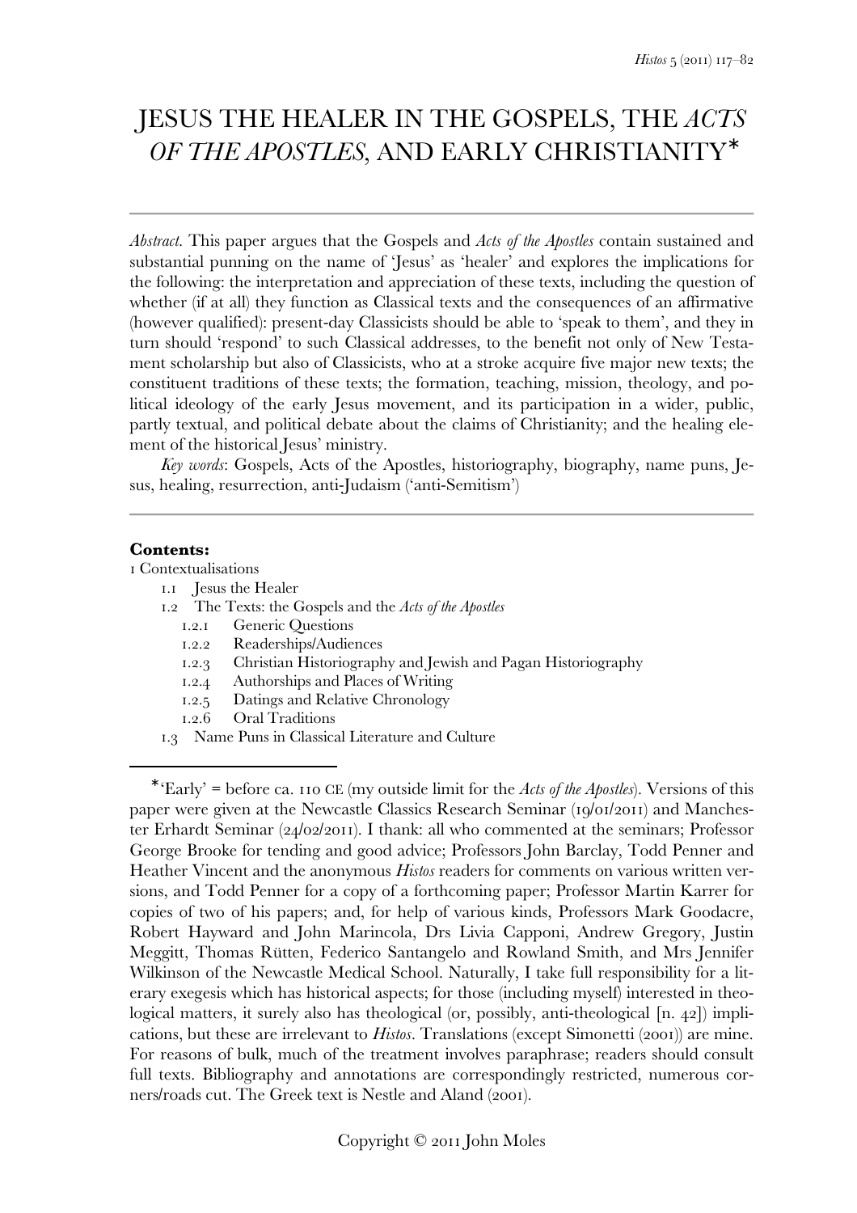# JESUS THE HEALER IN THE GOSPELS, THE *ACTS OF THE APOSTLES*, AND EARLY CHRISTIANITY*

*Abstract.* This paper argues that the Gospels and *Acts of the Apostles* contain sustained and substantial punning on the name of 'Jesus' as 'healer' and explores the implications for the following: the interpretation and appreciation of these texts, including the question of whether (if at all) they function as Classical texts and the consequences of an affirmative (however qualified): present-day Classicists should be able to 'speak to them', and they in turn should 'respond' to such Classical addresses, to the benefit not only of New Testament scholarship but also of Classicists, who at a stroke acquire five major new texts; the constituent traditions of these texts; the formation, teaching, mission, theology, and political ideology of the early Jesus movement, and its participation in a wider, public, partly textual, and political debate about the claims of Christianity; and the healing element of the historical Jesus' ministry.

*Key words*: Gospels, Acts of the Apostles, historiography, biography, name puns, Jesus, healing, resurrection, anti-Judaism ('anti-Semitism')

---

**Contents:**

1 Contextualisations
- 1.1 Jesus the Healer
- 1.2 The Texts: the Gospels and the *Acts of the Apostles*
  - 1.2.1 Generic Questions
  - 1.2.2 Readerships/Audiences
  - 1.2.3 Christian Historiography and Jewish and Pagan Historiography
  - 1.2.4 Authorships and Places of Writing
  - 1.2.5 Datings and Relative Chronology
  - 1.2.6 Oral Traditions
- 1.3 Name Puns in Classical Literature and Culture

---

*'Early' = before ca. 110 CE (my outside limit for the *Acts of the Apostles*). Versions of this paper were given at the Newcastle Classics Research Seminar (19/01/2011) and Manchester Erhardt Seminar (24/02/2011). I thank: all who commented at the seminars; Professor George Brooke for tending and good advice; Professors John Barclay, Todd Penner and Heather Vincent and the anonymous *Histos* readers for comments on various written versions, and Todd Penner for a copy of a forthcoming paper; Professor Martin Karrer for copies of two of his papers; and, for help of various kinds, Professors Mark Goodacre, Robert Hayward and John Marincola, Drs Livia Capponi, Andrew Gregory, Justin Meggitt, Thomas Rütten, Federico Santangelo and Rowland Smith, and Mrs Jennifer Wilkinson of the Newcastle Medical School. Naturally, I take full responsibility for a literary exegesis which has historical aspects; for those (including myself) interested in theological matters, it surely also has theological (or, possibly, anti-theological [n. 42]) implications, but these are irrelevant to *Histos*. Translations (except Simonetti (2001)) are mine. For reasons of bulk, much of the treatment involves paraphrase; readers should consult full texts. Bibliography and annotations are correspondingly restricted, numerous corners/roads cut. The Greek text is Nestle and Aland (2001).

Copyright © 2011 John Moles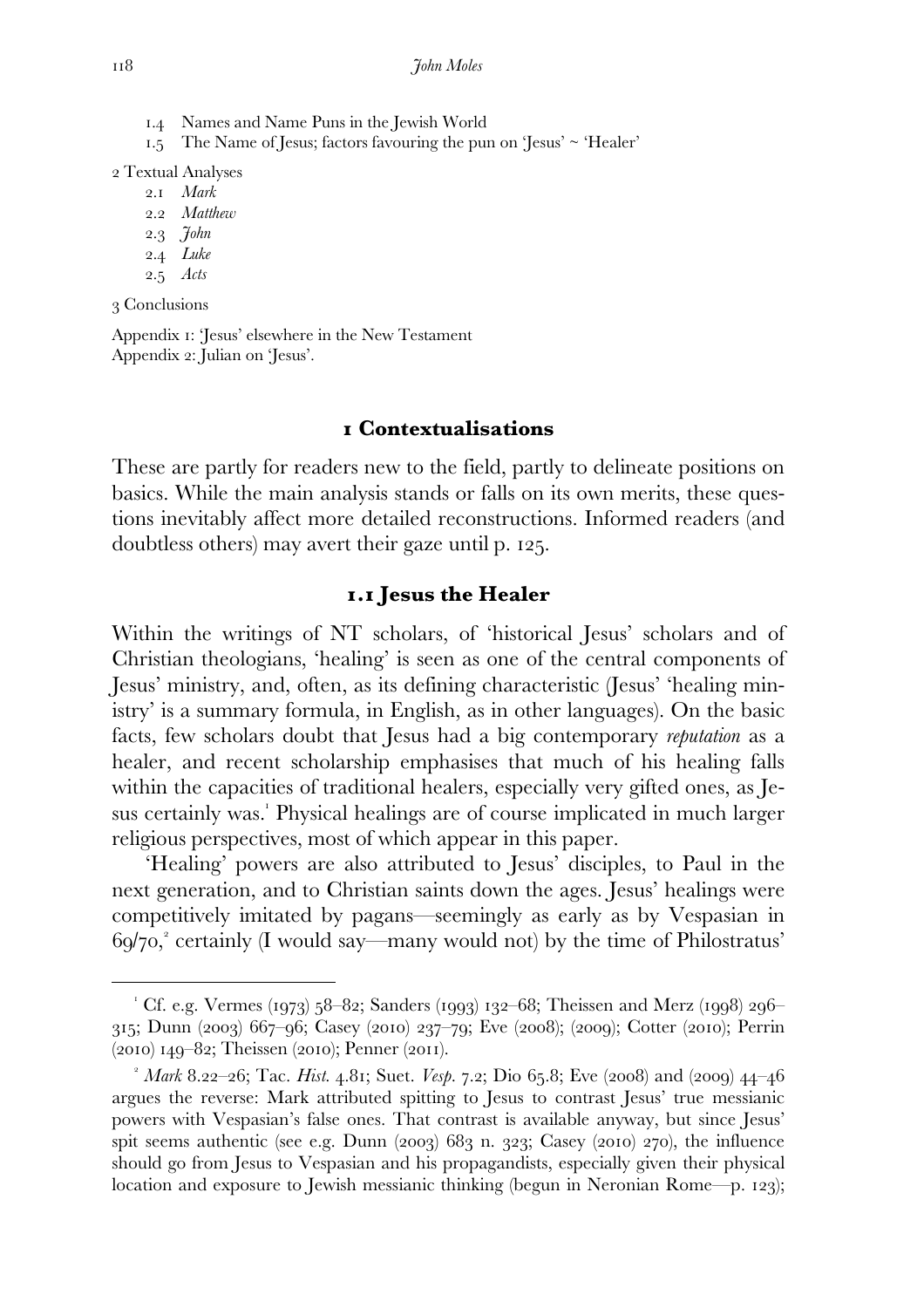- 1.4 Names and Name Puns in the Jewish World
- 1.5 The Name of Jesus; factors favouring the pun on 'Jesus' ~ 'Healer'

2 Textual Analyses

- 2.1 *Mark*
- 2.2 *Matthew*
- 2.3 *John*
- 2.4 *Luke*
- 2.5 *Acts*

3 Conclusions

Appendix 1: 'Jesus' elsewhere in the New Testament
Appendix 2: Julian on 'Jesus'.

## 1 Contextualisations

These are partly for readers new to the field, partly to delineate positions on basics. While the main analysis stands or falls on its own merits, these questions inevitably affect more detailed reconstructions. Informed readers (and doubtless others) may avert their gaze until p. 125.

### 1.1 Jesus the Healer

Within the writings of NT scholars, of 'historical Jesus' scholars and of Christian theologians, 'healing' is seen as one of the central components of Jesus' ministry, and, often, as its defining characteristic (Jesus' 'healing ministry' is a summary formula, in English, as in other languages). On the basic facts, few scholars doubt that Jesus had a big contemporary *reputation* as a healer, and recent scholarship emphasises that much of his healing falls within the capacities of traditional healers, especially very gifted ones, as Jesus certainly was.[1] Physical healings are of course implicated in much larger religious perspectives, most of which appear in this paper.

'Healing' powers are also attributed to Jesus' disciples, to Paul in the next generation, and to Christian saints down the ages. Jesus' healings were competitively imitated by pagans—seemingly as early as by Vespasian in 69/70,[2] certainly (I would say—many would not) by the time of Philostratus'

---

[1] Cf. e.g. Vermes (1973) 58–82; Sanders (1993) 132–68; Theissen and Merz (1998) 296–315; Dunn (2003) 667–96; Casey (2010) 237–79; Eve (2008); (2009); Cotter (2010); Perrin (2010) 149–82; Theissen (2010); Penner (2011).

[2] *Mark* 8.22–26; Tac. *Hist.* 4.81; Suet. *Vesp.* 7.2; Dio 65.8; Eve (2008) and (2009) 44–46 argues the reverse: Mark attributed spitting to Jesus to contrast Jesus' true messianic powers with Vespasian's false ones. That contrast is available anyway, but since Jesus' spit seems authentic (see e.g. Dunn (2003) 683 n. 323; Casey (2010) 270), the influence should go from Jesus to Vespasian and his propagandists, especially given their physical location and exposure to Jewish messianic thinking (begun in Neronian Rome—p. 123);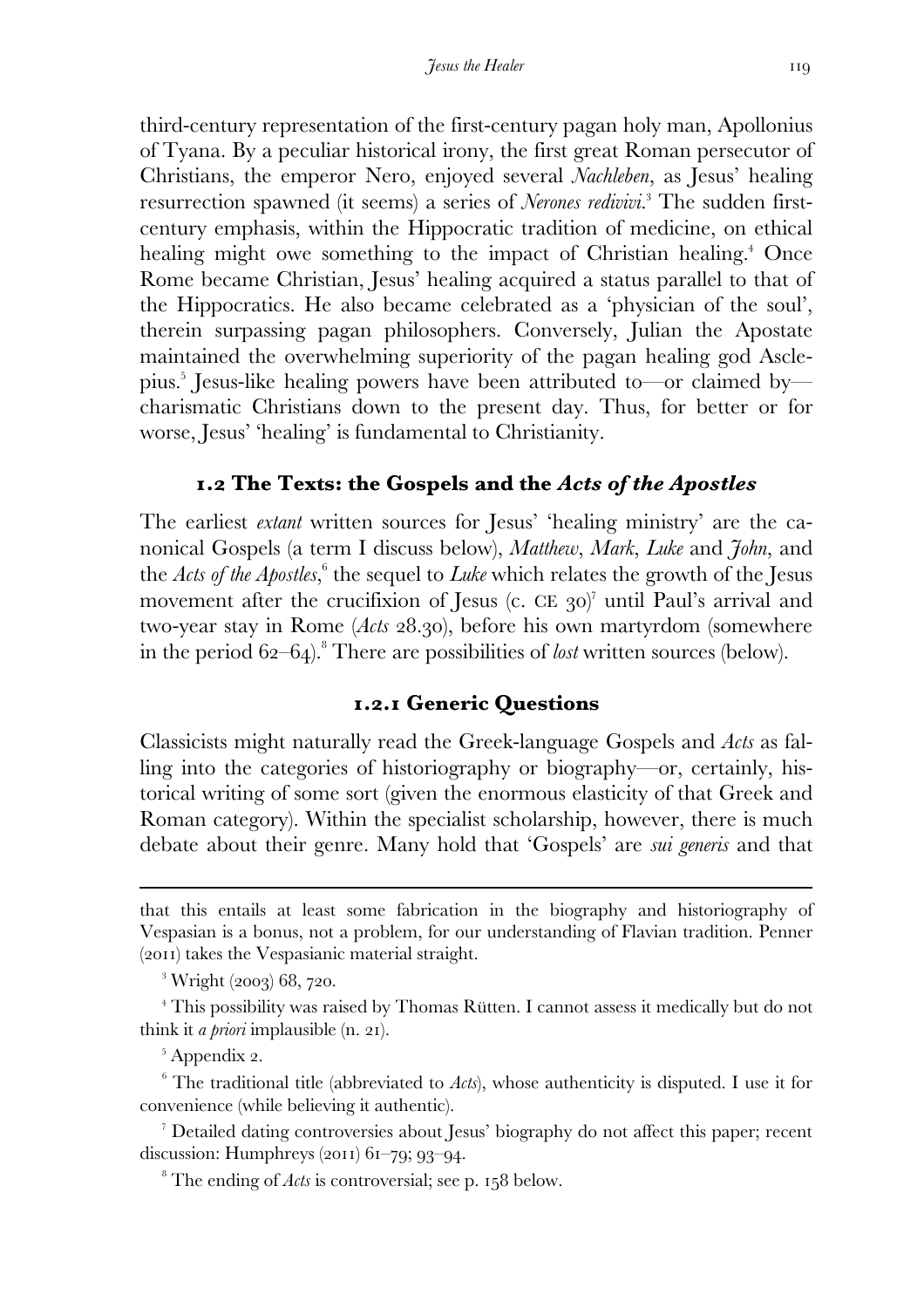third-century representation of the first-century pagan holy man, Apollonius of Tyana. By a peculiar historical irony, the first great Roman persecutor of Christians, the emperor Nero, enjoyed several *Nachleben*, as Jesus' healing resurrection spawned (it seems) a series of *Nerones redivivi*.[3] The sudden first-century emphasis, within the Hippocratic tradition of medicine, on ethical healing might owe something to the impact of Christian healing.[4] Once Rome became Christian, Jesus' healing acquired a status parallel to that of the Hippocratics. He also became celebrated as a 'physician of the soul', therein surpassing pagan philosophers. Conversely, Julian the Apostate maintained the overwhelming superiority of the pagan healing god Asclepius.[5] Jesus-like healing powers have been attributed to—or claimed by—charismatic Christians down to the present day. Thus, for better or for worse, Jesus' 'healing' is fundamental to Christianity.

## 1.2 The Texts: the Gospels and the *Acts of the Apostles*

The earliest *extant* written sources for Jesus' 'healing ministry' are the canonical Gospels (a term I discuss below), *Matthew*, *Mark*, *Luke* and *John*, and the *Acts of the Apostles*,[6] the sequel to *Luke* which relates the growth of the Jesus movement after the crucifixion of Jesus (c. CE 30)[7] until Paul's arrival and two-year stay in Rome (*Acts* 28.30), before his own martyrdom (somewhere in the period 62–64).[8] There are possibilities of *lost* written sources (below).

### 1.2.1 Generic Questions

Classicists might naturally read the Greek-language Gospels and *Acts* as falling into the categories of historiography or biography—or, certainly, historical writing of some sort (given the enormous elasticity of that Greek and Roman category). Within the specialist scholarship, however, there is much debate about their genre. Many hold that 'Gospels' are *sui generis* and that

---

that this entails at least some fabrication in the biography and historiography of Vespasian is a bonus, not a problem, for our understanding of Flavian tradition. Penner (2011) takes the Vespasianic material straight.

[3] Wright (2003) 68, 720.

[4] This possibility was raised by Thomas Rütten. I cannot assess it medically but do not think it *a priori* implausible (n. 21).

[5] Appendix 2.

[6] The traditional title (abbreviated to *Acts*), whose authenticity is disputed. I use it for convenience (while believing it authentic).

[7] Detailed dating controversies about Jesus' biography do not affect this paper; recent discussion: Humphreys (2011) 61–79; 93–94.

[8] The ending of *Acts* is controversial; see p. 158 below.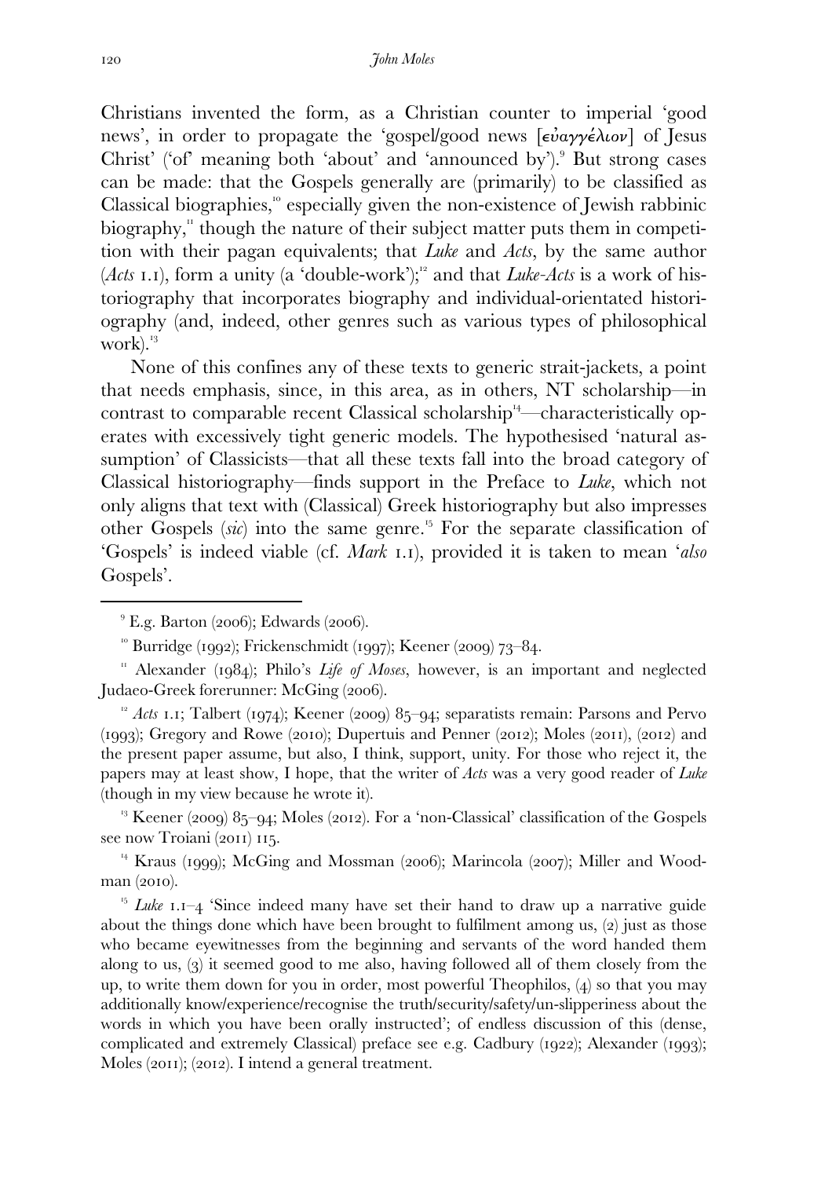Christians invented the form, as a Christian counter to imperial 'good news', in order to propagate the 'gospel/good news [εὐαγγέλιον] of Jesus Christ' ('of' meaning both 'about' and 'announced by').[9] But strong cases can be made: that the Gospels generally are (primarily) to be classified as Classical biographies,[10] especially given the non-existence of Jewish rabbinic biography,[11] though the nature of their subject matter puts them in competition with their pagan equivalents; that *Luke* and *Acts*, by the same author (*Acts* 1.1), form a unity (a 'double-work');[12] and that *Luke-Acts* is a work of historiography that incorporates biography and individual-orientated historiography (and, indeed, other genres such as various types of philosophical work).[13]

None of this confines any of these texts to generic strait-jackets, a point that needs emphasis, since, in this area, as in others, NT scholarship—in contrast to comparable recent Classical scholarship[14]—characteristically operates with excessively tight generic models. The hypothesised 'natural assumption' of Classicists—that all these texts fall into the broad category of Classical historiography—finds support in the Preface to *Luke*, which not only aligns that text with (Classical) Greek historiography but also impresses other Gospels (*sic*) into the same genre.[15] For the separate classification of 'Gospels' is indeed viable (cf. *Mark* 1.1), provided it is taken to mean '*also* Gospels'.

---

[9] E.g. Barton (2006); Edwards (2006).

[10] Burridge (1992); Frickenschmidt (1997); Keener (2009) 73–84.

[11] Alexander (1984); Philo's *Life of Moses*, however, is an important and neglected Judaeo-Greek forerunner: McGing (2006).

[12] *Acts* 1.1; Talbert (1974); Keener (2009) 85–94; separatists remain: Parsons and Pervo (1993); Gregory and Rowe (2010); Dupertuis and Penner (2012); Moles (2011), (2012) and the present paper assume, but also, I think, support, unity. For those who reject it, the papers may at least show, I hope, that the writer of *Acts* was a very good reader of *Luke* (though in my view because he wrote it).

[13] Keener (2009) 85–94; Moles (2012). For a 'non-Classical' classification of the Gospels see now Troiani (2011) 115.

[14] Kraus (1999); McGing and Mossman (2006); Marincola (2007); Miller and Woodman (2010).

[15] *Luke* 1.1–4 'Since indeed many have set their hand to draw up a narrative guide about the things done which have been brought to fulfilment among us, (2) just as those who became eyewitnesses from the beginning and servants of the word handed them along to us, (3) it seemed good to me also, having followed all of them closely from the up, to write them down for you in order, most powerful Theophilos, (4) so that you may additionally know/experience/recognise the truth/security/safety/un-slipperiness about the words in which you have been orally instructed'; of endless discussion of this (dense, complicated and extremely Classical) preface see e.g. Cadbury (1922); Alexander (1993); Moles (2011); (2012). I intend a general treatment.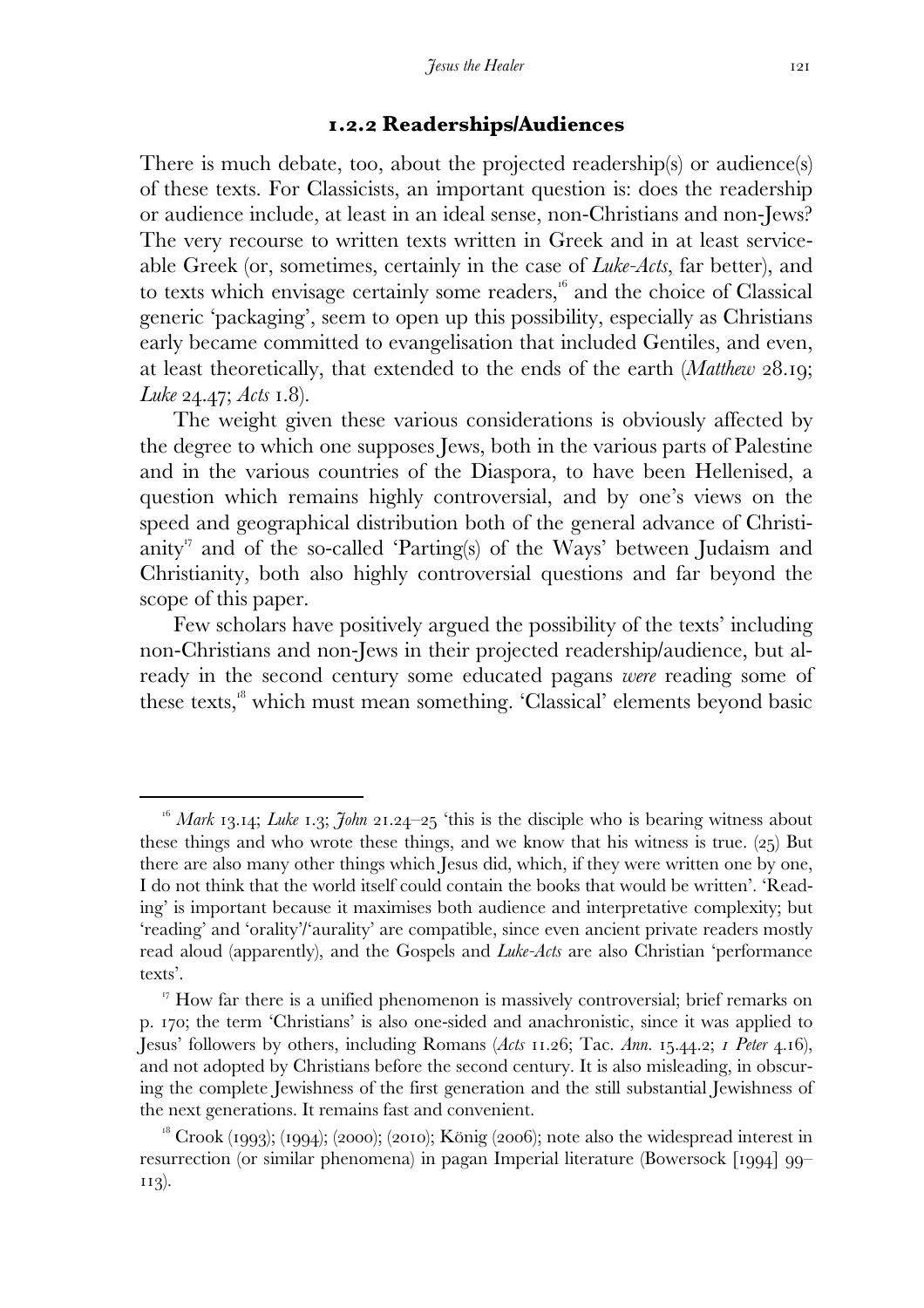### 1.2.2 Readerships/Audiences

There is much debate, too, about the projected readership(s) or audience(s) of these texts. For Classicists, an important question is: does the readership or audience include, at least in an ideal sense, non-Christians and non-Jews? The very recourse to written texts written in Greek and in at least serviceable Greek (or, sometimes, certainly in the case of *Luke-Acts*, far better), and to texts which envisage certainly some readers,[16] and the choice of Classical generic 'packaging', seem to open up this possibility, especially as Christians early became committed to evangelisation that included Gentiles, and even, at least theoretically, that extended to the ends of the earth (*Matthew* 28.19; *Luke* 24.47; *Acts* 1.8).

The weight given these various considerations is obviously affected by the degree to which one supposes Jews, both in the various parts of Palestine and in the various countries of the Diaspora, to have been Hellenised, a question which remains highly controversial, and by one's views on the speed and geographical distribution both of the general advance of Christianity[17] and of the so-called 'Parting(s) of the Ways' between Judaism and Christianity, both also highly controversial questions and far beyond the scope of this paper.

Few scholars have positively argued the possibility of the texts' including non-Christians and non-Jews in their projected readership/audience, but already in the second century some educated pagans *were* reading some of these texts,[18] which must mean something. 'Classical' elements beyond basic

---

[16] *Mark* 13.14; *Luke* 1.3; *John* 21.24–25 'this is the disciple who is bearing witness about these things and who wrote these things, and we know that his witness is true. (25) But there are also many other things which Jesus did, which, if they were written one by one, I do not think that the world itself could contain the books that would be written'. 'Reading' is important because it maximises both audience and interpretative complexity; but 'reading' and 'orality'/'aurality' are compatible, since even ancient private readers mostly read aloud (apparently), and the Gospels and *Luke-Acts* are also Christian 'performance texts'.

[17] How far there is a unified phenomenon is massively controversial; brief remarks on p. 170; the term 'Christians' is also one-sided and anachronistic, since it was applied to Jesus' followers by others, including Romans (*Acts* 11.26; Tac. *Ann.* 15.44.2; *1 Peter* 4.16), and not adopted by Christians before the second century. It is also misleading, in obscuring the complete Jewishness of the first generation and the still substantial Jewishness of the next generations. It remains fast and convenient.

[18] Crook (1993); (1994); (2000); (2010); König (2006); note also the widespread interest in resurrection (or similar phenomena) in pagan Imperial literature (Bowersock [1994] 99–113).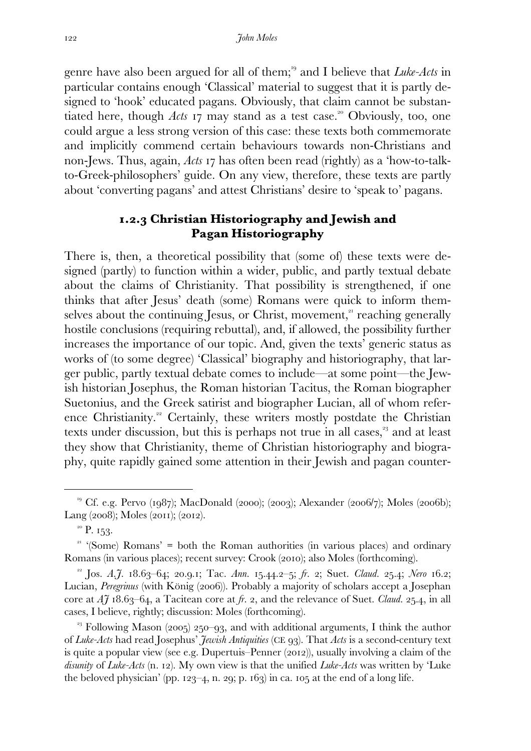genre have also been argued for all of them;[19] and I believe that *Luke-Acts* in particular contains enough 'Classical' material to suggest that it is partly designed to 'hook' educated pagans. Obviously, that claim cannot be substantiated here, though *Acts* 17 may stand as a test case.[20] Obviously, too, one could argue a less strong version of this case: these texts both commemorate and implicitly commend certain behaviours towards non-Christians and non-Jews. Thus, again, *Acts* 17 has often been read (rightly) as a 'how-to-talk-to-Greek-philosophers' guide. On any view, therefore, these texts are partly about 'converting pagans' and attest Christians' desire to 'speak to' pagans.

### 1.2.3 Christian Historiography and Jewish and Pagan Historiography

There is, then, a theoretical possibility that (some of) these texts were designed (partly) to function within a wider, public, and partly textual debate about the claims of Christianity. That possibility is strengthened, if one thinks that after Jesus' death (some) Romans were quick to inform themselves about the continuing Jesus, or Christ, movement,[21] reaching generally hostile conclusions (requiring rebuttal), and, if allowed, the possibility further increases the importance of our topic. And, given the texts' generic status as works of (to some degree) 'Classical' biography and historiography, that larger public, partly textual debate comes to include—at some point—the Jewish historian Josephus, the Roman historian Tacitus, the Roman biographer Suetonius, and the Greek satirist and biographer Lucian, all of whom reference Christianity.[22] Certainly, these writers mostly postdate the Christian texts under discussion, but this is perhaps not true in all cases,[23] and at least they show that Christianity, theme of Christian historiography and biography, quite rapidly gained some attention in their Jewish and pagan counter-

---

[19] Cf. e.g. Pervo (1987); MacDonald (2000); (2003); Alexander (2006/7); Moles (2006b); Lang (2008); Moles (2011); (2012).

[20] P. 153.

[21] '(Some) Romans' = both the Roman authorities (in various places) and ordinary Romans (in various places); recent survey: Crook (2010); also Moles (forthcoming).

[22] Jos. *A.J.* 18.63–64; 20.9.1; Tac. *Ann.* 15.44.2–5; *fr.* 2; Suet. *Claud.* 25.4; *Nero* 16.2; Lucian, *Peregrinus* (with König (2006)). Probably a majority of scholars accept a Josephan core at *AJ* 18.63–64, a Tacitean core at *fr.* 2, and the relevance of Suet. *Claud.* 25.4, in all cases, I believe, rightly; discussion: Moles (forthcoming).

[23] Following Mason (2005) 250–93, and with additional arguments, I think the author of *Luke-Acts* had read Josephus' *Jewish Antiquities* (CE 93). That *Acts* is a second-century text is quite a popular view (see e.g. Dupertuis–Penner (2012)), usually involving a claim of the *disunity* of *Luke-Acts* (n. 12). My own view is that the unified *Luke-Acts* was written by 'Luke the beloved physician' (pp. 123–4, n. 29; p. 163) in ca. 105 at the end of a long life.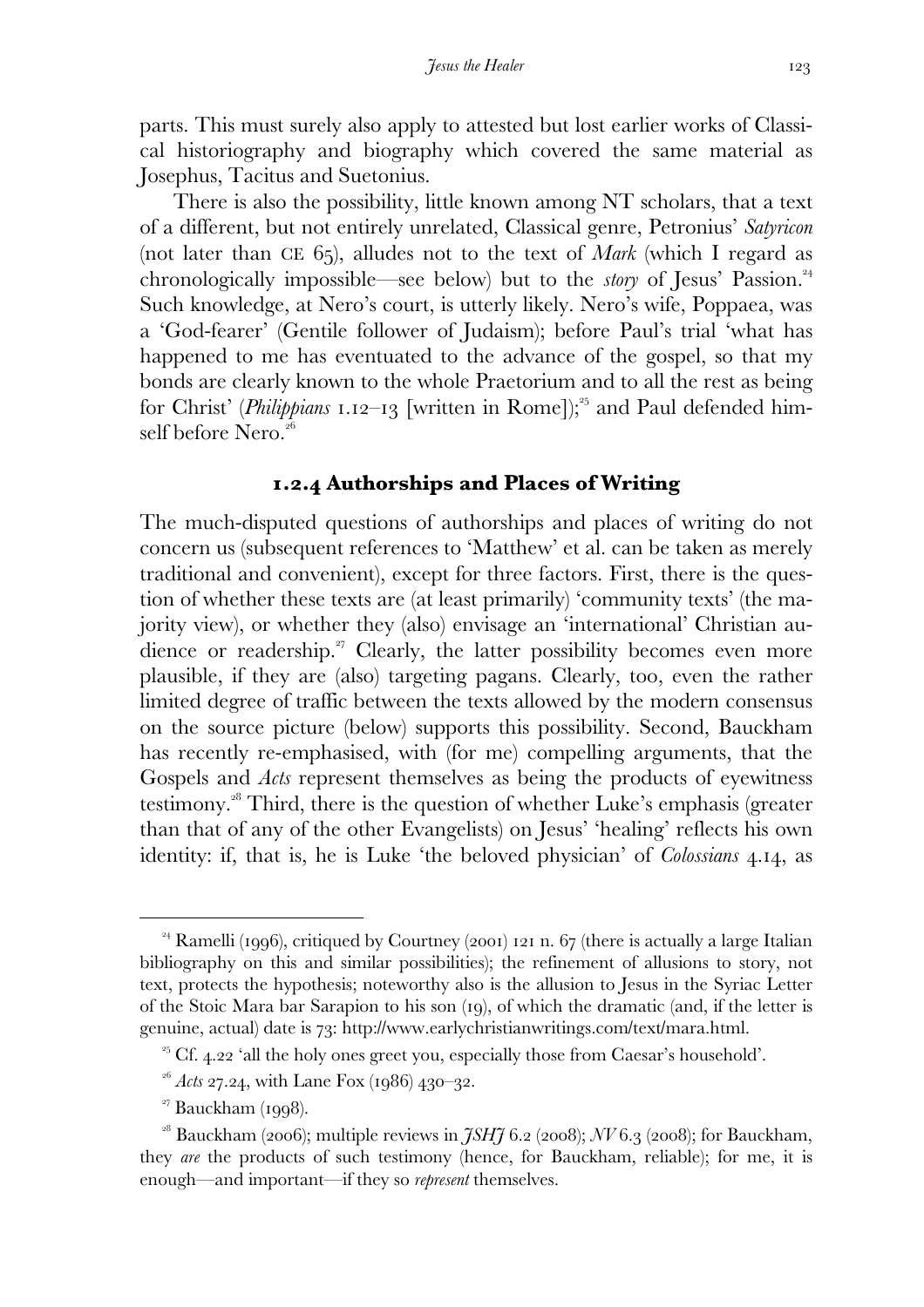parts. This must surely also apply to attested but lost earlier works of Classical historiography and biography which covered the same material as Josephus, Tacitus and Suetonius.

There is also the possibility, little known among NT scholars, that a text of a different, but not entirely unrelated, Classical genre, Petronius' *Satyricon* (not later than CE 65), alludes not to the text of *Mark* (which I regard as chronologically impossible—see below) but to the *story* of Jesus' Passion.[24] Such knowledge, at Nero's court, is utterly likely. Nero's wife, Poppaea, was a 'God-fearer' (Gentile follower of Judaism); before Paul's trial 'what has happened to me has eventuated to the advance of the gospel, so that my bonds are clearly known to the whole Praetorium and to all the rest as being for Christ' (*Philippians* 1.12–13 [written in Rome]);[25] and Paul defended himself before Nero.[26]

### 1.2.4 Authorships and Places of Writing

The much-disputed questions of authorships and places of writing do not concern us (subsequent references to 'Matthew' et al. can be taken as merely traditional and convenient), except for three factors. First, there is the question of whether these texts are (at least primarily) 'community texts' (the majority view), or whether they (also) envisage an 'international' Christian audience or readership.[27] Clearly, the latter possibility becomes even more plausible, if they are (also) targeting pagans. Clearly, too, even the rather limited degree of traffic between the texts allowed by the modern consensus on the source picture (below) supports this possibility. Second, Bauckham has recently re-emphasised, with (for me) compelling arguments, that the Gospels and *Acts* represent themselves as being the products of eyewitness testimony.[28] Third, there is the question of whether Luke's emphasis (greater than that of any of the other Evangelists) on Jesus' 'healing' reflects his own identity: if, that is, he is Luke 'the beloved physician' of *Colossians* 4.14, as

---

[24] Ramelli (1996), critiqued by Courtney (2001) 121 n. 67 (there is actually a large Italian bibliography on this and similar possibilities); the refinement of allusions to story, not text, protects the hypothesis; noteworthy also is the allusion to Jesus in the Syriac Letter of the Stoic Mara bar Sarapion to his son (19), of which the dramatic (and, if the letter is genuine, actual) date is 73: http://www.earlychristianwritings.com/text/mara.html.

[25] Cf. 4.22 'all the holy ones greet you, especially those from Caesar's household'.

[26] *Acts* 27.24, with Lane Fox (1986) 430–32.

[27] Bauckham (1998).

[28] Bauckham (2006); multiple reviews in *JSHJ* 6.2 (2008); *NV* 6.3 (2008); for Bauckham, they *are* the products of such testimony (hence, for Bauckham, reliable); for me, it is enough—and important—if they so *represent* themselves.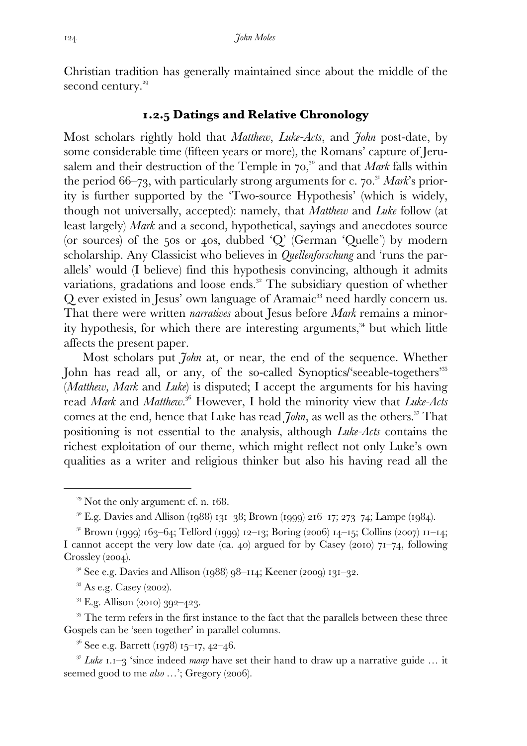Christian tradition has generally maintained since about the middle of the second century.[29]

### 1.2.5 Datings and Relative Chronology

Most scholars rightly hold that *Matthew*, *Luke-Acts*, and *John* post-date, by some considerable time (fifteen years or more), the Romans' capture of Jerusalem and their destruction of the Temple in 70,[30] and that *Mark* falls within the period 66–73, with particularly strong arguments for c. 70.[31] *Mark*'s priority is further supported by the 'Two-source Hypothesis' (which is widely, though not universally, accepted): namely, that *Matthew* and *Luke* follow (at least largely) *Mark* and a second, hypothetical, sayings and anecdotes source (or sources) of the 50s or 40s, dubbed 'Q' (German 'Quelle') by modern scholarship. Any Classicist who believes in *Quellenforschung* and 'runs the parallels' would (I believe) find this hypothesis convincing, although it admits variations, gradations and loose ends.[32] The subsidiary question of whether Q ever existed in Jesus' own language of Aramaic[33] need hardly concern us. That there were written *narratives* about Jesus before *Mark* remains a minority hypothesis, for which there are interesting arguments,[34] but which little affects the present paper.

Most scholars put *John* at, or near, the end of the sequence. Whether John has read all, or any, of the so-called Synoptics/'seeable-togethers'[35] (*Matthew, Mark* and *Luke*) is disputed; I accept the arguments for his having read *Mark* and *Matthew*.[36] However, I hold the minority view that *Luke-Acts* comes at the end, hence that Luke has read *John*, as well as the others.[37] That positioning is not essential to the analysis, although *Luke-Acts* contains the richest exploitation of our theme, which might reflect not only Luke's own qualities as a writer and religious thinker but also his having read all the

---

[29] Not the only argument: cf. n. 168.

[30] E.g. Davies and Allison (1988) 131–38; Brown (1999) 216–17; 273–74; Lampe (1984).

[31] Brown (1999) 163–64; Telford (1999) 12–13; Boring (2006) 14–15; Collins (2007) 11–14; I cannot accept the very low date (ca. 40) argued for by Casey (2010) 71–74, following Crossley (2004).

[32] See e.g. Davies and Allison (1988) 98–114; Keener (2009) 131–32.

[33] As e.g. Casey (2002).

[34] E.g. Allison (2010) 392–423.

[35] The term refers in the first instance to the fact that the parallels between these three Gospels can be 'seen together' in parallel columns.

[36] See e.g. Barrett (1978) 15–17, 42–46.

[37] *Luke* 1.1–3 'since indeed *many* have set their hand to draw up a narrative guide … it seemed good to me *also* …'; Gregory (2006).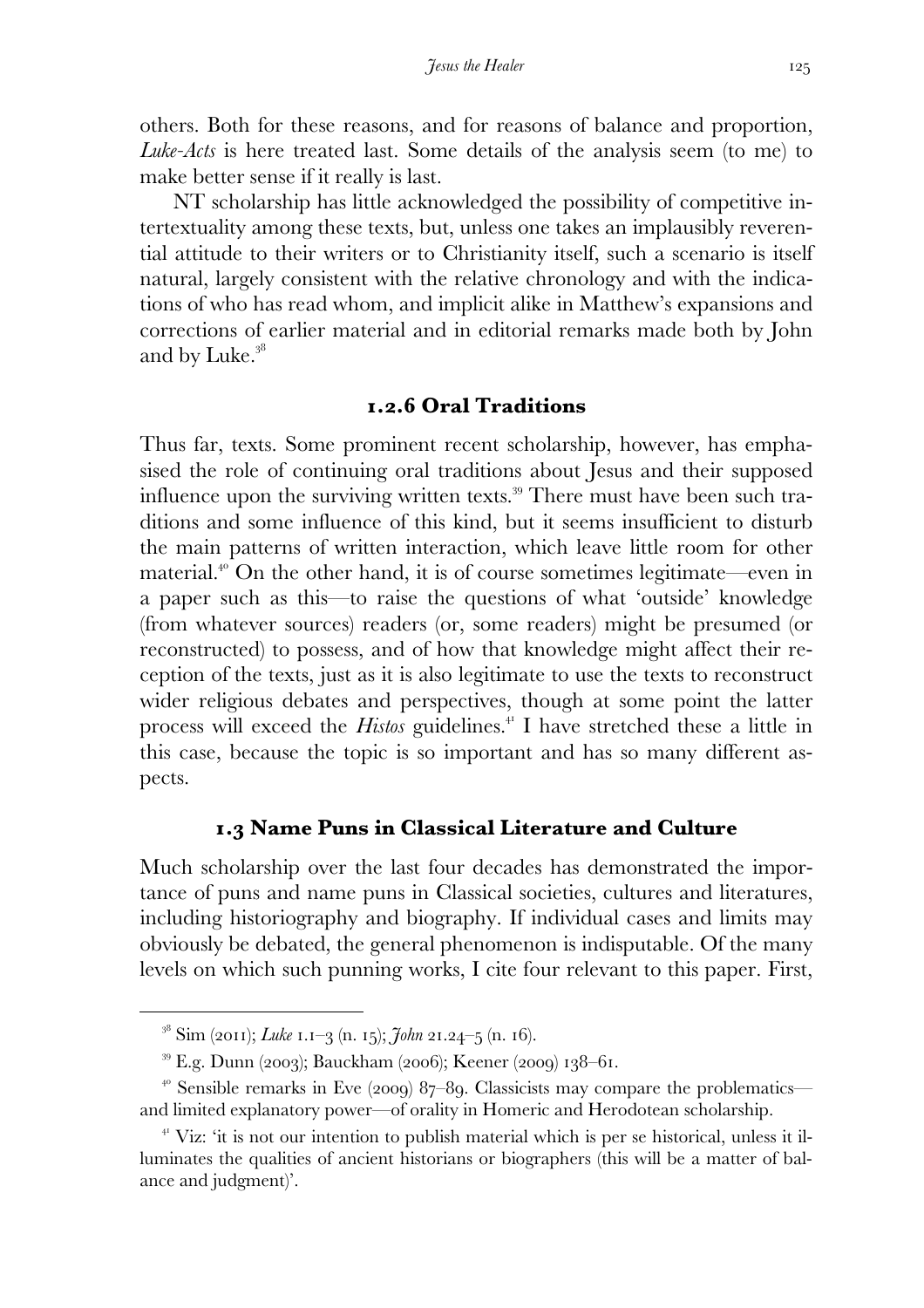others. Both for these reasons, and for reasons of balance and proportion, *Luke-Acts* is here treated last. Some details of the analysis seem (to me) to make better sense if it really is last.

NT scholarship has little acknowledged the possibility of competitive intertextuality among these texts, but, unless one takes an implausibly reverential attitude to their writers or to Christianity itself, such a scenario is itself natural, largely consistent with the relative chronology and with the indications of who has read whom, and implicit alike in Matthew's expansions and corrections of earlier material and in editorial remarks made both by John and by Luke.[38]

### 1.2.6 Oral Traditions

Thus far, texts. Some prominent recent scholarship, however, has emphasised the role of continuing oral traditions about Jesus and their supposed influence upon the surviving written texts.[39] There must have been such traditions and some influence of this kind, but it seems insufficient to disturb the main patterns of written interaction, which leave little room for other material.[40] On the other hand, it is of course sometimes legitimate—even in a paper such as this—to raise the questions of what 'outside' knowledge (from whatever sources) readers (or, some readers) might be presumed (or reconstructed) to possess, and of how that knowledge might affect their reception of the texts, just as it is also legitimate to use the texts to reconstruct wider religious debates and perspectives, though at some point the latter process will exceed the *Histos* guidelines.[41] I have stretched these a little in this case, because the topic is so important and has so many different aspects.

### 1.3 Name Puns in Classical Literature and Culture

Much scholarship over the last four decades has demonstrated the importance of puns and name puns in Classical societies, cultures and literatures, including historiography and biography. If individual cases and limits may obviously be debated, the general phenomenon is indisputable. Of the many levels on which such punning works, I cite four relevant to this paper. First,

---

[38] Sim (2011); *Luke* 1.1–3 (n. 15); *John* 21.24–5 (n. 16).

[39] E.g. Dunn (2003); Bauckham (2006); Keener (2009) 138–61.

[40] Sensible remarks in Eve (2009) 87–89. Classicists may compare the problematics—and limited explanatory power—of orality in Homeric and Herodotean scholarship.

[41] Viz: 'it is not our intention to publish material which is per se historical, unless it illuminates the qualities of ancient historians or biographers (this will be a matter of balance and judgment)'.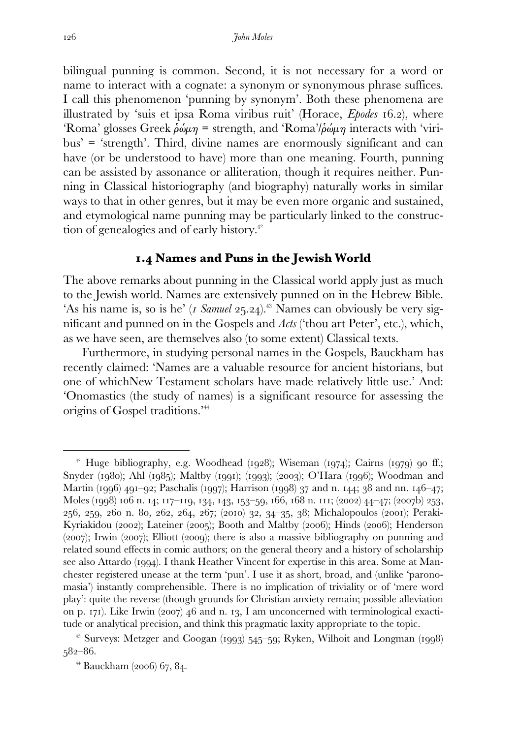bilingual punning is common. Second, it is not necessary for a word or name to interact with a cognate: a synonym or synonymous phrase suffices. I call this phenomenon 'punning by synonym'. Both these phenomena are illustrated by 'suis et ipsa Roma viribus ruit' (Horace, *Epodes* 16.2), where 'Roma' glosses Greek ῥώμη = strength, and 'Roma'/ῥώμη interacts with 'viribus' = 'strength'. Third, divine names are enormously significant and can have (or be understood to have) more than one meaning. Fourth, punning can be assisted by assonance or alliteration, though it requires neither. Punning in Classical historiography (and biography) naturally works in similar ways to that in other genres, but it may be even more organic and sustained, and etymological name punning may be particularly linked to the construction of genealogies and of early history.[42]

## 1.4 Names and Puns in the Jewish World

The above remarks about punning in the Classical world apply just as much to the Jewish world. Names are extensively punned on in the Hebrew Bible. 'As his name is, so is he' (*1 Samuel* 25.24).[43] Names can obviously be very significant and punned on in the Gospels and *Acts* ('thou art Peter', etc.), which, as we have seen, are themselves also (to some extent) Classical texts.

Furthermore, in studying personal names in the Gospels, Bauckham has recently claimed: 'Names are a valuable resource for ancient historians, but one of whichNew Testament scholars have made relatively little use.' And: 'Onomastics (the study of names) is a significant resource for assessing the origins of Gospel traditions.'[44]

---

[42] Huge bibliography, e.g. Woodhead (1928); Wiseman (1974); Cairns (1979) 90 ff.; Snyder (1980); Ahl (1985); Maltby (1991); (1993); (2003); O'Hara (1996); Woodman and Martin (1996) 491–92; Paschalis (1997); Harrison (1998) 37 and n. 144; 38 and nn. 146–47; Moles (1998) 106 n. 14; 117–119, 134, 143, 153–59, 166, 168 n. 111; (2002) 44–47; (2007b) 253, 256, 259, 260 n. 80, 262, 264, 267; (2010) 32, 34–35, 38; Michalopoulos (2001); Peraki-Kyriakidou (2002); Lateiner (2005); Booth and Maltby (2006); Hinds (2006); Henderson (2007); Irwin (2007); Elliott (2009); there is also a massive bibliography on punning and related sound effects in comic authors; on the general theory and a history of scholarship see also Attardo (1994). I thank Heather Vincent for expertise in this area. Some at Manchester registered unease at the term 'pun'. I use it as short, broad, and (unlike 'paronomasia') instantly comprehensible. There is no implication of triviality or of 'mere word play': quite the reverse (though grounds for Christian anxiety remain; possible alleviation on p. 171). Like Irwin (2007) 46 and n. 13, I am unconcerned with terminological exactitude or analytical precision, and think this pragmatic laxity appropriate to the topic.

[43] Surveys: Metzger and Coogan (1993) 545–59; Ryken, Wilhoit and Longman (1998) 582–86.

[44] Bauckham (2006) 67, 84.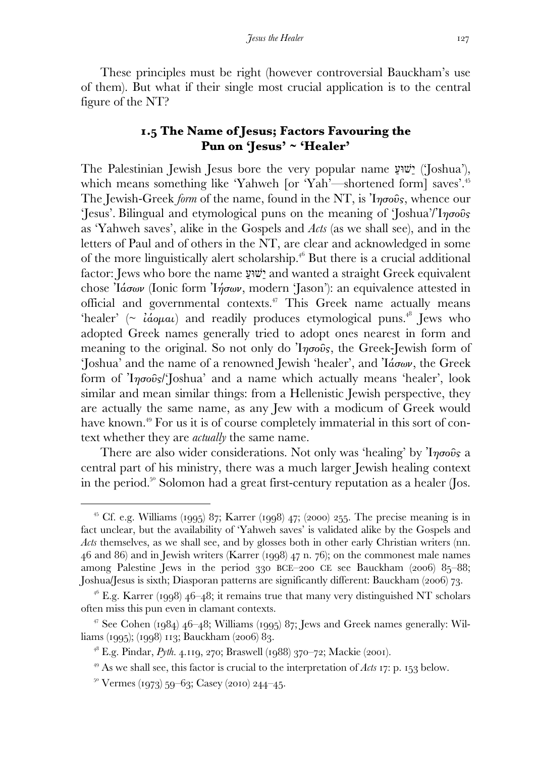These principles must be right (however controversial Bauckham's use of them). But what if their single most crucial application is to the central figure of the NT?

## 1.5 The Name of Jesus; Factors Favouring the Pun on 'Jesus' ~ 'Healer'

The Palestinian Jewish Jesus bore the very popular name יֵשׁוּעַ ('Joshua'), which means something like 'Yahweh [or 'Yah'—shortened form] saves'.[45] The Jewish-Greek *form* of the name, found in the NT, is Ἰησοῦς, whence our 'Jesus'. Bilingual and etymological puns on the meaning of 'Joshua'/'Ἰησοῦς' as 'Yahweh saves', alike in the Gospels and *Acts* (as we shall see), and in the letters of Paul and of others in the NT, are clear and acknowledged in some of the more linguistically alert scholarship.[46] But there is a crucial additional factor: Jews who bore the name יֵשׁוּעַ and wanted a straight Greek equivalent chose Ἰάσων (Ionic form Ἰήσων, modern 'Jason'): an equivalence attested in official and governmental contexts.[47] This Greek name actually means 'healer' (~ ἰάομαι) and readily produces etymological puns.[48] Jews who adopted Greek names generally tried to adopt ones nearest in form and meaning to the original. So not only do Ἰησοῦς, the Greek-Jewish form of 'Joshua' and the name of a renowned Jewish 'healer', and Ἰάσων, the Greek form of Ἰησοῦς/'Joshua' and a name which actually means 'healer', look similar and mean similar things: from a Hellenistic Jewish perspective, they are actually the same name, as any Jew with a modicum of Greek would have known.[49] For us it is of course completely immaterial in this sort of context whether they are *actually* the same name.

There are also wider considerations. Not only was 'healing' by Ἰησοῦς a central part of his ministry, there was a much larger Jewish healing context in the period.[50] Solomon had a great first-century reputation as a healer (Jos.

---

[45] Cf. e.g. Williams (1995) 87; Karrer (1998) 47; (2000) 255. The precise meaning is in fact unclear, but the availability of 'Yahweh saves' is validated alike by the Gospels and *Acts* themselves, as we shall see, and by glosses both in other early Christian writers (nn. 46 and 86) and in Jewish writers (Karrer (1998) 47 n. 76); on the commonest male names among Palestine Jews in the period 330 BCE–200 CE see Bauckham (2006) 85–88; Joshua/Jesus is sixth; Diasporan patterns are significantly different: Bauckham (2006) 73.

[46] E.g. Karrer (1998) 46–48; it remains true that many very distinguished NT scholars often miss this pun even in clamant contexts.

[47] See Cohen (1984) 46–48; Williams (1995) 87; Jews and Greek names generally: Williams (1995); (1998) 113; Bauckham (2006) 83.

[48] E.g. Pindar, *Pyth.* 4.119, 270; Braswell (1988) 370–72; Mackie (2001).

[49] As we shall see, this factor is crucial to the interpretation of *Acts* 17: p. 153 below.

[50] Vermes (1973) 59–63; Casey (2010) 244–45.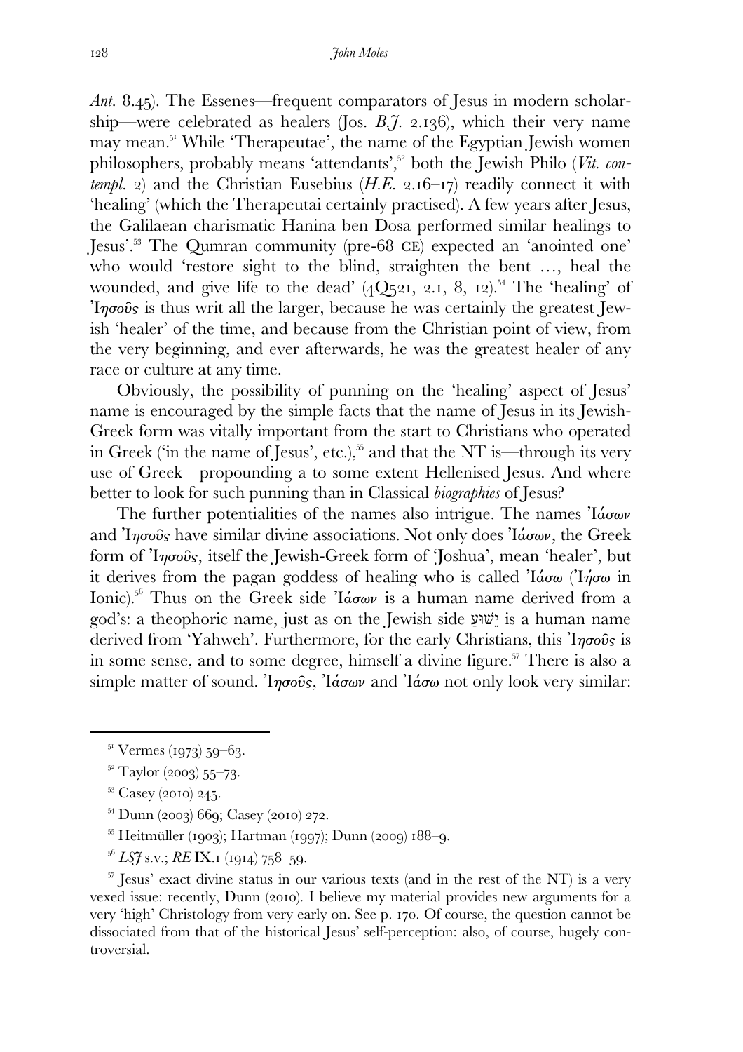*Ant.* 8.45). The Essenes—frequent comparators of Jesus in modern scholarship—were celebrated as healers (Jos. *B.J.* 2.136), which their very name may mean.[51] While 'Therapeutae', the name of the Egyptian Jewish women philosophers, probably means 'attendants',[52] both the Jewish Philo (*Vit. contempl.* 2) and the Christian Eusebius (*H.E.* 2.16–17) readily connect it with 'healing' (which the Therapeutai certainly practised). A few years after Jesus, the Galilaean charismatic Hanina ben Dosa performed similar healings to Jesus'.[53] The Qumran community (pre-68 CE) expected an 'anointed one' who would 'restore sight to the blind, straighten the bent …, heal the wounded, and give life to the dead' (4Q521, 2.1, 8, 12).[54] The 'healing' of Ἰησοῦς is thus writ all the larger, because he was certainly the greatest Jewish 'healer' of the time, and because from the Christian point of view, from the very beginning, and ever afterwards, he was the greatest healer of any race or culture at any time.

Obviously, the possibility of punning on the 'healing' aspect of Jesus' name is encouraged by the simple facts that the name of Jesus in its Jewish-Greek form was vitally important from the start to Christians who operated in Greek ('in the name of Jesus', etc.),[55] and that the NT is—through its very use of Greek—propounding a to some extent Hellenised Jesus. And where better to look for such punning than in Classical *biographies* of Jesus?

The further potentialities of the names also intrigue. The names Ἰάσων and Ἰησοῦς have similar divine associations. Not only does Ἰάσων, the Greek form of Ἰησοῦς, itself the Jewish-Greek form of 'Joshua', mean 'healer', but it derives from the pagan goddess of healing who is called Ἰάσω (Ἰήσω in Ionic).[56] Thus on the Greek side Ἰάσων is a human name derived from a god's: a theophoric name, just as on the Jewish side יֵשׁוּעַ is a human name derived from 'Yahweh'. Furthermore, for the early Christians, this Ἰησοῦς is in some sense, and to some degree, himself a divine figure.[57] There is also a simple matter of sound. Ἰησοῦς, Ἰάσων and Ἰάσω not only look very similar:

---

[51] Vermes (1973) 59–63.

[52] Taylor (2003) 55–73.

[53] Casey (2010) 245.

[54] Dunn (2003) 669; Casey (2010) 272.

[55] Heitmüller (1903); Hartman (1997); Dunn (2009) 188–9.

[56] *LSJ* s.v.; *RE* IX.1 (1914) 758–59.

[57] Jesus' exact divine status in our various texts (and in the rest of the NT) is a very vexed issue: recently, Dunn (2010). I believe my material provides new arguments for a very 'high' Christology from very early on. See p. 170. Of course, the question cannot be dissociated from that of the historical Jesus' self-perception: also, of course, hugely controversial.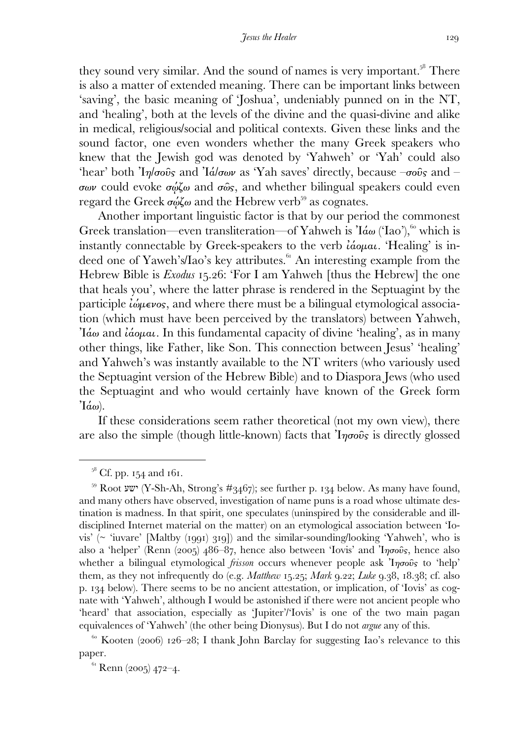they sound very similar. And the sound of names is very important.[58] There is also a matter of extended meaning. There can be important links between 'saving', the basic meaning of 'Joshua', undeniably punned on in the NT, and 'healing', both at the levels of the divine and the quasi-divine and alike in medical, religious/social and political contexts. Given these links and the sound factor, one even wonders whether the many Greek speakers who knew that the Jewish god was denoted by 'Yahweh' or 'Yah' could also 'hear' both Ἰη/σοῦς and Ἰά/σων as 'Yah saves' directly, because –σοῦς and –σων could evoke σῴζω and σῶς, and whether bilingual speakers could even regard the Greek σῴζω and the Hebrew verb[59] as cognates.

Another important linguistic factor is that by our period the commonest Greek translation—even transliteration—of Yahweh is Ἰάω ('Iao'),[60] which is instantly connectable by Greek-speakers to the verb ἰάομαι. 'Healing' is indeed one of Yaweh's/Iao's key attributes.[61] An interesting example from the Hebrew Bible is *Exodus* 15.26: 'For I am Yahweh [thus the Hebrew] the one that heals you', where the latter phrase is rendered in the Septuagint by the participle ἰώμενος, and where there must be a bilingual etymological association (which must have been perceived by the translators) between Yahweh, Ἰάω and ἰάομαι. In this fundamental capacity of divine 'healing', as in many other things, like Father, like Son. This connection between Jesus' 'healing' and Yahweh's was instantly available to the NT writers (who variously used the Septuagint version of the Hebrew Bible) and to Diaspora Jews (who used the Septuagint and who would certainly have known of the Greek form Ἰάω).

If these considerations seem rather theoretical (not my own view), there are also the simple (though little-known) facts that Ἰησοῦς is directly glossed

---

[58] Cf. pp. 154 and 161.

[59] Root ישע (Y-Sh-Ah, Strong's #3467); see further p. 134 below. As many have found, and many others have observed, investigation of name puns is a road whose ultimate destination is madness. In that spirit, one speculates (uninspired by the considerable and ill-disciplined Internet material on the matter) on an etymological association between 'Iovis' (~ 'iuvare' [Maltby (1991) 319]) and the similar-sounding/looking 'Yahweh', who is also a 'helper' (Renn (2005) 486–87, hence also between 'Iovis' and Ἰησοῦς, hence also whether a bilingual etymological *frisson* occurs whenever people ask Ἰησοῦς to 'help' them, as they not infrequently do (e.g. *Matthew* 15.25; *Mark* 9.22; *Luke* 9.38, 18.38; cf. also p. 134 below). There seems to be no ancient attestation, or implication, of 'Iovis' as cognate with 'Yahweh', although I would be astonished if there were not ancient people who 'heard' that association, especially as 'Jupiter'/'Iovis' is one of the two main pagan equivalences of 'Yahweh' (the other being Dionysus). But I do not *argue* any of this.

[60] Kooten (2006) 126–28; I thank John Barclay for suggesting Iao's relevance to this paper.

[61] Renn (2005) 472–4.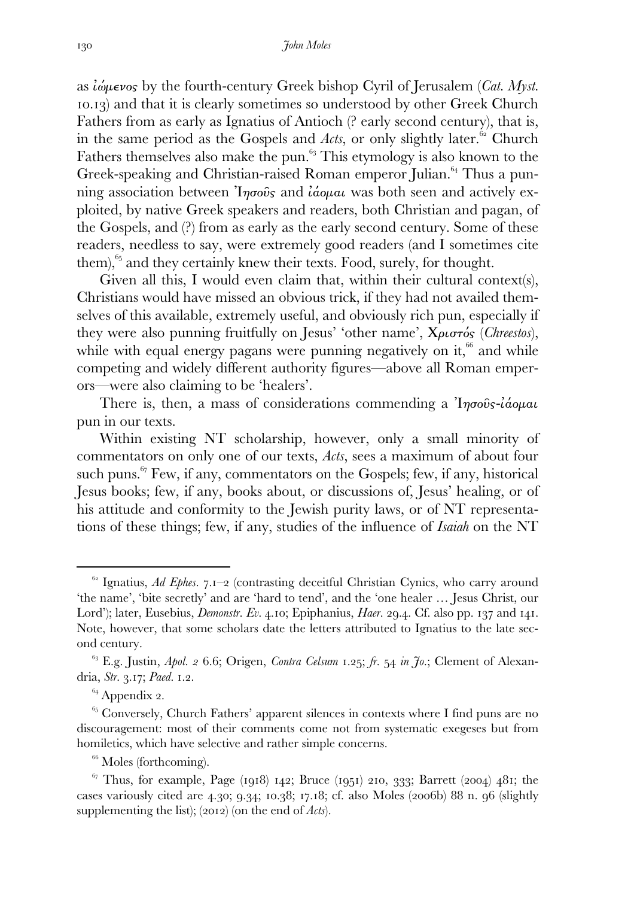as ἰώμενος by the fourth-century Greek bishop Cyril of Jerusalem (*Cat. Myst.* 10.13) and that it is clearly sometimes so understood by other Greek Church Fathers from as early as Ignatius of Antioch (? early second century), that is, in the same period as the Gospels and *Acts*, or only slightly later.[62] Church Fathers themselves also make the pun.[63] This etymology is also known to the Greek-speaking and Christian-raised Roman emperor Julian.[64] Thus a punning association between Ἰησοῦς and ἰάομαι was both seen and actively exploited, by native Greek speakers and readers, both Christian and pagan, of the Gospels, and (?) from as early as the early second century. Some of these readers, needless to say, were extremely good readers (and I sometimes cite them),[65] and they certainly knew their texts. Food, surely, for thought.

Given all this, I would even claim that, within their cultural context(s), Christians would have missed an obvious trick, if they had not availed themselves of this available, extremely useful, and obviously rich pun, especially if they were also punning fruitfully on Jesus' 'other name', Χριστός (*Chreestos*), while with equal energy pagans were punning negatively on it,[66] and while competing and widely different authority figures—above all Roman emperors—were also claiming to be 'healers'.

There is, then, a mass of considerations commending a Ἰησοῦς-ἰάομαι pun in our texts.

Within existing NT scholarship, however, only a small minority of commentators on only one of our texts, *Acts*, sees a maximum of about four such puns.[67] Few, if any, commentators on the Gospels; few, if any, historical Jesus books; few, if any, books about, or discussions of, Jesus' healing, or of his attitude and conformity to the Jewish purity laws, or of NT representations of these things; few, if any, studies of the influence of *Isaiah* on the NT

---

[62] Ignatius, *Ad Ephes.* 7.1–2 (contrasting deceitful Christian Cynics, who carry around 'the name', 'bite secretly' and are 'hard to tend', and the 'one healer … Jesus Christ, our Lord'); later, Eusebius, *Demonstr. Ev.* 4.10; Epiphanius, *Haer.* 29.4. Cf. also pp. 137 and 141. Note, however, that some scholars date the letters attributed to Ignatius to the late second century.

[63] E.g. Justin, *Apol. 2* 6.6; Origen, *Contra Celsum* 1.25; *fr.* 54 *in Jo.*; Clement of Alexandria, *Str.* 3.17; *Paed.* 1.2.

[64] Appendix 2.

[65] Conversely, Church Fathers' apparent silences in contexts where I find puns are no discouragement: most of their comments come not from systematic exegeses but from homiletics, which have selective and rather simple concerns.

[66] Moles (forthcoming).

[67] Thus, for example, Page (1918) 142; Bruce (1951) 210, 333; Barrett (2004) 481; the cases variously cited are 4.30; 9.34; 10.38; 17.18; cf. also Moles (2006b) 88 n. 96 (slightly supplementing the list); (2012) (on the end of *Acts*).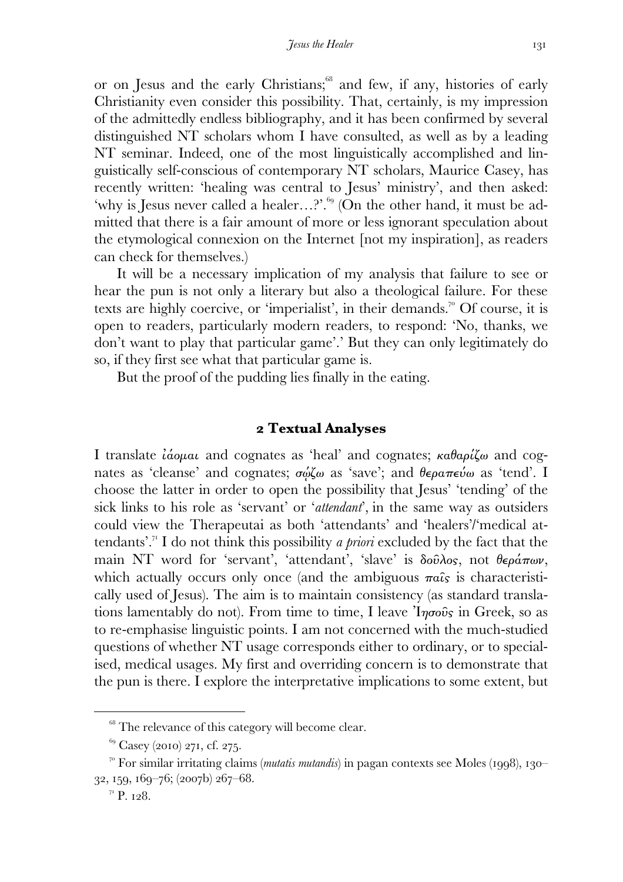or on Jesus and the early Christians;[68] and few, if any, histories of early Christianity even consider this possibility. That, certainly, is my impression of the admittedly endless bibliography, and it has been confirmed by several distinguished NT scholars whom I have consulted, as well as by a leading NT seminar. Indeed, one of the most linguistically accomplished and linguistically self-conscious of contemporary NT scholars, Maurice Casey, has recently written: 'healing was central to Jesus' ministry', and then asked: 'why is Jesus never called a healer…?'.[69] (On the other hand, it must be admitted that there is a fair amount of more or less ignorant speculation about the etymological connexion on the Internet [not my inspiration], as readers can check for themselves.)

It will be a necessary implication of my analysis that failure to see or hear the pun is not only a literary but also a theological failure. For these texts are highly coercive, or 'imperialist', in their demands.[70] Of course, it is open to readers, particularly modern readers, to respond: 'No, thanks, we don't want to play that particular game'.' But they can only legitimately do so, if they first see what that particular game is.

But the proof of the pudding lies finally in the eating.

## 2 Textual Analyses

I translate ἰάομαι and cognates as 'heal' and cognates; καθαρίζω and cognates as 'cleanse' and cognates; σῴζω as 'save'; and θεραπεύω as 'tend'. I choose the latter in order to open the possibility that Jesus' 'tending' of the sick links to his role as 'servant' or '*attendant*', in the same way as outsiders could view the Therapeutai as both 'attendants' and 'healers'/'medical attendants'.[71] I do not think this possibility *a priori* excluded by the fact that the main NT word for 'servant', 'attendant', 'slave' is δοῦλος, not θεράπων, which actually occurs only once (and the ambiguous παῖς is characteristically used of Jesus). The aim is to maintain consistency (as standard translations lamentably do not). From time to time, I leave Ἰησοῦς in Greek, so as to re-emphasise linguistic points. I am not concerned with the much-studied questions of whether NT usage corresponds either to ordinary, or to specialised, medical usages. My first and overriding concern is to demonstrate that the pun is there. I explore the interpretative implications to some extent, but

---

[68] The relevance of this category will become clear.

[69] Casey (2010) 271, cf. 275.

[70] For similar irritating claims (*mutatis mutandis*) in pagan contexts see Moles (1998), 130–32, 159, 169–76; (2007b) 267–68.

[71] P. 128.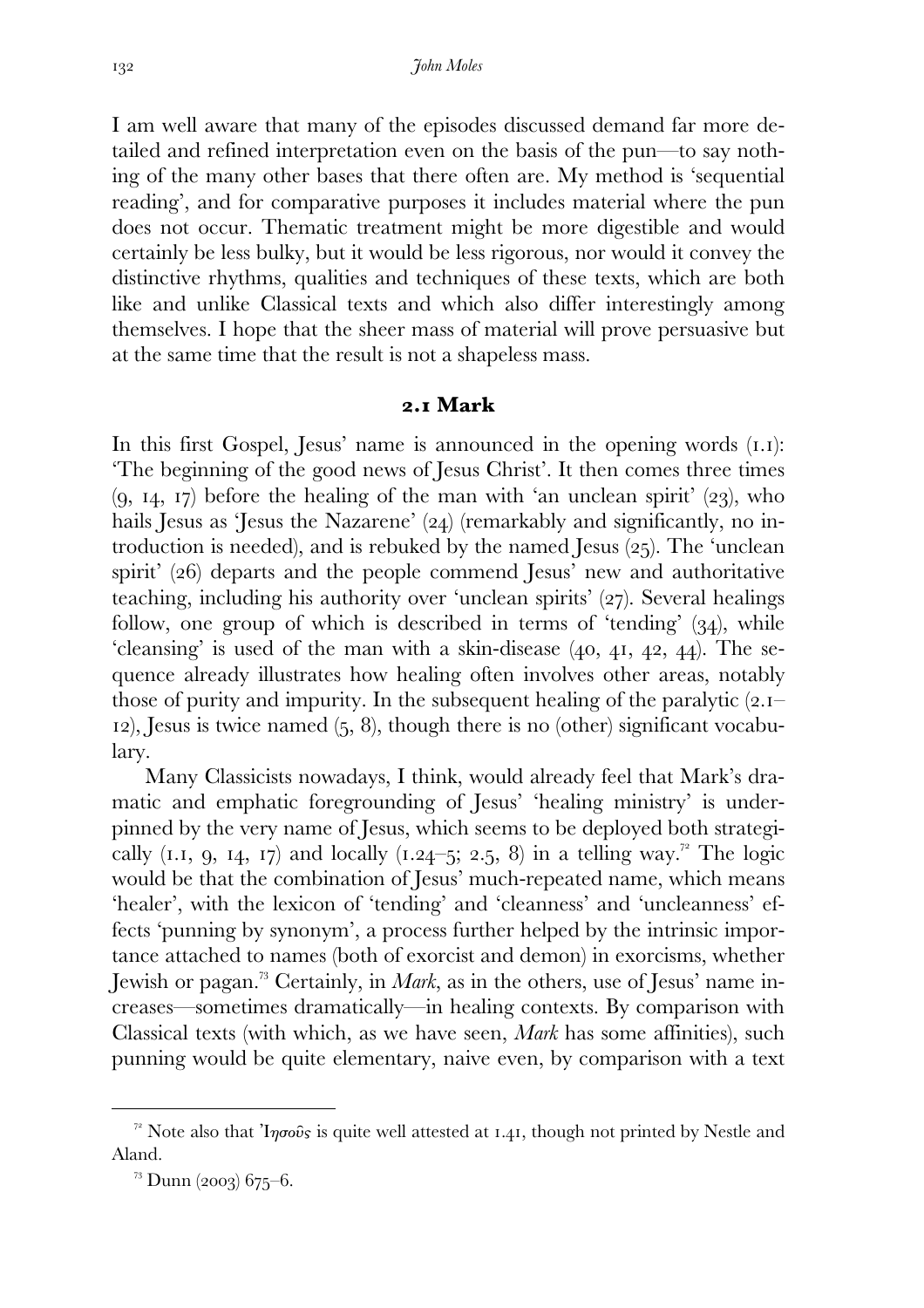I am well aware that many of the episodes discussed demand far more detailed and refined interpretation even on the basis of the pun—to say nothing of the many other bases that there often are. My method is 'sequential reading', and for comparative purposes it includes material where the pun does not occur. Thematic treatment might be more digestible and would certainly be less bulky, but it would be less rigorous, nor would it convey the distinctive rhythms, qualities and techniques of these texts, which are both like and unlike Classical texts and which also differ interestingly among themselves. I hope that the sheer mass of material will prove persuasive but at the same time that the result is not a shapeless mass.

## 2.1 Mark

In this first Gospel, Jesus' name is announced in the opening words (1.1): 'The beginning of the good news of Jesus Christ'. It then comes three times (9, 14, 17) before the healing of the man with 'an unclean spirit' (23), who hails Jesus as 'Jesus the Nazarene' (24) (remarkably and significantly, no introduction is needed), and is rebuked by the named Jesus (25). The 'unclean spirit' (26) departs and the people commend Jesus' new and authoritative teaching, including his authority over 'unclean spirits' (27). Several healings follow, one group of which is described in terms of 'tending' (34), while 'cleansing' is used of the man with a skin-disease (40, 41, 42, 44). The sequence already illustrates how healing often involves other areas, notably those of purity and impurity. In the subsequent healing of the paralytic (2.1–12), Jesus is twice named (5, 8), though there is no (other) significant vocabulary.

Many Classicists nowadays, I think, would already feel that Mark's dramatic and emphatic foregrounding of Jesus' 'healing ministry' is underpinned by the very name of Jesus, which seems to be deployed both strategically (1.1, 9, 14, 17) and locally (1.24–5; 2.5, 8) in a telling way.[72] The logic would be that the combination of Jesus' much-repeated name, which means 'healer', with the lexicon of 'tending' and 'cleanness' and 'uncleanness' effects 'punning by synonym', a process further helped by the intrinsic importance attached to names (both of exorcist and demon) in exorcisms, whether Jewish or pagan.[73] Certainly, in *Mark*, as in the others, use of Jesus' name increases—sometimes dramatically—in healing contexts. By comparison with Classical texts (with which, as we have seen, *Mark* has some affinities), such punning would be quite elementary, naive even, by comparison with a text

---

[72] Note also that Ἰησοῦς is quite well attested at 1.41, though not printed by Nestle and Aland.

[73] Dunn (2003) 675–6.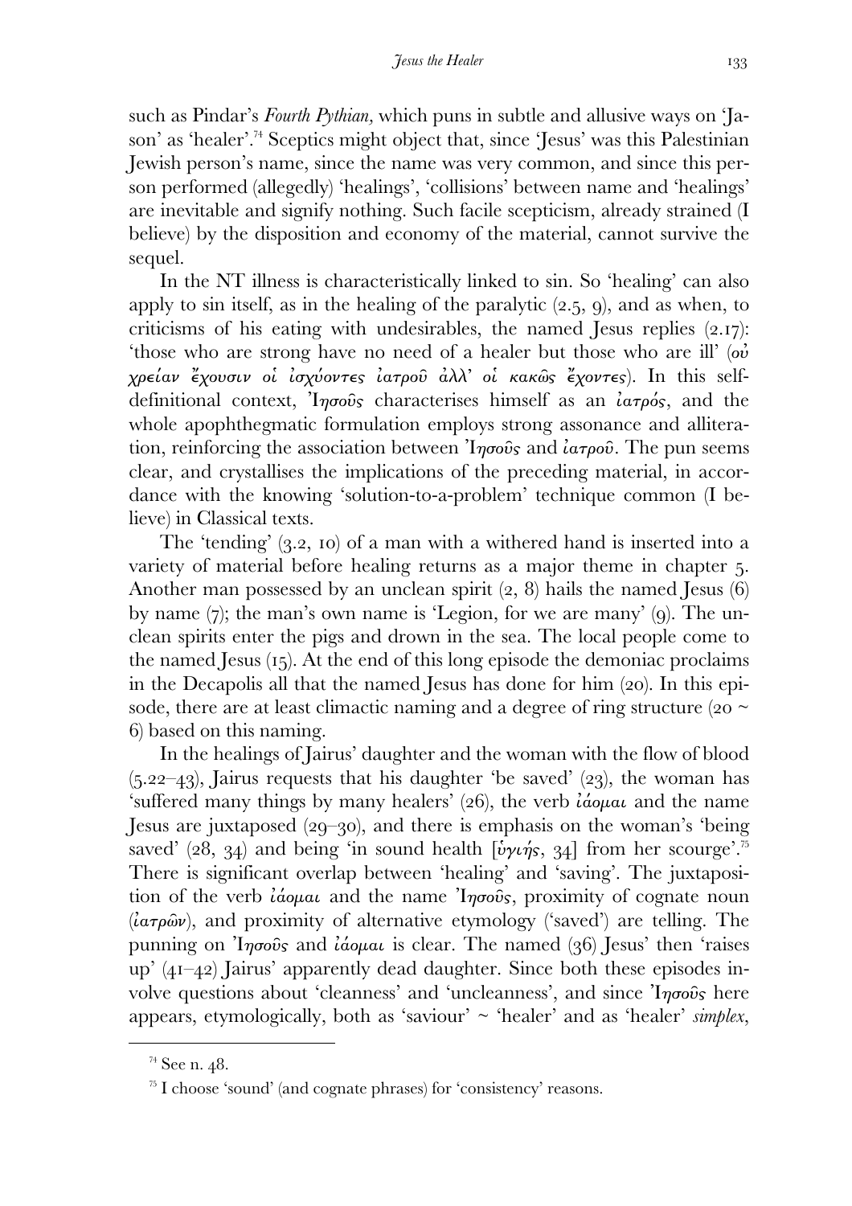such as Pindar's *Fourth Pythian*, which puns in subtle and allusive ways on 'Jason' as 'healer'.[74] Sceptics might object that, since 'Jesus' was this Palestinian Jewish person's name, since the name was very common, and since this person performed (allegedly) 'healings', 'collisions' between name and 'healings' are inevitable and signify nothing. Such facile scepticism, already strained (I believe) by the disposition and economy of the material, cannot survive the sequel.

In the NT illness is characteristically linked to sin. So 'healing' can also apply to sin itself, as in the healing of the paralytic (2.5, 9), and as when, to criticisms of his eating with undesirables, the named Jesus replies (2.17): 'those who are strong have no need of a healer but those who are ill' (οὐ χρείαν ἔχουσιν οἱ ἰσχύοντες ἰατροῦ ἀλλ' οἱ κακῶς ἔχοντες). In this self-definitional context, Ἰησοῦς characterises himself as an ἰατρός, and the whole apophthegmatic formulation employs strong assonance and alliteration, reinforcing the association between Ἰησοῦς and ἰατροῦ. The pun seems clear, and crystallises the implications of the preceding material, in accordance with the knowing 'solution-to-a-problem' technique common (I believe) in Classical texts.

The 'tending' (3.2, 10) of a man with a withered hand is inserted into a variety of material before healing returns as a major theme in chapter 5. Another man possessed by an unclean spirit (2, 8) hails the named Jesus (6) by name (7); the man's own name is 'Legion, for we are many' (9). The unclean spirits enter the pigs and drown in the sea. The local people come to the named Jesus (15). At the end of this long episode the demoniac proclaims in the Decapolis all that the named Jesus has done for him (20). In this episode, there are at least climactic naming and a degree of ring structure (20 ~ 6) based on this naming.

In the healings of Jairus' daughter and the woman with the flow of blood (5.22–43), Jairus requests that his daughter 'be saved' (23), the woman has 'suffered many things by many healers' (26), the verb ἰάομαι and the name Jesus are juxtaposed (29–30), and there is emphasis on the woman's 'being saved' (28, 34) and being 'in sound health [ὑγιής, 34] from her scourge'.[75] There is significant overlap between 'healing' and 'saving'. The juxtaposition of the verb ἰάομαι and the name Ἰησοῦς, proximity of cognate noun (ἰατρῶν), and proximity of alternative etymology ('saved') are telling. The punning on Ἰησοῦς and ἰάομαι is clear. The named (36) Jesus' then 'raises up' (41–42) Jairus' apparently dead daughter. Since both these episodes involve questions about 'cleanness' and 'uncleanness', and since Ἰησοῦς here appears, etymologically, both as 'saviour' ~ 'healer' and as 'healer' *simplex*,

---

[74] See n. 48.

[75] I choose 'sound' (and cognate phrases) for 'consistency' reasons.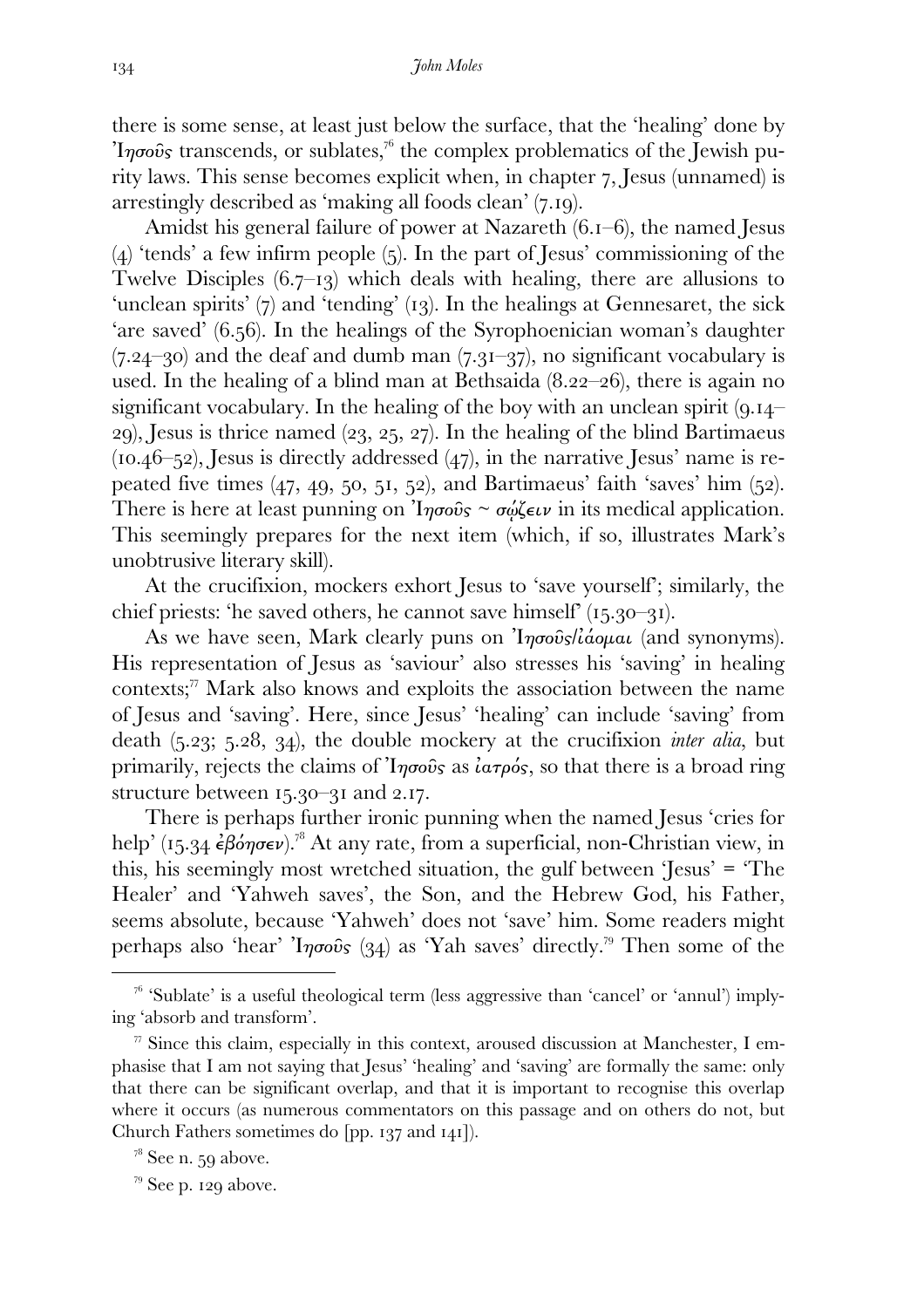there is some sense, at least just below the surface, that the 'healing' done by Ἰησοῦς transcends, or sublates,[76] the complex problematics of the Jewish purity laws. This sense becomes explicit when, in chapter 7, Jesus (unnamed) is arrestingly described as 'making all foods clean' (7.19).

Amidst his general failure of power at Nazareth (6.1–6), the named Jesus (4) 'tends' a few infirm people (5). In the part of Jesus' commissioning of the Twelve Disciples (6.7–13) which deals with healing, there are allusions to 'unclean spirits' (7) and 'tending' (13). In the healings at Gennesaret, the sick 'are saved' (6.56). In the healings of the Syrophoenician woman's daughter (7.24–30) and the deaf and dumb man (7.31–37), no significant vocabulary is used. In the healing of a blind man at Bethsaida (8.22–26), there is again no significant vocabulary. In the healing of the boy with an unclean spirit (9.14–29), Jesus is thrice named (23, 25, 27). In the healing of the blind Bartimaeus (10.46–52), Jesus is directly addressed (47), in the narrative Jesus' name is repeated five times (47, 49, 50, 51, 52), and Bartimaeus' faith 'saves' him (52). There is here at least punning on Ἰησοῦς ~ σῴζειν in its medical application. This seemingly prepares for the next item (which, if so, illustrates Mark's unobtrusive literary skill).

At the crucifixion, mockers exhort Jesus to 'save yourself'; similarly, the chief priests: 'he saved others, he cannot save himself' (15.30–31).

As we have seen, Mark clearly puns on Ἰησοῦς/ἰάομαι (and synonyms). His representation of Jesus as 'saviour' also stresses his 'saving' in healing contexts;[77] Mark also knows and exploits the association between the name of Jesus and 'saving'. Here, since Jesus' 'healing' can include 'saving' from death (5.23; 5.28, 34), the double mockery at the crucifixion *inter alia*, but primarily, rejects the claims of Ἰησοῦς as ἰατρός, so that there is a broad ring structure between 15.30–31 and 2.17.

There is perhaps further ironic punning when the named Jesus 'cries for help' (15.34 ἐβόησεν).[78] At any rate, from a superficial, non-Christian view, in this, his seemingly most wretched situation, the gulf between 'Jesus' = 'The Healer' and 'Yahweh saves', the Son, and the Hebrew God, his Father, seems absolute, because 'Yahweh' does not 'save' him. Some readers might perhaps also 'hear' Ἰησοῦς (34) as 'Yah saves' directly.[79] Then some of the

---

[76] 'Sublate' is a useful theological term (less aggressive than 'cancel' or 'annul') implying 'absorb and transform'.

[77] Since this claim, especially in this context, aroused discussion at Manchester, I emphasise that I am not saying that Jesus' 'healing' and 'saving' are formally the same: only that there can be significant overlap, and that it is important to recognise this overlap where it occurs (as numerous commentators on this passage and on others do not, but Church Fathers sometimes do [pp. 137 and 141]).

[78] See n. 59 above.

[79] See p. 129 above.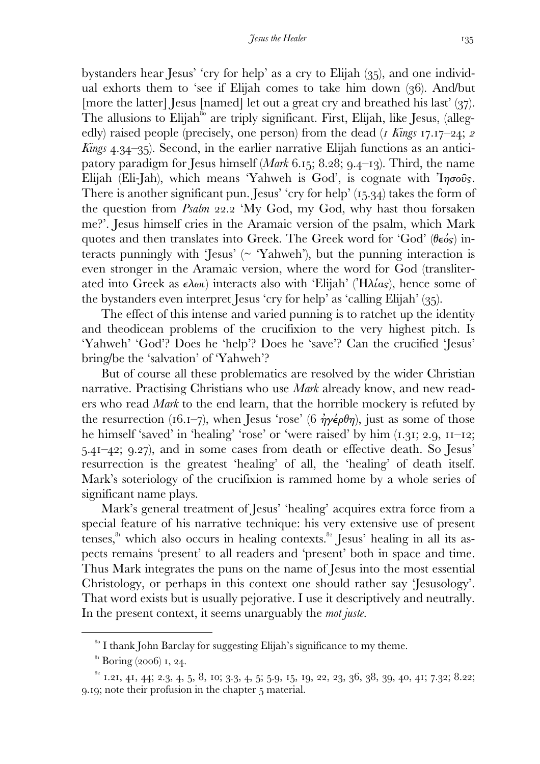bystanders hear Jesus' 'cry for help' as a cry to Elijah (35), and one individual exhorts them to 'see if Elijah comes to take him down (36). And/but [more the latter] Jesus [named] let out a great cry and breathed his last' (37). The allusions to Elijah[80] are triply significant. First, Elijah, like Jesus, (allegedly) raised people (precisely, one person) from the dead (*1 Kings* 17.17–24; *2 Kings* 4.34–35). Second, in the earlier narrative Elijah functions as an anticipatory paradigm for Jesus himself (*Mark* 6.15; 8.28; 9.4–13). Third, the name Elijah (Eli-Jah), which means 'Yahweh is God', is cognate with Ἰησοῦς. There is another significant pun. Jesus' 'cry for help' (15.34) takes the form of the question from *Psalm* 22.2 'My God, my God, why hast thou forsaken me?'. Jesus himself cries in the Aramaic version of the psalm, which Mark quotes and then translates into Greek. The Greek word for 'God' (θεός) interacts punningly with 'Jesus' (~ 'Yahweh'), but the punning interaction is even stronger in the Aramaic version, where the word for God (transliterated into Greek as ελωι) interacts also with 'Elijah' (Ἠλίας), hence some of the bystanders even interpret Jesus 'cry for help' as 'calling Elijah' (35).

The effect of this intense and varied punning is to ratchet up the identity and theodicean problems of the crucifixion to the very highest pitch. Is 'Yahweh' 'God'? Does he 'help'? Does he 'save'? Can the crucified 'Jesus' bring/be the 'salvation' of 'Yahweh'?

But of course all these problematics are resolved by the wider Christian narrative. Practising Christians who use *Mark* already know, and new readers who read *Mark* to the end learn, that the horrible mockery is refuted by the resurrection (16.1–7), when Jesus 'rose' (6 ἠγέρθη), just as some of those he himself 'saved' in 'healing' 'rose' or 'were raised' by him (1.31; 2.9, 11–12; 5.41–42; 9.27), and in some cases from death or effective death. So Jesus' resurrection is the greatest 'healing' of all, the 'healing' of death itself. Mark's soteriology of the crucifixion is rammed home by a whole series of significant name plays.

Mark's general treatment of Jesus' 'healing' acquires extra force from a special feature of his narrative technique: his very extensive use of present tenses,[81] which also occurs in healing contexts.[82] Jesus' healing in all its aspects remains 'present' to all readers and 'present' both in space and time. Thus Mark integrates the puns on the name of Jesus into the most essential Christology, or perhaps in this context one should rather say 'Jesusology'. That word exists but is usually pejorative. I use it descriptively and neutrally. In the present context, it seems unarguably the *mot juste*.

---

[80] I thank John Barclay for suggesting Elijah's significance to my theme.

[81] Boring (2006) 1, 24.

[82] 1.21, 41, 44; 2.3, 4, 5, 8, 10; 3.3, 4, 5; 5.9, 15, 19, 22, 23, 36, 38, 39, 40, 41; 7.32; 8.22; 9.19; note their profusion in the chapter 5 material.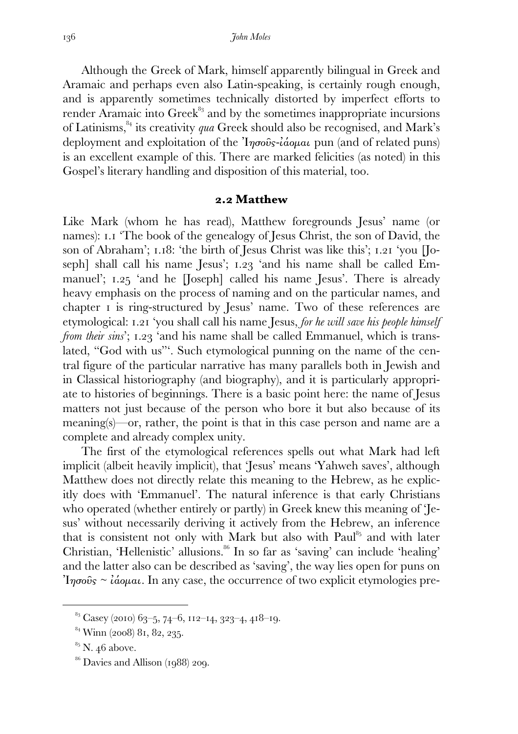Although the Greek of Mark, himself apparently bilingual in Greek and Aramaic and perhaps even also Latin-speaking, is certainly rough enough, and is apparently sometimes technically distorted by imperfect efforts to render Aramaic into Greek[83] and by the sometimes inappropriate incursions of Latinisms,[84] its creativity *qua* Greek should also be recognised, and Mark's deployment and exploitation of the Ἰησοῦς-ἰάομαι pun (and of related puns) is an excellent example of this. There are marked felicities (as noted) in this Gospel's literary handling and disposition of this material, too.

## 2.2 Matthew

Like Mark (whom he has read), Matthew foregrounds Jesus' name (or names): 1.1 'The book of the genealogy of Jesus Christ, the son of David, the son of Abraham'; 1.18: 'the birth of Jesus Christ was like this'; 1.21 'you [Joseph] shall call his name Jesus'; 1.23 'and his name shall be called Emmanuel'; 1.25 'and he [Joseph] called his name Jesus'. There is already heavy emphasis on the process of naming and on the particular names, and chapter 1 is ring-structured by Jesus' name. Two of these references are etymological: 1.21 'you shall call his name Jesus, *for he will save his people himself from their sins*'; 1.23 'and his name shall be called Emmanuel, which is translated, "God with us"'. Such etymological punning on the name of the central figure of the particular narrative has many parallels both in Jewish and in Classical historiography (and biography), and it is particularly appropriate to histories of beginnings. There is a basic point here: the name of Jesus matters not just because of the person who bore it but also because of its meaning(s)—or, rather, the point is that in this case person and name are a complete and already complex unity.

The first of the etymological references spells out what Mark had left implicit (albeit heavily implicit), that 'Jesus' means 'Yahweh saves', although Matthew does not directly relate this meaning to the Hebrew, as he explicitly does with 'Emmanuel'. The natural inference is that early Christians who operated (whether entirely or partly) in Greek knew this meaning of 'Jesus' without necessarily deriving it actively from the Hebrew, an inference that is consistent not only with Mark but also with Paul[85] and with later Christian, 'Hellenistic' allusions.[86] In so far as 'saving' can include 'healing' and the latter also can be described as 'saving', the way lies open for puns on Ἰησοῦς ~ ἰάομαι. In any case, the occurrence of two explicit etymologies pre-

[83] Casey (2010) 63–5, 74–6, 112–14, 323–4, 418–19.

[84] Winn (2008) 81, 82, 235.

[85] N. 46 above.

[86] Davies and Allison (1988) 209.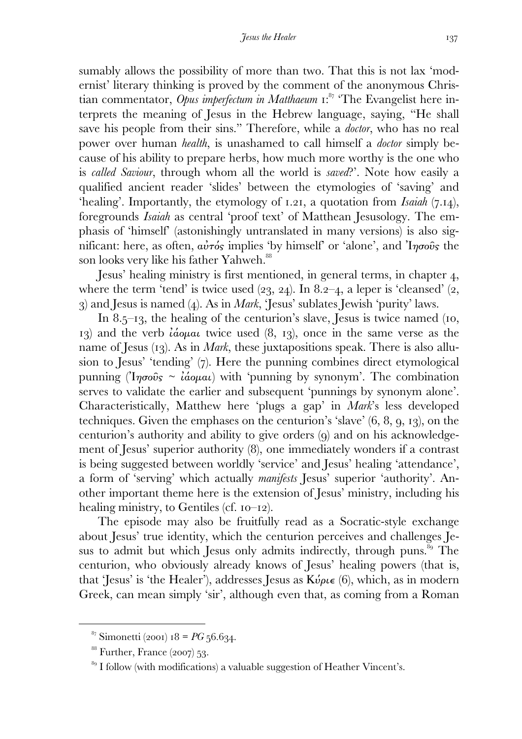sumably allows the possibility of more than two. That this is not lax 'modernist' literary thinking is proved by the comment of the anonymous Christian commentator, *Opus imperfectum in Matthaeum* 1:[87] 'The Evangelist here interprets the meaning of Jesus in the Hebrew language, saying, "He shall save his people from their sins." Therefore, while a *doctor*, who has no real power over human *health*, is unashamed to call himself a *doctor* simply because of his ability to prepare herbs, how much more worthy is the one who is *called Saviour*, through whom all the world is *saved*?'. Note how easily a qualified ancient reader 'slides' between the etymologies of 'saving' and 'healing'. Importantly, the etymology of 1.21, a quotation from *Isaiah* (7.14), foregrounds *Isaiah* as central 'proof text' of Matthean Jesusology. The emphasis of 'himself' (astonishingly untranslated in many versions) is also significant: here, as often, *αὐτός* implies 'by himself' or 'alone', and Ἰησοῦς the son looks very like his father Yahweh.[88]

Jesus' healing ministry is first mentioned, in general terms, in chapter 4, where the term 'tend' is twice used (23, 24). In 8.2–4, a leper is 'cleansed' (2, 3) and Jesus is named (4). As in *Mark*, 'Jesus' sublates Jewish 'purity' laws.

In 8.5–13, the healing of the centurion's slave, Jesus is twice named (10, 13) and the verb *ἰάομαι* twice used (8, 13), once in the same verse as the name of Jesus (13). As in *Mark*, these juxtapositions speak. There is also allusion to Jesus' 'tending' (7). Here the punning combines direct etymological punning (Ἰησοῦς ~ *ἰάομαι*) with 'punning by synonym'. The combination serves to validate the earlier and subsequent 'punnings by synonym alone'. Characteristically, Matthew here 'plugs a gap' in *Mark*'s less developed techniques. Given the emphases on the centurion's 'slave' (6, 8, 9, 13), on the centurion's authority and ability to give orders (9) and on his acknowledgement of Jesus' superior authority (8), one immediately wonders if a contrast is being suggested between worldly 'service' and Jesus' healing 'attendance', a form of 'serving' which actually *manifests* Jesus' superior 'authority'. Another important theme here is the extension of Jesus' ministry, including his healing ministry, to Gentiles (cf. 10–12).

The episode may also be fruitfully read as a Socratic-style exchange about Jesus' true identity, which the centurion perceives and challenges Jesus to admit but which Jesus only admits indirectly, through puns.[89] The centurion, who obviously already knows of Jesus' healing powers (that is, that 'Jesus' is 'the Healer'), addresses Jesus as Κύριε (6), which, as in modern Greek, can mean simply 'sir', although even that, as coming from a Roman

---

[87] Simonetti (2001) 18 = *PG* 56.634.

[88] Further, France (2007) 53.

[89] I follow (with modifications) a valuable suggestion of Heather Vincent's.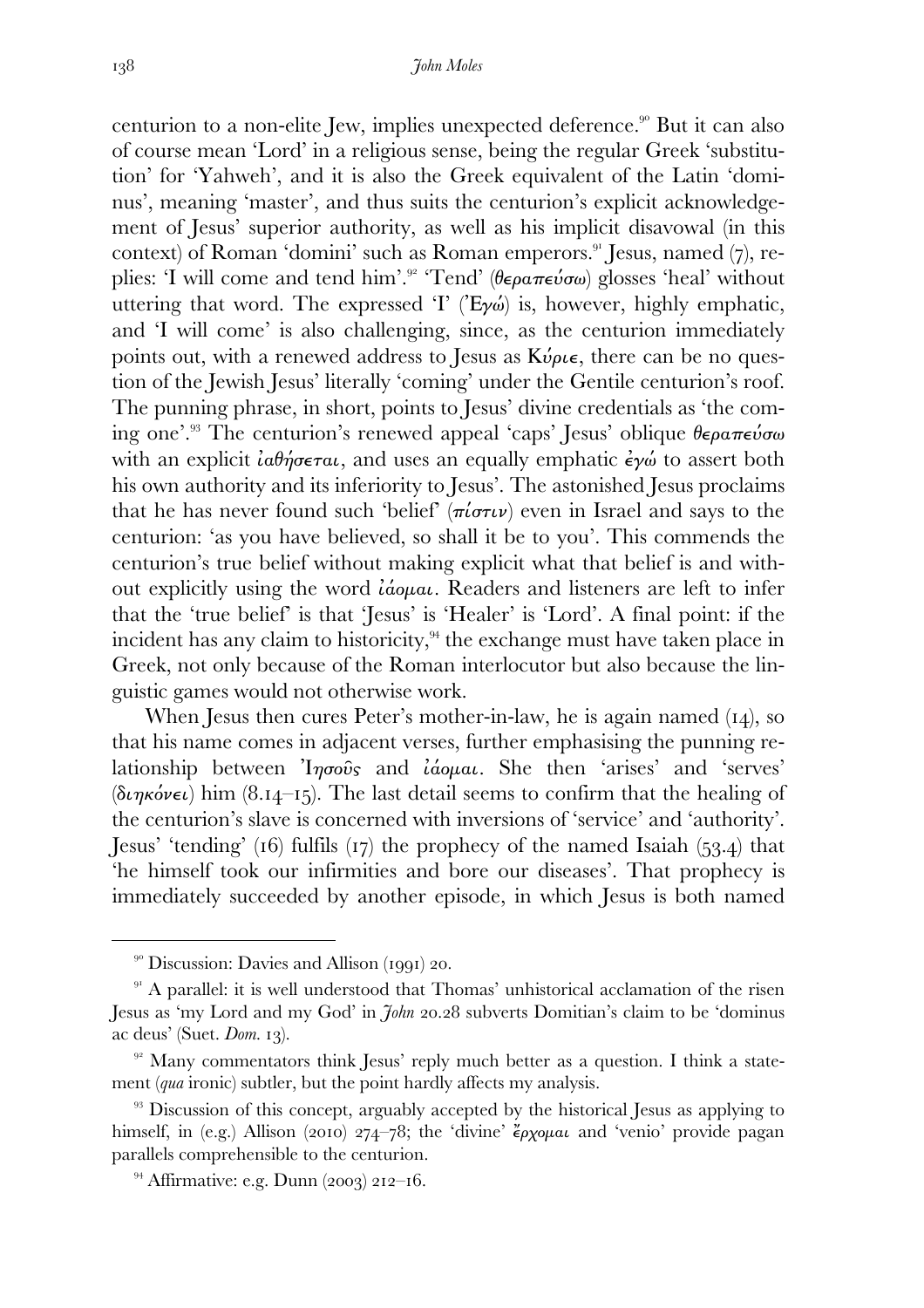centurion to a non-elite Jew, implies unexpected deference.[90] But it can also of course mean 'Lord' in a religious sense, being the regular Greek 'substitution' for 'Yahweh', and it is also the Greek equivalent of the Latin 'dominus', meaning 'master', and thus suits the centurion's explicit acknowledgement of Jesus' superior authority, as well as his implicit disavowal (in this context) of Roman 'domini' such as Roman emperors.[91] Jesus, named (7), replies: 'I will come and tend him'.[92] 'Tend' (θεραπεύσω) glosses 'heal' without uttering that word. The expressed 'I' (Ἐγώ) is, however, highly emphatic, and 'I will come' is also challenging, since, as the centurion immediately points out, with a renewed address to Jesus as Κύριε, there can be no question of the Jewish Jesus' literally 'coming' under the Gentile centurion's roof. The punning phrase, in short, points to Jesus' divine credentials as 'the coming one'.[93] The centurion's renewed appeal 'caps' Jesus' oblique θεραπεύσω with an explicit ἰαθήσεται, and uses an equally emphatic ἐγώ to assert both his own authority and its inferiority to Jesus'. The astonished Jesus proclaims that he has never found such 'belief' (πίστιν) even in Israel and says to the centurion: 'as you have believed, so shall it be to you'. This commends the centurion's true belief without making explicit what that belief is and without explicitly using the word ἰάομαι. Readers and listeners are left to infer that the 'true belief' is that 'Jesus' is 'Healer' is 'Lord'. A final point: if the incident has any claim to historicity,[94] the exchange must have taken place in Greek, not only because of the Roman interlocutor but also because the linguistic games would not otherwise work.

When Jesus then cures Peter's mother-in-law, he is again named (14), so that his name comes in adjacent verses, further emphasising the punning relationship between Ἰησοῦς and ἰάομαι. She then 'arises' and 'serves' (διηκόνει) him (8.14–15). The last detail seems to confirm that the healing of the centurion's slave is concerned with inversions of 'service' and 'authority'. Jesus' 'tending' (16) fulfils (17) the prophecy of the named Isaiah (53.4) that 'he himself took our infirmities and bore our diseases'. That prophecy is immediately succeeded by another episode, in which Jesus is both named

[90] Discussion: Davies and Allison (1991) 20.

[91] A parallel: it is well understood that Thomas' unhistorical acclamation of the risen Jesus as 'my Lord and my God' in *John* 20.28 subverts Domitian's claim to be 'dominus ac deus' (Suet. *Dom.* 13).

[92] Many commentators think Jesus' reply much better as a question. I think a statement (*qua* ironic) subtler, but the point hardly affects my analysis.

[93] Discussion of this concept, arguably accepted by the historical Jesus as applying to himself, in (e.g.) Allison (2010) 274–78; the 'divine' ἔρχομαι and 'venio' provide pagan parallels comprehensible to the centurion.

[94] Affirmative: e.g. Dunn (2003) 212–16.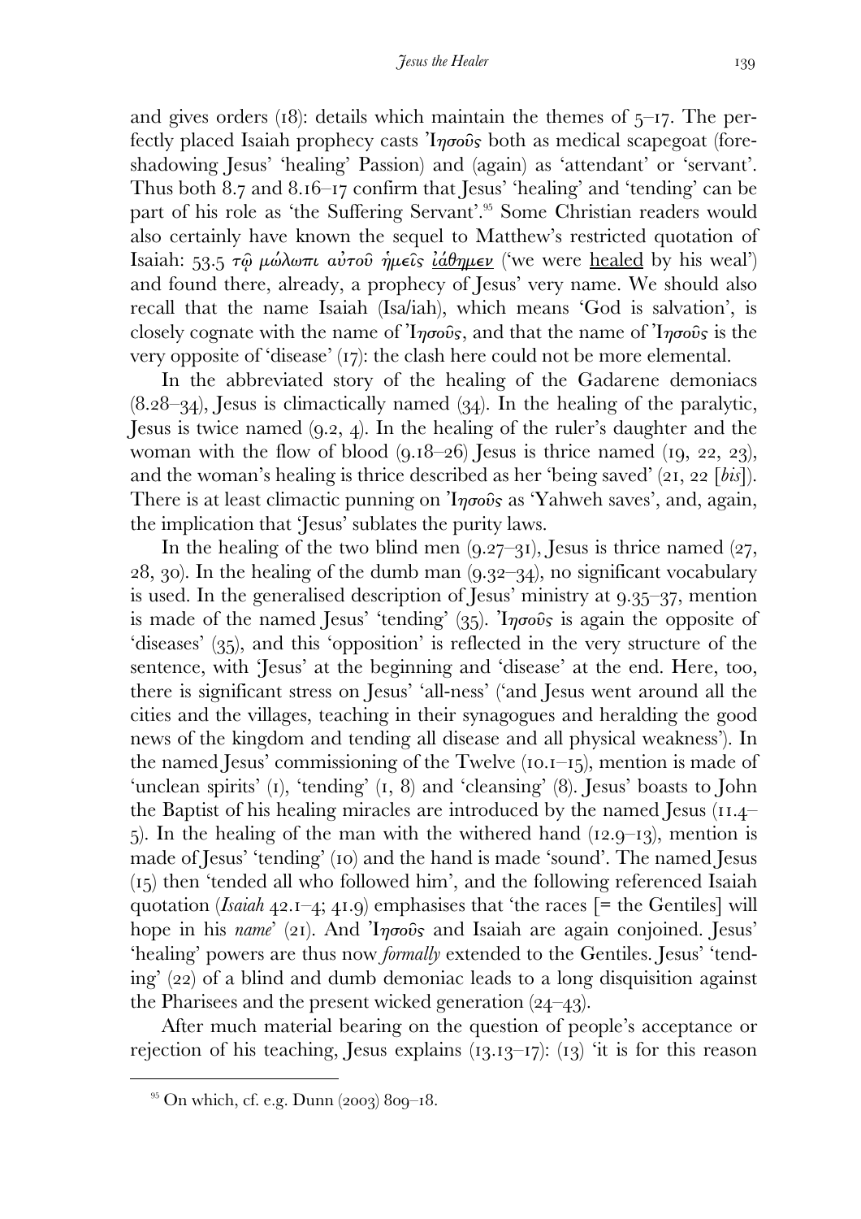and gives orders (18): details which maintain the themes of 5–17. The perfectly placed Isaiah prophecy casts Ἰησοῦς both as medical scapegoat (foreshadowing Jesus' 'healing' Passion) and (again) as 'attendant' or 'servant'. Thus both 8.7 and 8.16–17 confirm that Jesus' 'healing' and 'tending' can be part of his role as 'the Suffering Servant'.[95] Some Christian readers would also certainly have known the sequel to Matthew's restricted quotation of Isaiah: 53.5 *τῷ μώλωπι αὐτοῦ ἡμεῖς <u>ἰάθημεν</u>* ('we were <u>healed</u> by his weal') and found there, already, a prophecy of Jesus' very name. We should also recall that the name Isaiah (Isa/iah), which means 'God is salvation', is closely cognate with the name of Ἰησοῦς, and that the name of Ἰησοῦς is the very opposite of 'disease' (17): the clash here could not be more elemental.

In the abbreviated story of the healing of the Gadarene demoniacs (8.28–34), Jesus is climactically named (34). In the healing of the paralytic, Jesus is twice named (9.2, 4). In the healing of the ruler's daughter and the woman with the flow of blood (9.18–26) Jesus is thrice named (19, 22, 23), and the woman's healing is thrice described as her 'being saved' (21, 22 [*bis*]). There is at least climactic punning on Ἰησοῦς as 'Yahweh saves', and, again, the implication that 'Jesus' sublates the purity laws.

In the healing of the two blind men (9.27–31), Jesus is thrice named (27, 28, 30). In the healing of the dumb man (9.32–34), no significant vocabulary is used. In the generalised description of Jesus' ministry at 9.35–37, mention is made of the named Jesus' 'tending' (35). Ἰησοῦς is again the opposite of 'diseases' (35), and this 'opposition' is reflected in the very structure of the sentence, with 'Jesus' at the beginning and 'disease' at the end. Here, too, there is significant stress on Jesus' 'all-ness' ('and Jesus went around all the cities and the villages, teaching in their synagogues and heralding the good news of the kingdom and tending all disease and all physical weakness'). In the named Jesus' commissioning of the Twelve (10.1–15), mention is made of 'unclean spirits' (1), 'tending' (1, 8) and 'cleansing' (8). Jesus' boasts to John the Baptist of his healing miracles are introduced by the named Jesus (11.4–5). In the healing of the man with the withered hand (12.9–13), mention is made of Jesus' 'tending' (10) and the hand is made 'sound'. The named Jesus (15) then 'tended all who followed him', and the following referenced Isaiah quotation (*Isaiah* 42.1–4; 41.9) emphasises that 'the races [= the Gentiles] will hope in his *name*' (21). And Ἰησοῦς and Isaiah are again conjoined. Jesus' 'healing' powers are thus now *formally* extended to the Gentiles. Jesus' 'tending' (22) of a blind and dumb demoniac leads to a long disquisition against the Pharisees and the present wicked generation (24–43).

After much material bearing on the question of people's acceptance or rejection of his teaching, Jesus explains (13.13–17): (13) 'it is for this reason

[95] On which, cf. e.g. Dunn (2003) 809–18.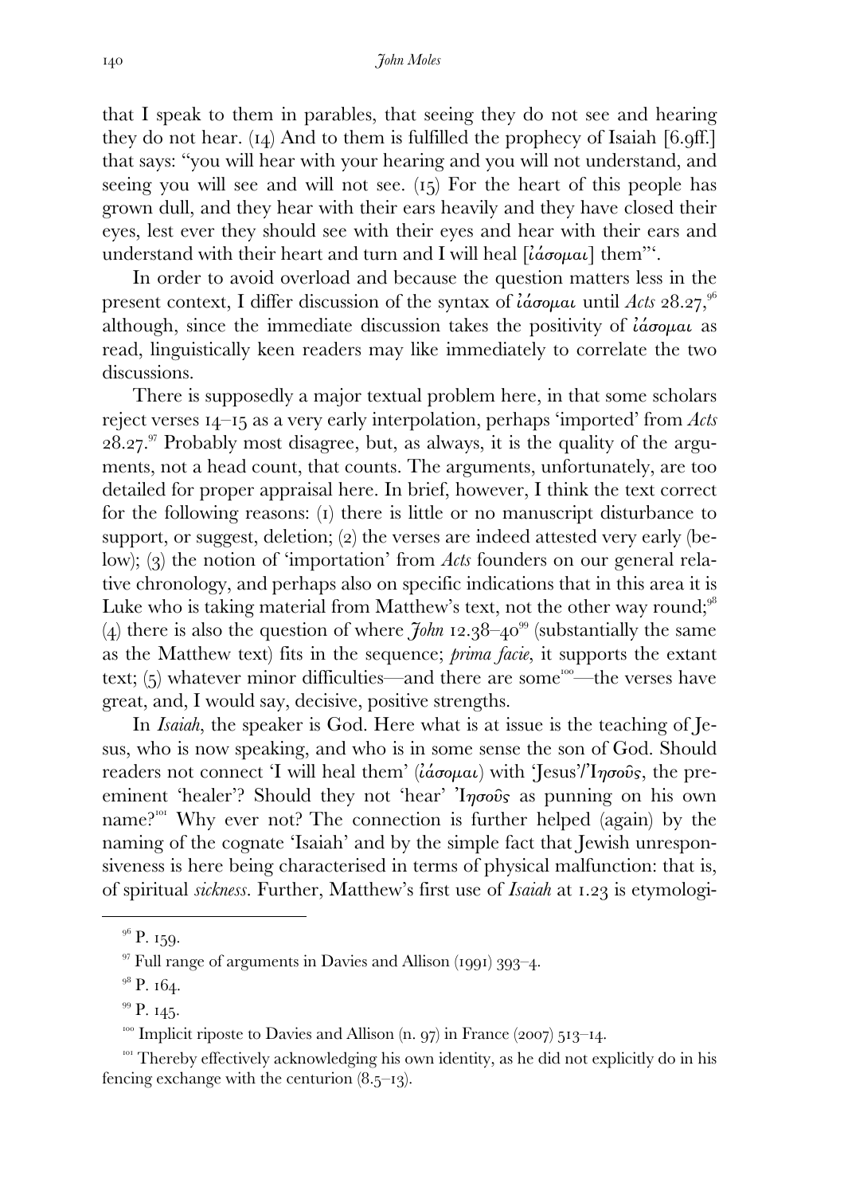that I speak to them in parables, that seeing they do not see and hearing they do not hear. (14) And to them is fulfilled the prophecy of Isaiah [6.9ff.] that says: "you will hear with your hearing and you will not understand, and seeing you will see and will not see. (15) For the heart of this people has grown dull, and they hear with their ears heavily and they have closed their eyes, lest ever they should see with their eyes and hear with their ears and understand with their heart and turn and I will heal [ἰάσομαι] them"'.

In order to avoid overload and because the question matters less in the present context, I differ discussion of the syntax of ἰάσομαι until *Acts* 28.27,[96] although, since the immediate discussion takes the positivity of ἰάσομαι as read, linguistically keen readers may like immediately to correlate the two discussions.

There is supposedly a major textual problem here, in that some scholars reject verses 14–15 as a very early interpolation, perhaps 'imported' from *Acts* 28.27.[97] Probably most disagree, but, as always, it is the quality of the arguments, not a head count, that counts. The arguments, unfortunately, are too detailed for proper appraisal here. In brief, however, I think the text correct for the following reasons: (1) there is little or no manuscript disturbance to support, or suggest, deletion; (2) the verses are indeed attested very early (below); (3) the notion of 'importation' from *Acts* founders on our general relative chronology, and perhaps also on specific indications that in this area it is Luke who is taking material from Matthew's text, not the other way round;[98] (4) there is also the question of where *John* 12.38–40[99] (substantially the same as the Matthew text) fits in the sequence; *prima facie*, it supports the extant text; (5) whatever minor difficulties—and there are some[100]—the verses have great, and, I would say, decisive, positive strengths.

In *Isaiah*, the speaker is God. Here what is at issue is the teaching of Jesus, who is now speaking, and who is in some sense the son of God. Should readers not connect 'I will heal them' (ἰάσομαι) with 'Jesus'/'Ἰησοῦς, the pre-eminent 'healer'? Should they not 'hear' Ἰησοῦς as punning on his own name?[101] Why ever not? The connection is further helped (again) by the naming of the cognate 'Isaiah' and by the simple fact that Jewish unresponsiveness is here being characterised in terms of physical malfunction: that is, of spiritual *sickness*. Further, Matthew's first use of *Isaiah* at 1.23 is etymologi-

---

[96] P. 159.

[97] Full range of arguments in Davies and Allison (1991) 393–4.

[98] P. 164.

[99] P. 145.

[100] Implicit riposte to Davies and Allison (n. 97) in France (2007) 513–14.

[101] Thereby effectively acknowledging his own identity, as he did not explicitly do in his fencing exchange with the centurion (8.5–13).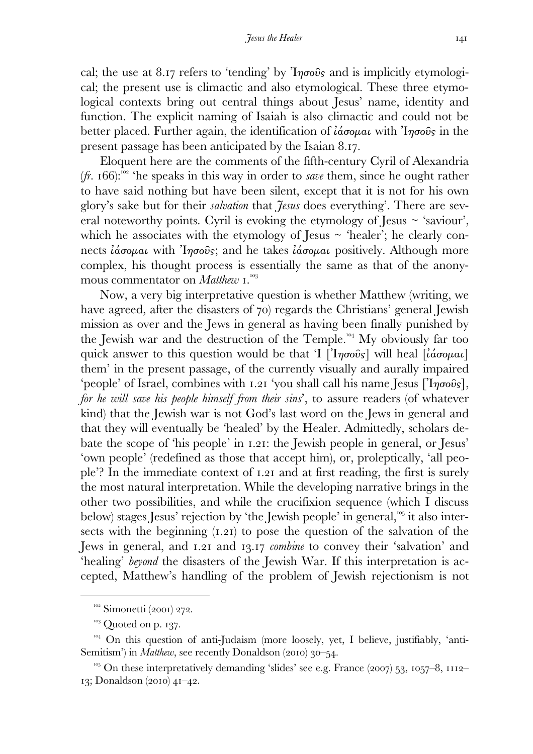cal; the use at 8.17 refers to 'tending' by Ἰησοῦς and is implicitly etymological; the present use is climactic and also etymological. These three etymological contexts bring out central things about Jesus' name, identity and function. The explicit naming of Isaiah is also climactic and could not be better placed. Further again, the identification of ἰάσομαι with Ἰησοῦς in the present passage has been anticipated by the Isaian 8.17.

Eloquent here are the comments of the fifth-century Cyril of Alexandria (*fr.* 166):[102] 'he speaks in this way in order to *save* them, since he ought rather to have said nothing but have been silent, except that it is not for his own glory's sake but for their *salvation* that *Jesus* does everything'. There are several noteworthy points. Cyril is evoking the etymology of Jesus ~ 'saviour', which he associates with the etymology of Jesus ~ 'healer'; he clearly connects ἰάσομαι with Ἰησοῦς; and he takes ἰάσομαι positively. Although more complex, his thought process is essentially the same as that of the anonymous commentator on *Matthew* 1.[103]

Now, a very big interpretative question is whether Matthew (writing, we have agreed, after the disasters of 70) regards the Christians' general Jewish mission as over and the Jews in general as having been finally punished by the Jewish war and the destruction of the Temple.[104] My obviously far too quick answer to this question would be that 'I [Ἰησοῦς] will heal [ἰάσομαι] them' in the present passage, of the currently visually and aurally impaired 'people' of Israel, combines with 1.21 'you shall call his name Jesus [Ἰησοῦς], *for he will save his people himself from their sins*', to assure readers (of whatever kind) that the Jewish war is not God's last word on the Jews in general and that they will eventually be 'healed' by the Healer. Admittedly, scholars debate the scope of 'his people' in 1.21: the Jewish people in general, or Jesus' 'own people' (redefined as those that accept him), or, proleptically, 'all people'? In the immediate context of 1.21 and at first reading, the first is surely the most natural interpretation. While the developing narrative brings in the other two possibilities, and while the crucifixion sequence (which I discuss below) stages Jesus' rejection by 'the Jewish people' in general,[105] it also intersects with the beginning (1.21) to pose the question of the salvation of the Jews in general, and 1.21 and 13.17 *combine* to convey their 'salvation' and 'healing' *beyond* the disasters of the Jewish War. If this interpretation is accepted, Matthew's handling of the problem of Jewish rejectionism is not

[102] Simonetti (2001) 272.

[103] Quoted on p. 137.

[104] On this question of anti-Judaism (more loosely, yet, I believe, justifiably, 'anti-Semitism') in *Matthew*, see recently Donaldson (2010) 30–54.

[105] On these interpretatively demanding 'slides' see e.g. France (2007) 53, 1057–8, 1112–13; Donaldson (2010) 41–42.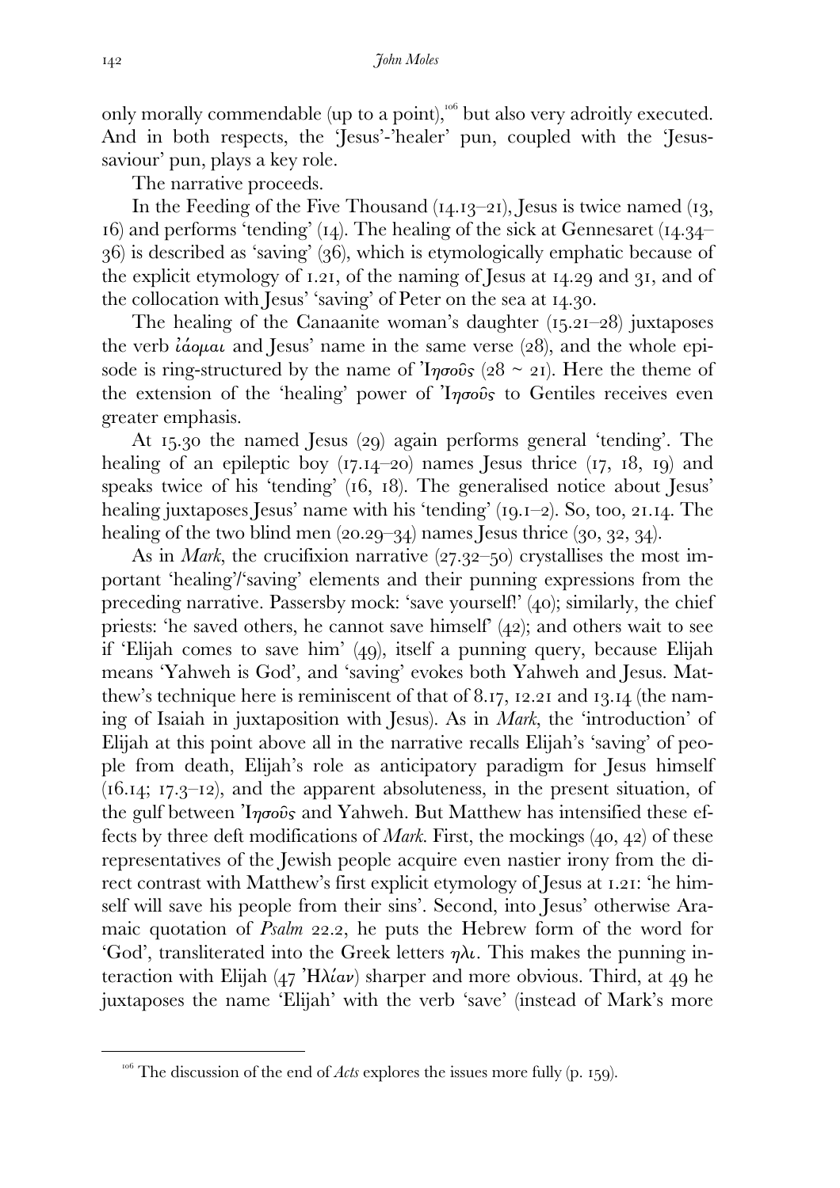only morally commendable (up to a point),[106] but also very adroitly executed. And in both respects, the 'Jesus'-'healer' pun, coupled with the 'Jesus-saviour' pun, plays a key role.

The narrative proceeds.

In the Feeding of the Five Thousand (14.13–21), Jesus is twice named (13, 16) and performs 'tending' (14). The healing of the sick at Gennesaret (14.34–36) is described as 'saving' (36), which is etymologically emphatic because of the explicit etymology of 1.21, of the naming of Jesus at 14.29 and 31, and of the collocation with Jesus' 'saving' of Peter on the sea at 14.30.

The healing of the Canaanite woman's daughter (15.21–28) juxtaposes the verb ἰάομαι and Jesus' name in the same verse (28), and the whole episode is ring-structured by the name of Ἰησοῦς (28 ~ 21). Here the theme of the extension of the 'healing' power of Ἰησοῦς to Gentiles receives even greater emphasis.

At 15.30 the named Jesus (29) again performs general 'tending'. The healing of an epileptic boy (17.14–20) names Jesus thrice (17, 18, 19) and speaks twice of his 'tending' (16, 18). The generalised notice about Jesus' healing juxtaposes Jesus' name with his 'tending' (19.1–2). So, too, 21.14. The healing of the two blind men (20.29–34) names Jesus thrice (30, 32, 34).

As in *Mark*, the crucifixion narrative (27.32–50) crystallises the most important 'healing'/'saving' elements and their punning expressions from the preceding narrative. Passersby mock: 'save yourself!' (40); similarly, the chief priests: 'he saved others, he cannot save himself' (42); and others wait to see if 'Elijah comes to save him' (49), itself a punning query, because Elijah means 'Yahweh is God', and 'saving' evokes both Yahweh and Jesus. Matthew's technique here is reminiscent of that of 8.17, 12.21 and 13.14 (the naming of Isaiah in juxtaposition with Jesus). As in *Mark*, the 'introduction' of Elijah at this point above all in the narrative recalls Elijah's 'saving' of people from death, Elijah's role as anticipatory paradigm for Jesus himself (16.14; 17.3–12), and the apparent absoluteness, in the present situation, of the gulf between Ἰησοῦς and Yahweh. But Matthew has intensified these effects by three deft modifications of *Mark*. First, the mockings (40, 42) of these representatives of the Jewish people acquire even nastier irony from the direct contrast with Matthew's first explicit etymology of Jesus at 1.21: 'he himself will save his people from their sins'. Second, into Jesus' otherwise Aramaic quotation of *Psalm* 22.2, he puts the Hebrew form of the word for 'God', transliterated into the Greek letters ηλι. This makes the punning interaction with Elijah (47 Ἠλίαν) sharper and more obvious. Third, at 49 he juxtaposes the name 'Elijah' with the verb 'save' (instead of Mark's more

---

[106] The discussion of the end of *Acts* explores the issues more fully (p. 159).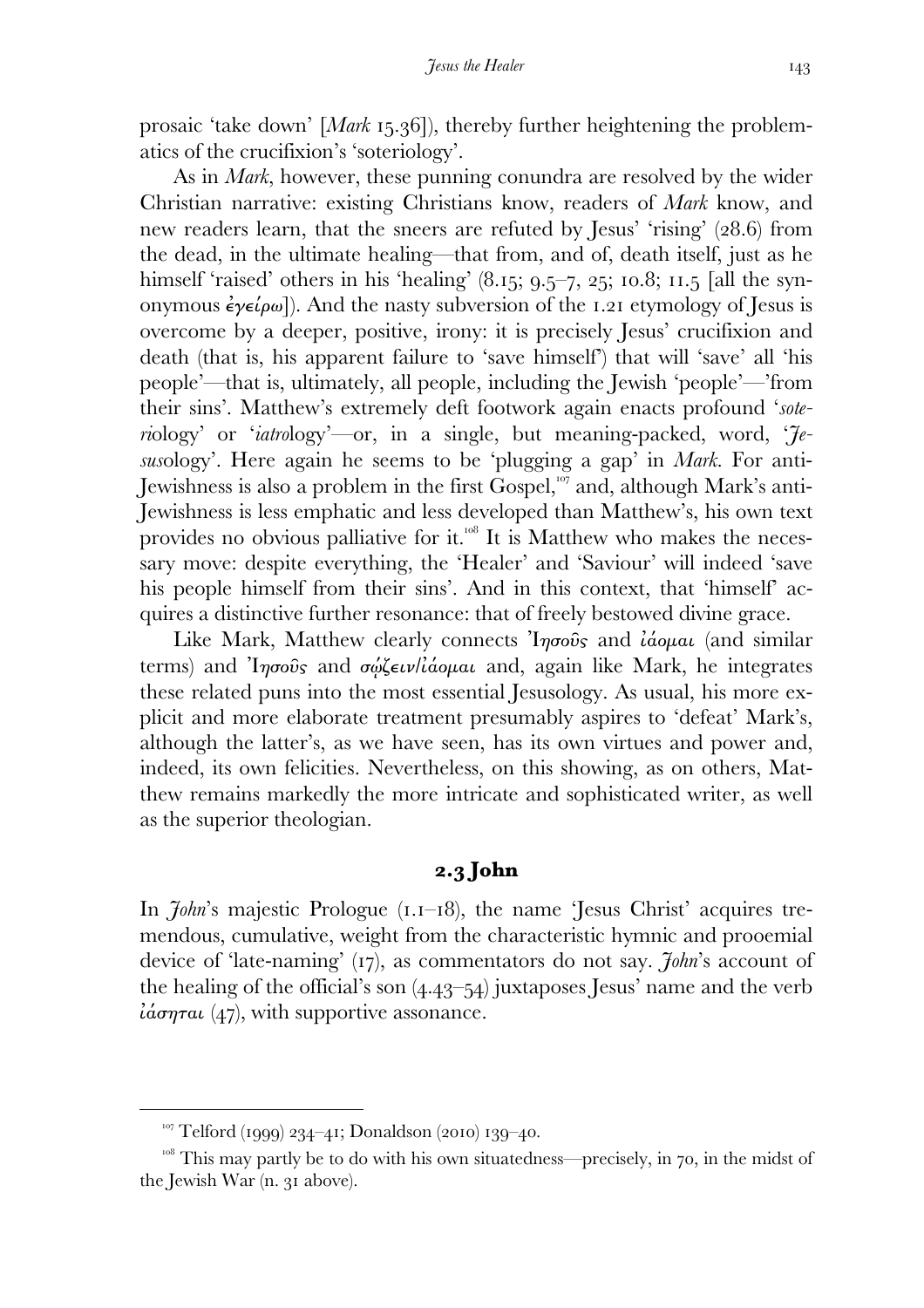prosaic 'take down' [*Mark* 15.36]), thereby further heightening the problematics of the crucifixion's 'soteriology'.

As in *Mark*, however, these punning conundra are resolved by the wider Christian narrative: existing Christians know, readers of *Mark* know, and new readers learn, that the sneers are refuted by Jesus' 'rising' (28.6) from the dead, in the ultimate healing—that from, and of, death itself, just as he himself 'raised' others in his 'healing' (8.15; 9.5–7, 25; 10.8; 11.5 [all the synonymous ἐγείρω]). And the nasty subversion of the 1.21 etymology of Jesus is overcome by a deeper, positive, irony: it is precisely Jesus' crucifixion and death (that is, his apparent failure to 'save himself') that will 'save' all 'his people'—that is, ultimately, all people, including the Jewish 'people'—'from their sins'. Matthew's extremely deft footwork again enacts profound '*soteri*ology' or '*iatro*logy'—or, in a single, but meaning-packed, word, '*Jesus*ology'. Here again he seems to be 'plugging a gap' in *Mark*. For anti-Jewishness is also a problem in the first Gospel,[107] and, although Mark's anti-Jewishness is less emphatic and less developed than Matthew's, his own text provides no obvious palliative for it.[108] It is Matthew who makes the necessary move: despite everything, the 'Healer' and 'Saviour' will indeed 'save his people himself from their sins'. And in this context, that 'himself' acquires a distinctive further resonance: that of freely bestowed divine grace.

Like Mark, Matthew clearly connects Ἰησοῦς and ἰάομαι (and similar terms) and Ἰησοῦς and σῴζειν/ἰάομαι and, again like Mark, he integrates these related puns into the most essential Jesusology. As usual, his more explicit and more elaborate treatment presumably aspires to 'defeat' Mark's, although the latter's, as we have seen, has its own virtues and power and, indeed, its own felicities. Nevertheless, on this showing, as on others, Matthew remains markedly the more intricate and sophisticated writer, as well as the superior theologian.

### 2.3 John

In *John*'s majestic Prologue (1.1–18), the name 'Jesus Christ' acquires tremendous, cumulative, weight from the characteristic hymnic and prooemial device of 'late-naming' (17), as commentators do not say. *John*'s account of the healing of the official's son (4.43–54) juxtaposes Jesus' name and the verb ἰάσηται (47), with supportive assonance.

---

[107] Telford (1999) 234–41; Donaldson (2010) 139–40.

[108] This may partly be to do with his own situatedness—precisely, in 70, in the midst of the Jewish War (n. 31 above).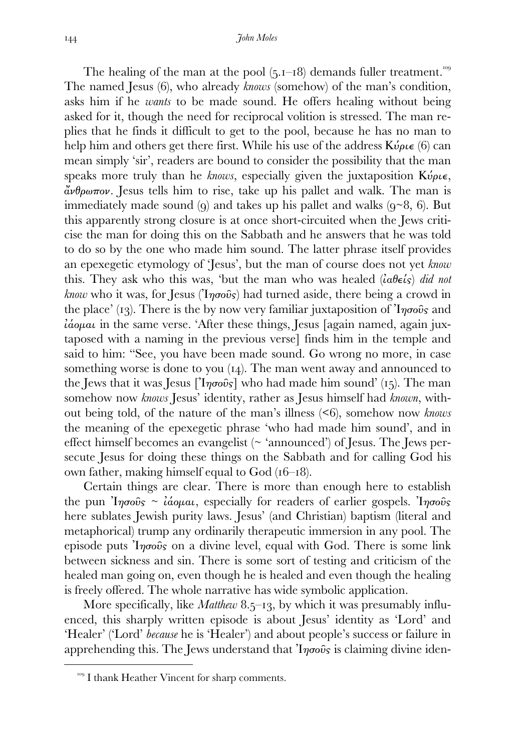The healing of the man at the pool (5.1–18) demands fuller treatment.[109] The named Jesus (6), who already *knows* (somehow) of the man's condition, asks him if he *wants* to be made sound. He offers healing without being asked for it, though the need for reciprocal volition is stressed. The man replies that he finds it difficult to get to the pool, because he has no man to help him and others get there first. While his use of the address Κύριε (6) can mean simply 'sir', readers are bound to consider the possibility that the man speaks more truly than he *knows*, especially given the juxtaposition Κύριε, ἄνθρωπον. Jesus tells him to rise, take up his pallet and walk. The man is immediately made sound (9) and takes up his pallet and walks (9~8, 6). But this apparently strong closure is at once short-circuited when the Jews criticise the man for doing this on the Sabbath and he answers that he was told to do so by the one who made him sound. The latter phrase itself provides an epexegetic etymology of 'Jesus', but the man of course does not yet *know* this. They ask who this was, 'but the man who was healed (ἰαθεὶς) *did not know* who it was, for Jesus (Ἰησοῦς) had turned aside, there being a crowd in the place' (13). There is the by now very familiar juxtaposition of Ἰησοῦς and ἰάομαι in the same verse. 'After these things, Jesus [again named, again juxtaposed with a naming in the previous verse] finds him in the temple and said to him: "See, you have been made sound. Go wrong no more, in case something worse is done to you (14). The man went away and announced to the Jews that it was Jesus [Ἰησοῦς] who had made him sound' (15). The man somehow now *knows* Jesus' identity, rather as Jesus himself had *known*, without being told, of the nature of the man's illness (<6), somehow now *knows* the meaning of the epexegetic phrase 'who had made him sound', and in effect himself becomes an evangelist (~ 'announced') of Jesus. The Jews persecute Jesus for doing these things on the Sabbath and for calling God his own father, making himself equal to God (16–18).

Certain things are clear. There is more than enough here to establish the pun Ἰησοῦς ~ ἰάομαι, especially for readers of earlier gospels. Ἰησοῦς here sublates Jewish purity laws. Jesus' (and Christian) baptism (literal and metaphorical) trump any ordinarily therapeutic immersion in any pool. The episode puts Ἰησοῦς on a divine level, equal with God. There is some link between sickness and sin. There is some sort of testing and criticism of the healed man going on, even though he is healed and even though the healing is freely offered. The whole narrative has wide symbolic application.

More specifically, like *Matthew* 8.5–13, by which it was presumably influenced, this sharply written episode is about Jesus' identity as 'Lord' and 'Healer' ('Lord' *because* he is 'Healer') and about people's success or failure in apprehending this. The Jews understand that Ἰησοῦς is claiming divine iden-

[109] I thank Heather Vincent for sharp comments.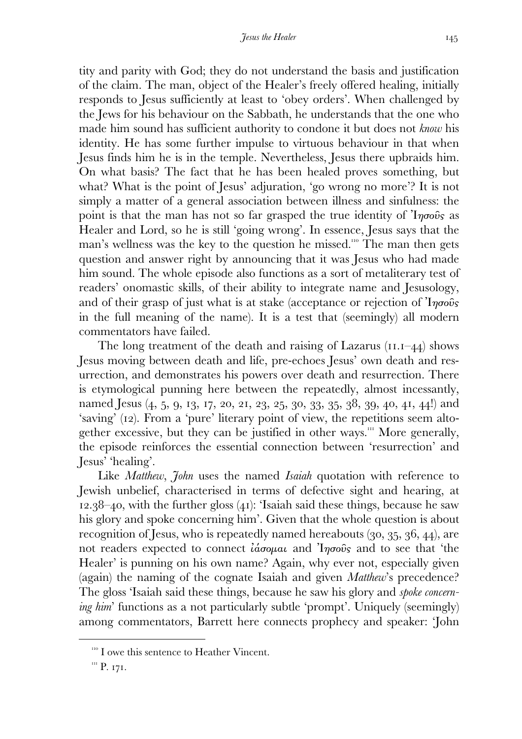tity and parity with God; they do not understand the basis and justification of the claim. The man, object of the Healer's freely offered healing, initially responds to Jesus sufficiently at least to 'obey orders'. When challenged by the Jews for his behaviour on the Sabbath, he understands that the one who made him sound has sufficient authority to condone it but does not *know* his identity. He has some further impulse to virtuous behaviour in that when Jesus finds him he is in the temple. Nevertheless, Jesus there upbraids him. On what basis? The fact that he has been healed proves something, but what? What is the point of Jesus' adjuration, 'go wrong no more'? It is not simply a matter of a general association between illness and sinfulness: the point is that the man has not so far grasped the true identity of Ἰησοῦς as Healer and Lord, so he is still 'going wrong'. In essence, Jesus says that the man's wellness was the key to the question he missed.[110] The man then gets question and answer right by announcing that it was Jesus who had made him sound. The whole episode also functions as a sort of metaliterary test of readers' onomastic skills, of their ability to integrate name and Jesusology, and of their grasp of just what is at stake (acceptance or rejection of Ἰησοῦς in the full meaning of the name). It is a test that (seemingly) all modern commentators have failed.

The long treatment of the death and raising of Lazarus (11.1–44) shows Jesus moving between death and life, pre-echoes Jesus' own death and resurrection, and demonstrates his powers over death and resurrection. There is etymological punning here between the repeatedly, almost incessantly, named Jesus (4, 5, 9, 13, 17, 20, 21, 23, 25, 30, 33, 35, 38, 39, 40, 41, 44!) and 'saving' (12). From a 'pure' literary point of view, the repetitions seem altogether excessive, but they can be justified in other ways.[111] More generally, the episode reinforces the essential connection between 'resurrection' and Jesus' 'healing'.

Like *Matthew*, *John* uses the named *Isaiah* quotation with reference to Jewish unbelief, characterised in terms of defective sight and hearing, at 12.38–40, with the further gloss (41): 'Isaiah said these things, because he saw his glory and spoke concerning him'. Given that the whole question is about recognition of Jesus, who is repeatedly named hereabouts (30, 35, 36, 44), are not readers expected to connect ἰάσομαι and Ἰησοῦς and to see that 'the Healer' is punning on his own name? Again, why ever not, especially given (again) the naming of the cognate Isaiah and given *Matthew*'s precedence? The gloss 'Isaiah said these things, because he saw his glory and *spoke concerning him*' functions as a not particularly subtle 'prompt'. Uniquely (seemingly) among commentators, Barrett here connects prophecy and speaker: 'John

---

[110] I owe this sentence to Heather Vincent.

[111] P. 171.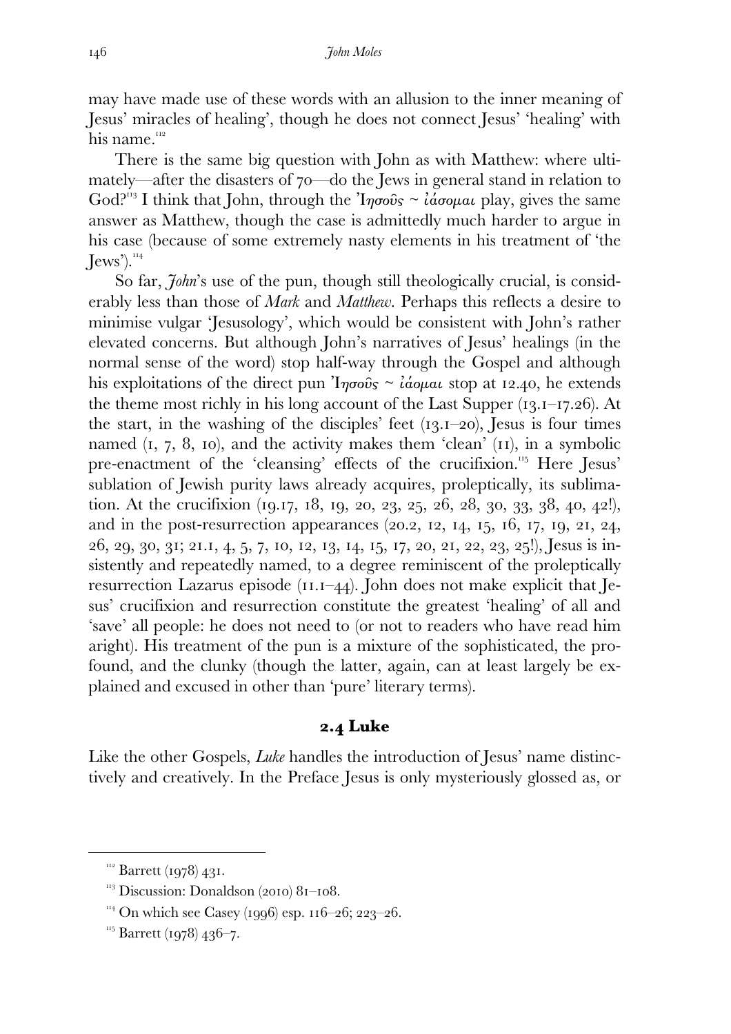may have made use of these words with an allusion to the inner meaning of Jesus' miracles of healing', though he does not connect Jesus' 'healing' with his name.[112]

There is the same big question with John as with Matthew: where ultimately—after the disasters of 70—do the Jews in general stand in relation to God?[113] I think that John, through the Ἰησοῦς ~ ἰάσομαι play, gives the same answer as Matthew, though the case is admittedly much harder to argue in his case (because of some extremely nasty elements in his treatment of 'the Jews').[114]

So far, *John*'s use of the pun, though still theologically crucial, is considerably less than those of *Mark* and *Matthew*. Perhaps this reflects a desire to minimise vulgar 'Jesusology', which would be consistent with John's rather elevated concerns. But although John's narratives of Jesus' healings (in the normal sense of the word) stop half-way through the Gospel and although his exploitations of the direct pun Ἰησοῦς ~ ἰάομαι stop at 12.40, he extends the theme most richly in his long account of the Last Supper (13.1–17.26). At the start, in the washing of the disciples' feet (13.1–20), Jesus is four times named (1, 7, 8, 10), and the activity makes them 'clean' (11), in a symbolic pre-enactment of the 'cleansing' effects of the crucifixion.[115] Here Jesus' sublation of Jewish purity laws already acquires, proleptically, its sublimation. At the crucifixion (19.17, 18, 19, 20, 23, 25, 26, 28, 30, 33, 38, 40, 42!), and in the post-resurrection appearances (20.2, 12, 14, 15, 16, 17, 19, 21, 24, 26, 29, 30, 31; 21.1, 4, 5, 7, 10, 12, 13, 14, 15, 17, 20, 21, 22, 23, 25!), Jesus is insistently and repeatedly named, to a degree reminiscent of the proleptically resurrection Lazarus episode (11.1–44). John does not make explicit that Jesus' crucifixion and resurrection constitute the greatest 'healing' of all and 'save' all people: he does not need to (or not to readers who have read him aright). His treatment of the pun is a mixture of the sophisticated, the profound, and the clunky (though the latter, again, can at least largely be explained and excused in other than 'pure' literary terms).

## 2.4 Luke

Like the other Gospels, *Luke* handles the introduction of Jesus' name distinctively and creatively. In the Preface Jesus is only mysteriously glossed as, or

[112] Barrett (1978) 431.

[113] Discussion: Donaldson (2010) 81–108.

[114] On which see Casey (1996) esp. 116–26; 223–26.

[115] Barrett (1978) 436–7.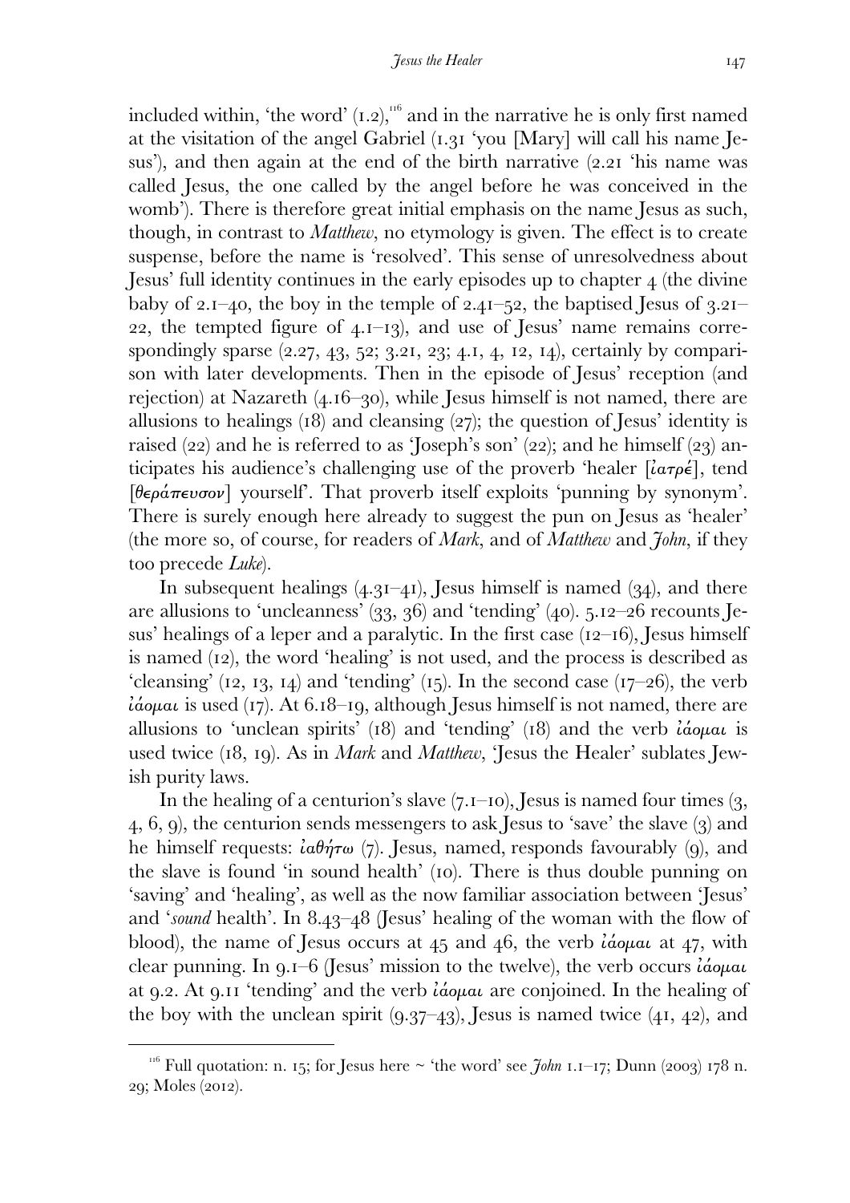included within, 'the word' (1.2),[116] and in the narrative he is only first named at the visitation of the angel Gabriel (1.31 'you [Mary] will call his name Jesus'), and then again at the end of the birth narrative (2.21 'his name was called Jesus, the one called by the angel before he was conceived in the womb'). There is therefore great initial emphasis on the name Jesus as such, though, in contrast to *Matthew*, no etymology is given. The effect is to create suspense, before the name is 'resolved'. This sense of unresolvedness about Jesus' full identity continues in the early episodes up to chapter 4 (the divine baby of 2.1–40, the boy in the temple of 2.41–52, the baptised Jesus of 3.21–22, the tempted figure of 4.1–13), and use of Jesus' name remains correspondingly sparse (2.27, 43, 52; 3.21, 23; 4.1, 4, 12, 14), certainly by comparison with later developments. Then in the episode of Jesus' reception (and rejection) at Nazareth (4.16–30), while Jesus himself is not named, there are allusions to healings (18) and cleansing (27); the question of Jesus' identity is raised (22) and he is referred to as 'Joseph's son' (22); and he himself (23) anticipates his audience's challenging use of the proverb 'healer [ἰατρέ], tend [θεράπευσον] yourself'. That proverb itself exploits 'punning by synonym'. There is surely enough here already to suggest the pun on Jesus as 'healer' (the more so, of course, for readers of *Mark*, and of *Matthew* and *John*, if they too precede *Luke*).

In subsequent healings (4.31–41), Jesus himself is named (34), and there are allusions to 'uncleanness' (33, 36) and 'tending' (40). 5.12–26 recounts Jesus' healings of a leper and a paralytic. In the first case (12–16), Jesus himself is named (12), the word 'healing' is not used, and the process is described as 'cleansing' (12, 13, 14) and 'tending' (15). In the second case (17–26), the verb ἰάομαι is used (17). At 6.18–19, although Jesus himself is not named, there are allusions to 'unclean spirits' (18) and 'tending' (18) and the verb ἰάομαι is used twice (18, 19). As in *Mark* and *Matthew*, 'Jesus the Healer' sublates Jewish purity laws.

In the healing of a centurion's slave (7.1–10), Jesus is named four times (3, 4, 6, 9), the centurion sends messengers to ask Jesus to 'save' the slave (3) and he himself requests: ἰαθήτω (7). Jesus, named, responds favourably (9), and the slave is found 'in sound health' (10). There is thus double punning on 'saving' and 'healing', as well as the now familiar association between 'Jesus' and '*sound* health'. In 8.43–48 (Jesus' healing of the woman with the flow of blood), the name of Jesus occurs at 45 and 46, the verb ἰάομαι at 47, with clear punning. In 9.1–6 (Jesus' mission to the twelve), the verb occurs ἰάομαι at 9.2. At 9.11 'tending' and the verb ἰάομαι are conjoined. In the healing of the boy with the unclean spirit (9.37–43), Jesus is named twice (41, 42), and

[116] Full quotation: n. 15; for Jesus here ~ 'the word' see *John* 1.1–17; Dunn (2003) 178 n. 29; Moles (2012).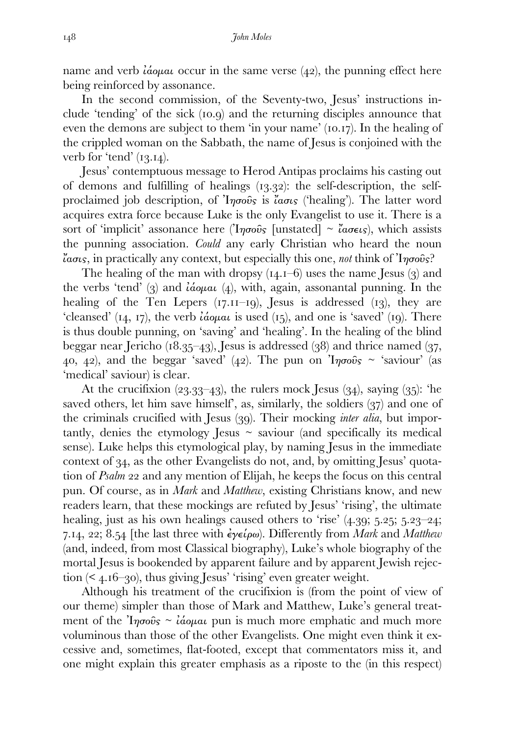name and verb ἰάομαι occur in the same verse (42), the punning effect here being reinforced by assonance.

In the second commission, of the Seventy-two, Jesus' instructions include 'tending' of the sick (10.9) and the returning disciples announce that even the demons are subject to them 'in your name' (10.17). In the healing of the crippled woman on the Sabbath, the name of Jesus is conjoined with the verb for 'tend' (13.14).

Jesus' contemptuous message to Herod Antipas proclaims his casting out of demons and fulfilling of healings (13.32): the self-description, the self-proclaimed job description, of Ἰησοῦς is ἴασις ('healing'). The latter word acquires extra force because Luke is the only Evangelist to use it. There is a sort of 'implicit' assonance here (Ἰησοῦς [unstated] ~ ἴασεις), which assists the punning association. *Could* any early Christian who heard the noun ἴασις, in practically any context, but especially this one, *not* think of Ἰησοῦς?

The healing of the man with dropsy (14.1–6) uses the name Jesus (3) and the verbs 'tend' (3) and ἰάομαι (4), with, again, assonantal punning. In the healing of the Ten Lepers (17.11–19), Jesus is addressed (13), they are 'cleansed' (14, 17), the verb ἰάομαι is used (15), and one is 'saved' (19). There is thus double punning, on 'saving' and 'healing'. In the healing of the blind beggar near Jericho (18.35–43), Jesus is addressed (38) and thrice named (37, 40, 42), and the beggar 'saved' (42). The pun on Ἰησοῦς ~ 'saviour' (as 'medical' saviour) is clear.

At the crucifixion (23.33–43), the rulers mock Jesus (34), saying (35): 'he saved others, let him save himself', as, similarly, the soldiers (37) and one of the criminals crucified with Jesus (39). Their mocking *inter alia*, but importantly, denies the etymology Jesus ~ saviour (and specifically its medical sense). Luke helps this etymological play, by naming Jesus in the immediate context of 34, as the other Evangelists do not, and, by omitting Jesus' quotation of *Psalm* 22 and any mention of Elijah, he keeps the focus on this central pun. Of course, as in *Mark* and *Matthew*, existing Christians know, and new readers learn, that these mockings are refuted by Jesus' 'rising', the ultimate healing, just as his own healings caused others to 'rise' (4.39; 5.25; 5.23–24; 7.14, 22; 8.54 [the last three with ἐγείρω). Differently from *Mark* and *Matthew* (and, indeed, from most Classical biography), Luke's whole biography of the mortal Jesus is bookended by apparent failure and by apparent Jewish rejection (< 4.16–30), thus giving Jesus' 'rising' even greater weight.

Although his treatment of the crucifixion is (from the point of view of our theme) simpler than those of Mark and Matthew, Luke's general treatment of the Ἰησοῦς ~ ἰάομαι pun is much more emphatic and much more voluminous than those of the other Evangelists. One might even think it excessive and, sometimes, flat-footed, except that commentators miss it, and one might explain this greater emphasis as a riposte to the (in this respect)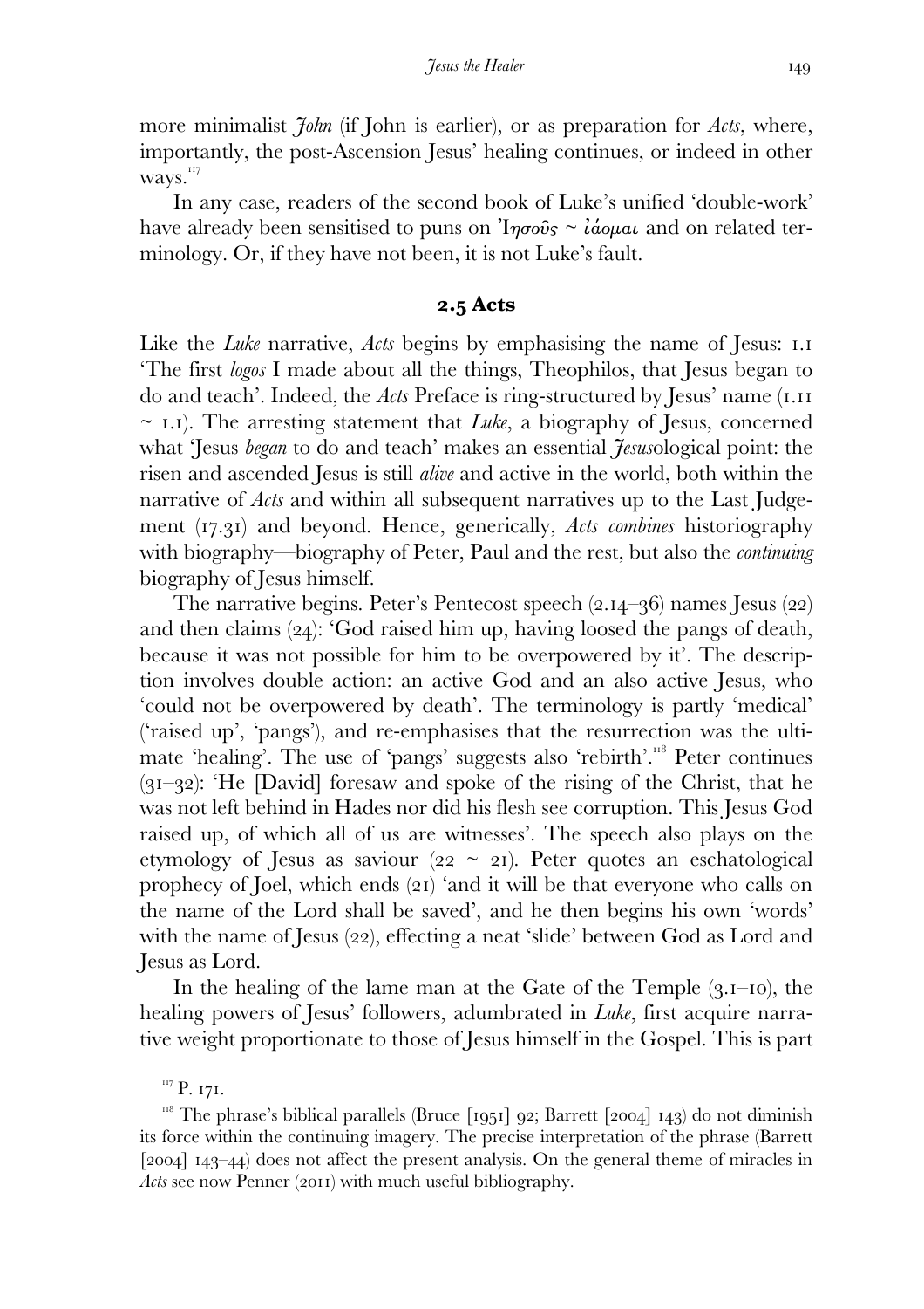more minimalist *John* (if John is earlier), or as preparation for *Acts*, where, importantly, the post-Ascension Jesus' healing continues, or indeed in other ways.[117]

In any case, readers of the second book of Luke's unified 'double-work' have already been sensitised to puns on Ἰησοῦς ~ ἰάομαι and on related terminology. Or, if they have not been, it is not Luke's fault.

## 2.5 Acts

Like the *Luke* narrative, *Acts* begins by emphasising the name of Jesus: 1.1 'The first *logos* I made about all the things, Theophilos, that Jesus began to do and teach'. Indeed, the *Acts* Preface is ring-structured by Jesus' name (1.11 ~ 1.1). The arresting statement that *Luke*, a biography of Jesus, concerned what 'Jesus *began* to do and teach' makes an essential *Jesus*ological point: the risen and ascended Jesus is still *alive* and active in the world, both within the narrative of *Acts* and within all subsequent narratives up to the Last Judgement (17.31) and beyond. Hence, generically, *Acts combines* historiography with biography—biography of Peter, Paul and the rest, but also the *continuing* biography of Jesus himself.

The narrative begins. Peter's Pentecost speech (2.14–36) names Jesus (22) and then claims (24): 'God raised him up, having loosed the pangs of death, because it was not possible for him to be overpowered by it'. The description involves double action: an active God and an also active Jesus, who 'could not be overpowered by death'. The terminology is partly 'medical' ('raised up', 'pangs'), and re-emphasises that the resurrection was the ultimate 'healing'. The use of 'pangs' suggests also 'rebirth'.[118] Peter continues (31–32): 'He [David] foresaw and spoke of the rising of the Christ, that he was not left behind in Hades nor did his flesh see corruption. This Jesus God raised up, of which all of us are witnesses'. The speech also plays on the etymology of Jesus as saviour (22 ~ 21). Peter quotes an eschatological prophecy of Joel, which ends (21) 'and it will be that everyone who calls on the name of the Lord shall be saved', and he then begins his own 'words' with the name of Jesus (22), effecting a neat 'slide' between God as Lord and Jesus as Lord.

In the healing of the lame man at the Gate of the Temple (3.1–10), the healing powers of Jesus' followers, adumbrated in *Luke*, first acquire narrative weight proportionate to those of Jesus himself in the Gospel. This is part

---

[117] P. 171.

[118] The phrase's biblical parallels (Bruce [1951] 92; Barrett [2004] 143) do not diminish its force within the continuing imagery. The precise interpretation of the phrase (Barrett [2004] 143–44) does not affect the present analysis. On the general theme of miracles in *Acts* see now Penner (2011) with much useful bibliography.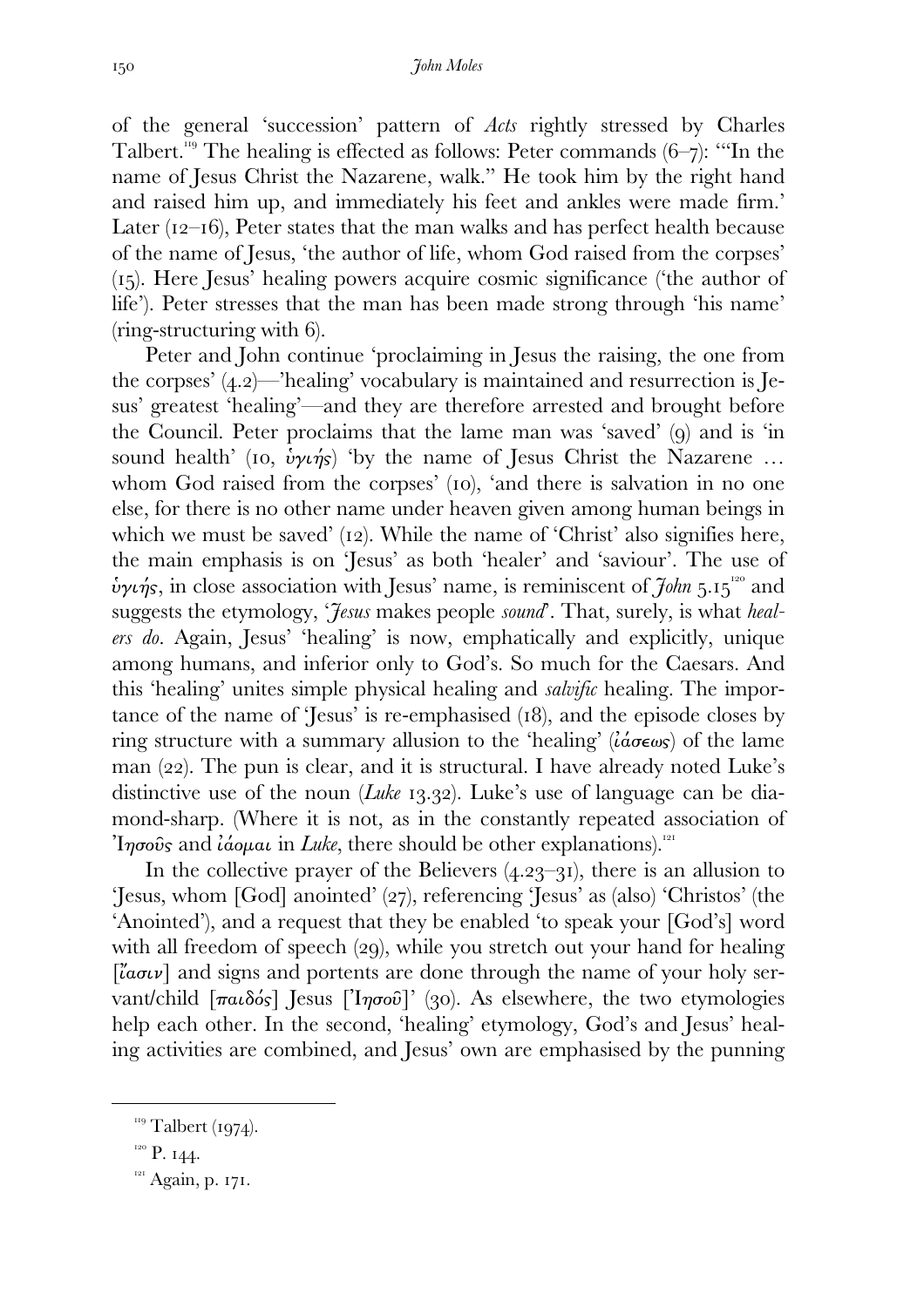of the general 'succession' pattern of *Acts* rightly stressed by Charles Talbert.[119] The healing is effected as follows: Peter commands (6–7): '"In the name of Jesus Christ the Nazarene, walk." He took him by the right hand and raised him up, and immediately his feet and ankles were made firm.' Later (12–16), Peter states that the man walks and has perfect health because of the name of Jesus, 'the author of life, whom God raised from the corpses' (15). Here Jesus' healing powers acquire cosmic significance ('the author of life'). Peter stresses that the man has been made strong through 'his name' (ring-structuring with 6).

Peter and John continue 'proclaiming in Jesus the raising, the one from the corpses' (4.2)—'healing' vocabulary is maintained and resurrection is Jesus' greatest 'healing'—and they are therefore arrested and brought before the Council. Peter proclaims that the lame man was 'saved' (9) and is 'in sound health' (10, ὑγιής) 'by the name of Jesus Christ the Nazarene … whom God raised from the corpses' (10), 'and there is salvation in no one else, for there is no other name under heaven given among human beings in which we must be saved' (12). While the name of 'Christ' also signifies here, the main emphasis is on 'Jesus' as both 'healer' and 'saviour'. The use of ὑγιής, in close association with Jesus' name, is reminiscent of *John* 5.15[120] and suggests the etymology, '*Jesus* makes people *sound*'. That, surely, is what *healers do*. Again, Jesus' 'healing' is now, emphatically and explicitly, unique among humans, and inferior only to God's. So much for the Caesars. And this 'healing' unites simple physical healing and *salvific* healing. The importance of the name of 'Jesus' is re-emphasised (18), and the episode closes by ring structure with a summary allusion to the 'healing' (ἰάσεως) of the lame man (22). The pun is clear, and it is structural. I have already noted Luke's distinctive use of the noun (*Luke* 13.32). Luke's use of language can be diamond-sharp. (Where it is not, as in the constantly repeated association of Ἰησοῦς and ἰάομαι in *Luke*, there should be other explanations).[121]

In the collective prayer of the Believers (4.23–31), there is an allusion to 'Jesus, whom [God] anointed' (27), referencing 'Jesus' as (also) 'Christos' (the 'Anointed'), and a request that they be enabled 'to speak your [God's] word with all freedom of speech (29), while you stretch out your hand for healing [ἴασιν] and signs and portents are done through the name of your holy servant/child [παιδός] Jesus [Ἰησοῦ]' (30). As elsewhere, the two etymologies help each other. In the second, 'healing' etymology, God's and Jesus' healing activities are combined, and Jesus' own are emphasised by the punning

[119] Talbert (1974).

[120] P. 144.

[121] Again, p. 171.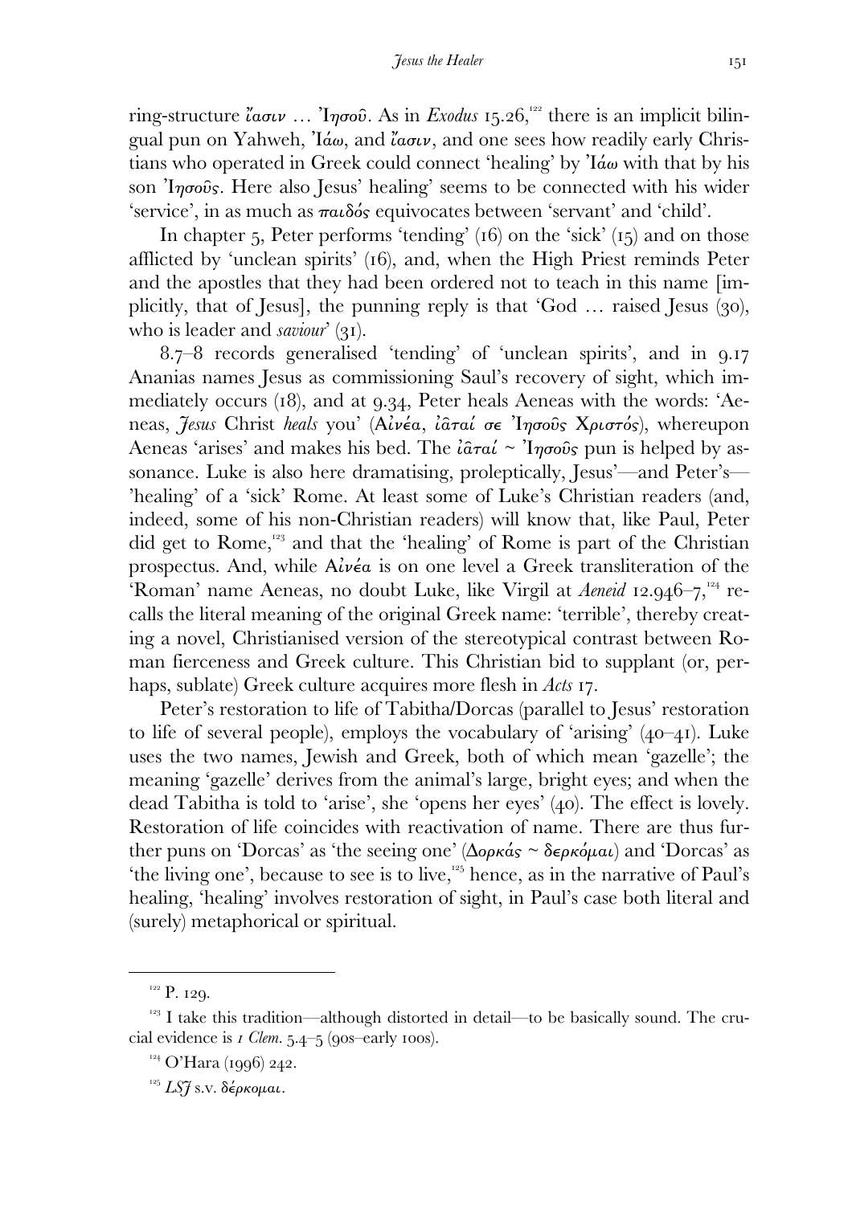ring-structure ἴασιν … Ἰησοῦ. As in *Exodus* 15.26,[122] there is an implicit bilingual pun on Yahweh, Ἰάω, and ἴασιν, and one sees how readily early Christians who operated in Greek could connect 'healing' by Ἰάω with that by his son Ἰησοῦς. Here also Jesus' healing' seems to be connected with his wider 'service', in as much as παιδός equivocates between 'servant' and 'child'.

In chapter 5, Peter performs 'tending' (16) on the 'sick' (15) and on those afflicted by 'unclean spirits' (16), and, when the High Priest reminds Peter and the apostles that they had been ordered not to teach in this name [implicitly, that of Jesus], the punning reply is that 'God … raised Jesus (30), who is leader and *saviour*' (31).

8.7–8 records generalised 'tending' of 'unclean spirits', and in 9.17 Ananias names Jesus as commissioning Saul's recovery of sight, which immediately occurs (18), and at 9.34, Peter heals Aeneas with the words: 'Aeneas, *Jesus* Christ *heals* you' (Αἰνέα, ἰᾶταί σε Ἰησοῦς Χριστός), whereupon Aeneas 'arises' and makes his bed. The ἰᾶταί ~ Ἰησοῦς pun is helped by assonance. Luke is also here dramatising, proleptically, Jesus'—and Peter's—'healing' of a 'sick' Rome. At least some of Luke's Christian readers (and, indeed, some of his non-Christian readers) will know that, like Paul, Peter did get to Rome,[123] and that the 'healing' of Rome is part of the Christian prospectus. And, while Αἰνέα is on one level a Greek transliteration of the 'Roman' name Aeneas, no doubt Luke, like Virgil at *Aeneid* 12.946–7,[124] recalls the literal meaning of the original Greek name: 'terrible', thereby creating a novel, Christianised version of the stereotypical contrast between Roman fierceness and Greek culture. This Christian bid to supplant (or, perhaps, sublate) Greek culture acquires more flesh in *Acts* 17.

Peter's restoration to life of Tabitha/Dorcas (parallel to Jesus' restoration to life of several people), employs the vocabulary of 'arising' (40–41). Luke uses the two names, Jewish and Greek, both of which mean 'gazelle'; the meaning 'gazelle' derives from the animal's large, bright eyes; and when the dead Tabitha is told to 'arise', she 'opens her eyes' (40). The effect is lovely. Restoration of life coincides with reactivation of name. There are thus further puns on 'Dorcas' as 'the seeing one' (Δορκάς ~ δερκόμαι) and 'Dorcas' as 'the living one', because to see is to live,[125] hence, as in the narrative of Paul's healing, 'healing' involves restoration of sight, in Paul's case both literal and (surely) metaphorical or spiritual.

---

[122] P. 129.

[123] I take this tradition—although distorted in detail—to be basically sound. The crucial evidence is *1 Clem.* 5.4–5 (90s–early 100s).

[124] O'Hara (1996) 242.

[125] *LSJ* s.v. δέρκομαι.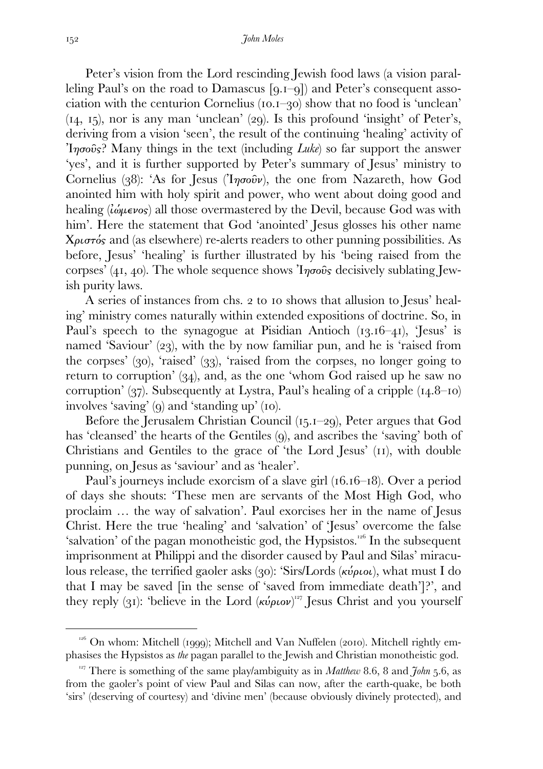Peter's vision from the Lord rescinding Jewish food laws (a vision paralleling Paul's on the road to Damascus [9.1–9]) and Peter's consequent association with the centurion Cornelius (10.1–30) show that no food is 'unclean' (14, 15), nor is any man 'unclean' (29). Is this profound 'insight' of Peter's, deriving from a vision 'seen', the result of the continuing 'healing' activity of Ἰησοῦς? Many things in the text (including *Luke*) so far support the answer 'yes', and it is further supported by Peter's summary of Jesus' ministry to Cornelius (38): 'As for Jesus (Ἰησοῦν), the one from Nazareth, how God anointed him with holy spirit and power, who went about doing good and healing (ἰώμενος) all those overmastered by the Devil, because God was with him'. Here the statement that God 'anointed' Jesus glosses his other name Χριστός and (as elsewhere) re-alerts readers to other punning possibilities. As before, Jesus' 'healing' is further illustrated by his 'being raised from the corpses' (41, 40). The whole sequence shows Ἰησοῦς decisively sublating Jewish purity laws.

A series of instances from chs. 2 to 10 shows that allusion to Jesus' healing' ministry comes naturally within extended expositions of doctrine. So, in Paul's speech to the synagogue at Pisidian Antioch (13.16–41), 'Jesus' is named 'Saviour' (23), with the by now familiar pun, and he is 'raised from the corpses' (30), 'raised' (33), 'raised from the corpses, no longer going to return to corruption' (34), and, as the one 'whom God raised up he saw no corruption' (37). Subsequently at Lystra, Paul's healing of a cripple (14.8–10) involves 'saving' (9) and 'standing up' (10).

Before the Jerusalem Christian Council (15.1–29), Peter argues that God has 'cleansed' the hearts of the Gentiles (9), and ascribes the 'saving' both of Christians and Gentiles to the grace of 'the Lord Jesus' (11), with double punning, on Jesus as 'saviour' and as 'healer'.

Paul's journeys include exorcism of a slave girl (16.16–18). Over a period of days she shouts: 'These men are servants of the Most High God, who proclaim … the way of salvation'. Paul exorcises her in the name of Jesus Christ. Here the true 'healing' and 'salvation' of 'Jesus' overcome the false 'salvation' of the pagan monotheistic god, the Hypsistos.[126] In the subsequent imprisonment at Philippi and the disorder caused by Paul and Silas' miraculous release, the terrified gaoler asks (30): 'Sirs/Lords (κύριοι), what must I do that I may be saved [in the sense of 'saved from immediate death']?', and they reply (31): 'believe in the Lord (κύριον)[127] Jesus Christ and you yourself

---

[126] On whom: Mitchell (1999); Mitchell and Van Nuffelen (2010). Mitchell rightly emphasises the Hypsistos as *the* pagan parallel to the Jewish and Christian monotheistic god.

[127] There is something of the same play/ambiguity as in *Matthew* 8.6, 8 and *John* 5.6, as from the gaoler's point of view Paul and Silas can now, after the earth-quake, be both 'sirs' (deserving of courtesy) and 'divine men' (because obviously divinely protected), and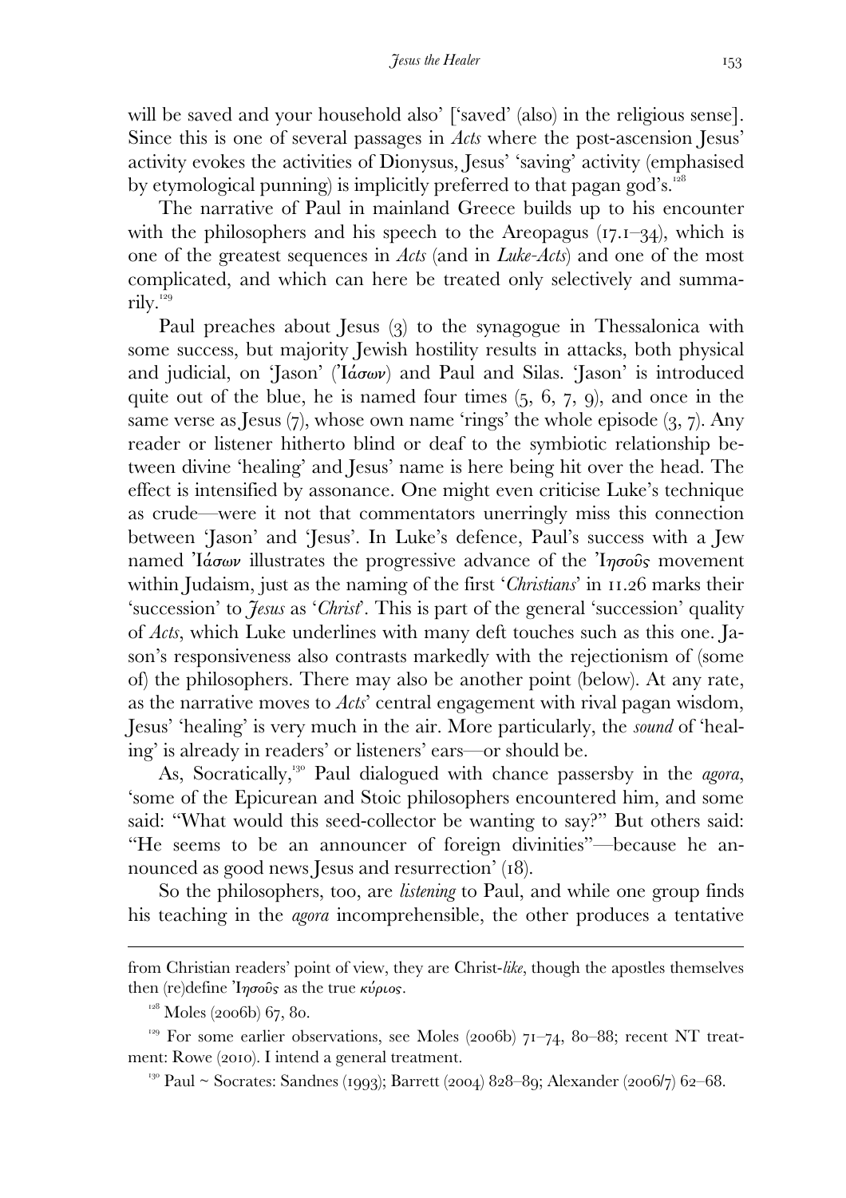will be saved and your household also' ['saved' (also) in the religious sense]. Since this is one of several passages in *Acts* where the post-ascension Jesus' activity evokes the activities of Dionysus, Jesus' 'saving' activity (emphasised by etymological punning) is implicitly preferred to that pagan god's.[128]

The narrative of Paul in mainland Greece builds up to his encounter with the philosophers and his speech to the Areopagus (17.1–34), which is one of the greatest sequences in *Acts* (and in *Luke-Acts*) and one of the most complicated, and which can here be treated only selectively and summarily.[129]

Paul preaches about Jesus (3) to the synagogue in Thessalonica with some success, but majority Jewish hostility results in attacks, both physical and judicial, on 'Jason' (Ἰάσων) and Paul and Silas. 'Jason' is introduced quite out of the blue, he is named four times (5, 6, 7, 9), and once in the same verse as Jesus (7), whose own name 'rings' the whole episode (3, 7). Any reader or listener hitherto blind or deaf to the symbiotic relationship between divine 'healing' and Jesus' name is here being hit over the head. The effect is intensified by assonance. One might even criticise Luke's technique as crude—were it not that commentators unerringly miss this connection between 'Jason' and 'Jesus'. In Luke's defence, Paul's success with a Jew named Ἰάσων illustrates the progressive advance of the Ἰησοῦς movement within Judaism, just as the naming of the first '*Christians*' in 11.26 marks their 'succession' to *Jesus* as '*Christ*'. This is part of the general 'succession' quality of *Acts*, which Luke underlines with many deft touches such as this one. Jason's responsiveness also contrasts markedly with the rejectionism of (some of) the philosophers. There may also be another point (below). At any rate, as the narrative moves to *Acts*' central engagement with rival pagan wisdom, Jesus' 'healing' is very much in the air. More particularly, the *sound* of 'healing' is already in readers' or listeners' ears—or should be.

As, Socratically,[130] Paul dialogued with chance passersby in the *agora*, 'some of the Epicurean and Stoic philosophers encountered him, and some said: "What would this seed-collector be wanting to say?" But others said: "He seems to be an announcer of foreign divinities"—because he announced as good news Jesus and resurrection' (18).

So the philosophers, too, are *listening* to Paul, and while one group finds his teaching in the *agora* incomprehensible, the other produces a tentative

---

from Christian readers' point of view, they are Christ-*like*, though the apostles themselves then (re)define Ἰησοῦς as the true κύριος.

[128] Moles (2006b) 67, 80.

[129] For some earlier observations, see Moles (2006b) 71–74, 80–88; recent NT treatment: Rowe (2010). I intend a general treatment.

[130] Paul ~ Socrates: Sandnes (1993); Barrett (2004) 828–89; Alexander (2006/7) 62–68.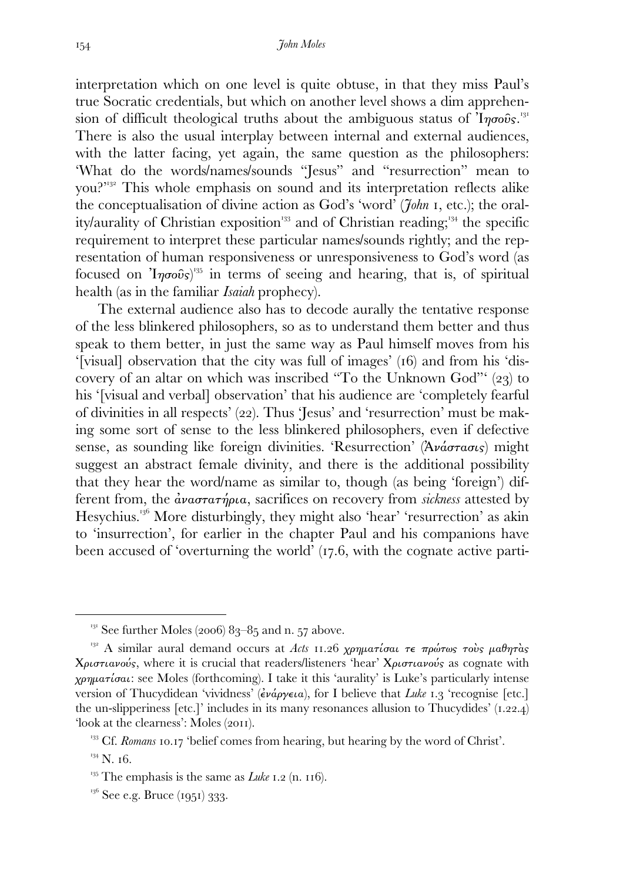interpretation which on one level is quite obtuse, in that they miss Paul's true Socratic credentials, but which on another level shows a dim apprehension of difficult theological truths about the ambiguous status of Ἰησοῦς.[131] There is also the usual interplay between internal and external audiences, with the latter facing, yet again, the same question as the philosophers: 'What do the words/names/sounds "Jesus" and "resurrection" mean to you?'[132] This whole emphasis on sound and its interpretation reflects alike the conceptualisation of divine action as God's 'word' (*John* 1, etc.); the orality/aurality of Christian exposition[133] and of Christian reading;[134] the specific requirement to interpret these particular names/sounds rightly; and the representation of human responsiveness or unresponsiveness to God's word (as focused on Ἰησοῦς)[135] in terms of seeing and hearing, that is, of spiritual health (as in the familiar *Isaiah* prophecy).

The external audience also has to decode aurally the tentative response of the less blinkered philosophers, so as to understand them better and thus speak to them better, in just the same way as Paul himself moves from his '[visual] observation that the city was full of images' (16) and from his 'discovery of an altar on which was inscribed "To the Unknown God"' (23) to his '[visual and verbal] observation' that his audience are 'completely fearful of divinities in all respects' (22). Thus 'Jesus' and 'resurrection' must be making some sort of sense to the less blinkered philosophers, even if defective sense, as sounding like foreign divinities. 'Resurrection' (Ἀνάστασις) might suggest an abstract female divinity, and there is the additional possibility that they hear the word/name as similar to, though (as being 'foreign') different from, the ἀναστατήρια, sacrifices on recovery from *sickness* attested by Hesychius.[136] More disturbingly, they might also 'hear' 'resurrection' as akin to 'insurrection', for earlier in the chapter Paul and his companions have been accused of 'overturning the world' (17.6, with the cognate active parti-

---

[131] See further Moles (2006) 83–85 and n. 57 above.

[132] A similar aural demand occurs at *Acts* 11.26 χρηματίσαι τε πρώτως τοὺς μαθητὰς Χριστιανούς, where it is crucial that readers/listeners 'hear' Χριστιανούς as cognate with χρηματίσαι: see Moles (forthcoming). I take it this 'aurality' is Luke's particularly intense version of Thucydidean 'vividness' (ἐνάργεια), for I believe that *Luke* 1.3 'recognise [etc.] the un-slipperiness [etc.]' includes in its many resonances allusion to Thucydides' (1.22.4) 'look at the clearness': Moles (2011).

[133] Cf. *Romans* 10.17 'belief comes from hearing, but hearing by the word of Christ'.

[134] N. 16.

[135] The emphasis is the same as *Luke* 1.2 (n. 116).

[136] See e.g. Bruce (1951) 333.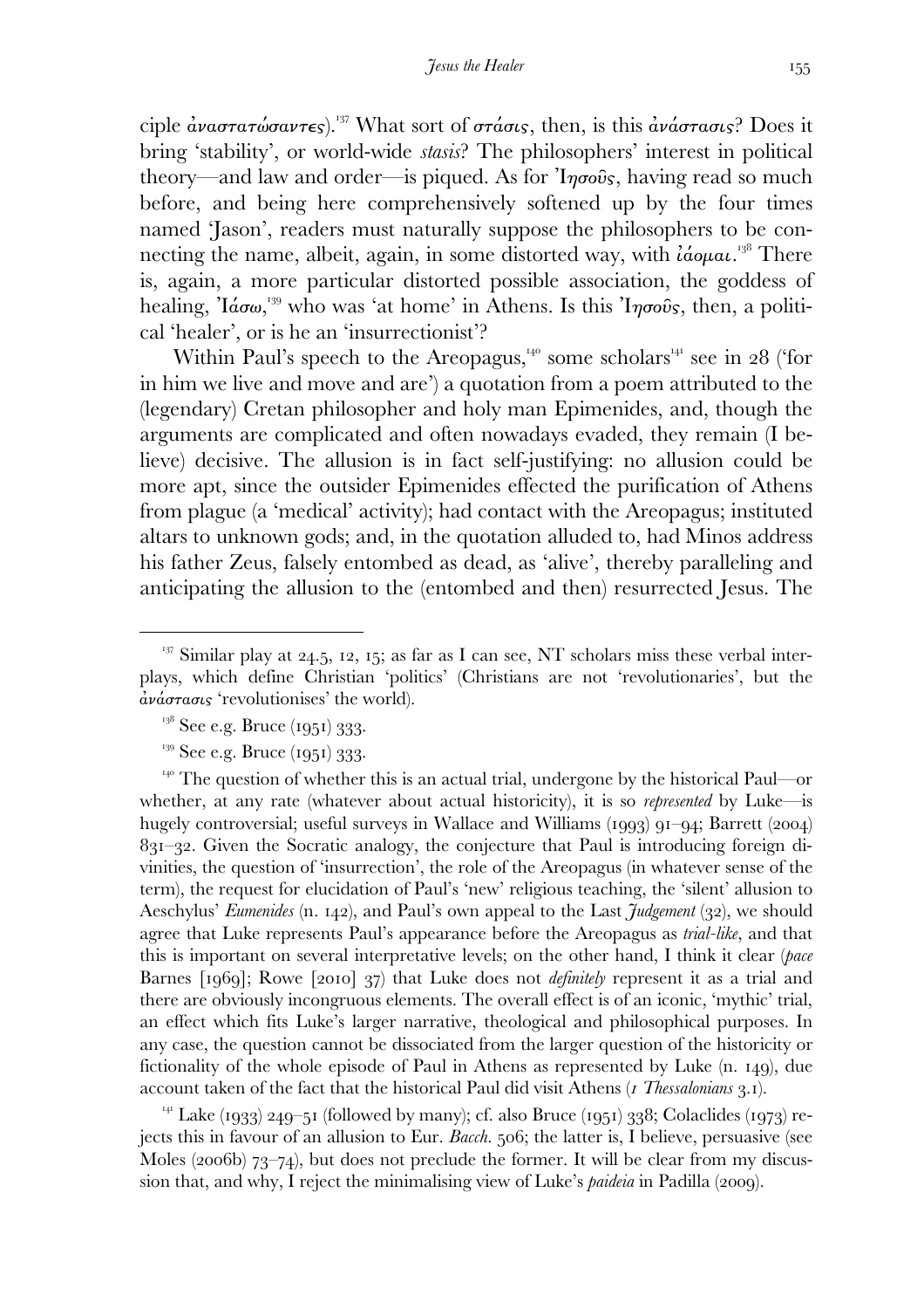ciple ἀναστατώσαντες).[137] What sort of στάσις, then, is this ἀνάστασις? Does it bring 'stability', or world-wide *stasis*? The philosophers' interest in political theory—and law and order—is piqued. As for Ἰησοῦς, having read so much before, and being here comprehensively softened up by the four times named 'Jason', readers must naturally suppose the philosophers to be connecting the name, albeit, again, in some distorted way, with ἰάομαι.[138] There is, again, a more particular distorted possible association, the goddess of healing, Ἰάσω,[139] who was 'at home' in Athens. Is this Ἰησοῦς, then, a political 'healer', or is he an 'insurrectionist'?

Within Paul's speech to the Areopagus,[140] some scholars[141] see in 28 ('for in him we live and move and are') a quotation from a poem attributed to the (legendary) Cretan philosopher and holy man Epimenides, and, though the arguments are complicated and often nowadays evaded, they remain (I believe) decisive. The allusion is in fact self-justifying: no allusion could be more apt, since the outsider Epimenides effected the purification of Athens from plague (a 'medical' activity); had contact with the Areopagus; instituted altars to unknown gods; and, in the quotation alluded to, had Minos address his father Zeus, falsely entombed as dead, as 'alive', thereby paralleling and anticipating the allusion to the (entombed and then) resurrected Jesus. The

---

[137] Similar play at 24.5, 12, 15; as far as I can see, NT scholars miss these verbal interplays, which define Christian 'politics' (Christians are not 'revolutionaries', but the ἀνάστασις 'revolutionises' the world).

[138] See e.g. Bruce (1951) 333.

[139] See e.g. Bruce (1951) 333.

[140] The question of whether this is an actual trial, undergone by the historical Paul—or whether, at any rate (whatever about actual historicity), it is so *represented* by Luke—is hugely controversial; useful surveys in Wallace and Williams (1993) 91–94; Barrett (2004) 831–32. Given the Socratic analogy, the conjecture that Paul is introducing foreign divinities, the question of 'insurrection', the role of the Areopagus (in whatever sense of the term), the request for elucidation of Paul's 'new' religious teaching, the 'silent' allusion to Aeschylus' *Eumenides* (n. 142), and Paul's own appeal to the Last *Judgement* (32), we should agree that Luke represents Paul's appearance before the Areopagus as *trial-like*, and that this is important on several interpretative levels; on the other hand, I think it clear (*pace* Barnes [1969]; Rowe [2010] 37) that Luke does not *definitely* represent it as a trial and there are obviously incongruous elements. The overall effect is of an iconic, 'mythic' trial, an effect which fits Luke's larger narrative, theological and philosophical purposes. In any case, the question cannot be dissociated from the larger question of the historicity or fictionality of the whole episode of Paul in Athens as represented by Luke (n. 149), due account taken of the fact that the historical Paul did visit Athens (*1 Thessalonians* 3.1).

[141] Lake (1933) 249–51 (followed by many); cf. also Bruce (1951) 338; Colaclides (1973) rejects this in favour of an allusion to Eur. *Bacch.* 506; the latter is, I believe, persuasive (see Moles (2006b) 73–74), but does not preclude the former. It will be clear from my discussion that, and why, I reject the minimalising view of Luke's *paideia* in Padilla (2009).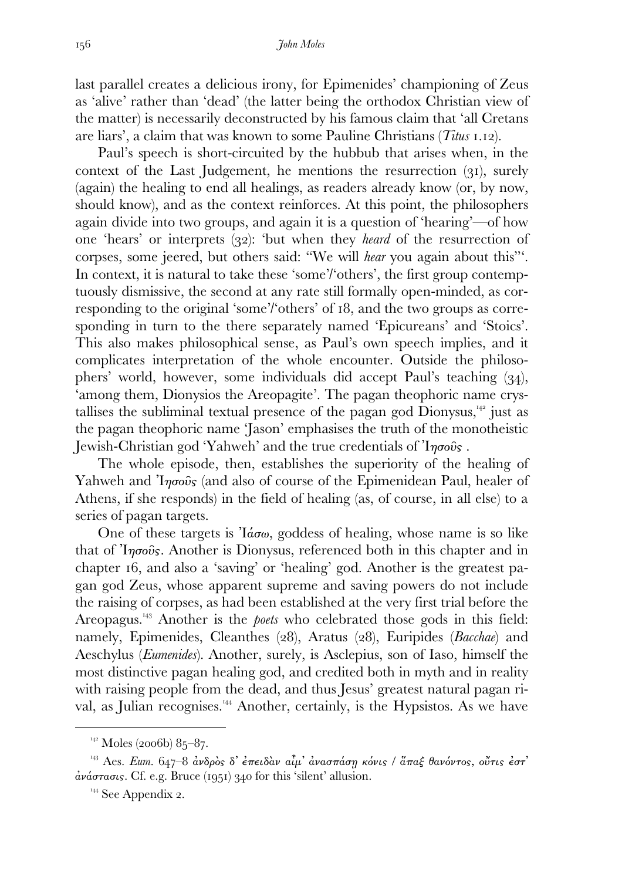last parallel creates a delicious irony, for Epimenides' championing of Zeus as 'alive' rather than 'dead' (the latter being the orthodox Christian view of the matter) is necessarily deconstructed by his famous claim that 'all Cretans are liars', a claim that was known to some Pauline Christians (*Titus* 1.12).

Paul's speech is short-circuited by the hubbub that arises when, in the context of the Last Judgement, he mentions the resurrection (31), surely (again) the healing to end all healings, as readers already know (or, by now, should know), and as the context reinforces. At this point, the philosophers again divide into two groups, and again it is a question of 'hearing'—of how one 'hears' or interprets (32): 'but when they *heard* of the resurrection of corpses, some jeered, but others said: "We will *hear* you again about this"'. In context, it is natural to take these 'some'/'others', the first group contemptuously dismissive, the second at any rate still formally open-minded, as corresponding to the original 'some'/'others' of 18, and the two groups as corresponding in turn to the there separately named 'Epicureans' and 'Stoics'. This also makes philosophical sense, as Paul's own speech implies, and it complicates interpretation of the whole encounter. Outside the philosophers' world, however, some individuals did accept Paul's teaching (34), 'among them, Dionysios the Areopagite'. The pagan theophoric name crystallises the subliminal textual presence of the pagan god Dionysus,[142] just as the pagan theophoric name 'Jason' emphasises the truth of the monotheistic Jewish-Christian god 'Yahweh' and the true credentials of Ἰησοῦς.

The whole episode, then, establishes the superiority of the healing of Yahweh and Ἰησοῦς (and also of course of the Epimenidean Paul, healer of Athens, if she responds) in the field of healing (as, of course, in all else) to a series of pagan targets.

One of these targets is Ἰάσω, goddess of healing, whose name is so like that of Ἰησοῦς. Another is Dionysus, referenced both in this chapter and in chapter 16, and also a 'saving' or 'healing' god. Another is the greatest pagan god Zeus, whose apparent supreme and saving powers do not include the raising of corpses, as had been established at the very first trial before the Areopagus.[143] Another is the *poets* who celebrated those gods in this field: namely, Epimenides, Cleanthes (28), Aratus (28), Euripides (*Bacchae*) and Aeschylus (*Eumenides*). Another, surely, is Asclepius, son of Iaso, himself the most distinctive pagan healing god, and credited both in myth and in reality with raising people from the dead, and thus Jesus' greatest natural pagan rival, as Julian recognises.[144] Another, certainly, is the Hypsistos. As we have

---

[142] Moles (2006b) 85–87.

[143] Aes. *Eum.* 647–8 ἀνδρὸς δ' ἐπειδὰν αἷμ' ἀνασπάσῃ κόνις / ἅπαξ θανόντος, οὔτις ἔστ' ἀνάστασις. Cf. e.g. Bruce (1951) 340 for this 'silent' allusion.

[144] See Appendix 2.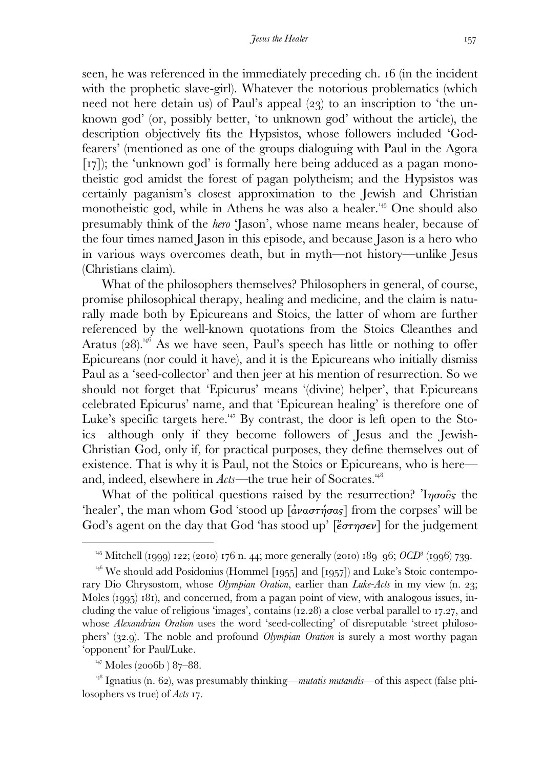seen, he was referenced in the immediately preceding ch. 16 (in the incident with the prophetic slave-girl). Whatever the notorious problematics (which need not here detain us) of Paul's appeal (23) to an inscription to 'the unknown god' (or, possibly better, 'to unknown god' without the article), the description objectively fits the Hypsistos, whose followers included 'God-fearers' (mentioned as one of the groups dialoguing with Paul in the Agora [17]); the 'unknown god' is formally here being adduced as a pagan monotheistic god amidst the forest of pagan polytheism; and the Hypsistos was certainly paganism's closest approximation to the Jewish and Christian monotheistic god, while in Athens he was also a healer.[145] One should also presumably think of the *hero* 'Jason', whose name means healer, because of the four times named Jason in this episode, and because Jason is a hero who in various ways overcomes death, but in myth—not history—unlike Jesus (Christians claim).

What of the philosophers themselves? Philosophers in general, of course, promise philosophical therapy, healing and medicine, and the claim is naturally made both by Epicureans and Stoics, the latter of whom are further referenced by the well-known quotations from the Stoics Cleanthes and Aratus (28).[146] As we have seen, Paul's speech has little or nothing to offer Epicureans (nor could it have), and it is the Epicureans who initially dismiss Paul as a 'seed-collector' and then jeer at his mention of resurrection. So we should not forget that 'Epicurus' means '(divine) helper', that Epicureans celebrated Epicurus' name, and that 'Epicurean healing' is therefore one of Luke's specific targets here.[147] By contrast, the door is left open to the Stoics—although only if they become followers of Jesus and the Jewish-Christian God, only if, for practical purposes, they define themselves out of existence. That is why it is Paul, not the Stoics or Epicureans, who is here—and, indeed, elsewhere in *Acts*—the true heir of Socrates.[148]

What of the political questions raised by the resurrection? Ἰησοῦς the 'healer', the man whom God 'stood up [ἀναστήσας] from the corpses' will be God's agent on the day that God 'has stood up' [ἔστησεν] for the judgement

---

[145] Mitchell (1999) 122; (2010) 176 n. 44; more generally (2010) 189–96; *OCD*³ (1996) 739.

[146] We should add Posidonius (Hommel [1955] and [1957]) and Luke's Stoic contemporary Dio Chrysostom, whose *Olympian Oration*, earlier than *Luke-Acts* in my view (n. 23; Moles (1995) 181), and concerned, from a pagan point of view, with analogous issues, including the value of religious 'images', contains (12.28) a close verbal parallel to 17.27, and whose *Alexandrian Oration* uses the word 'seed-collecting' of disreputable 'street philosophers' (32.9). The noble and profound *Olympian Oration* is surely a most worthy pagan 'opponent' for Paul/Luke.

[147] Moles (2006b) 87–88.

[148] Ignatius (n. 62), was presumably thinking—*mutatis mutandis*—of this aspect (false philosophers vs true) of *Acts* 17.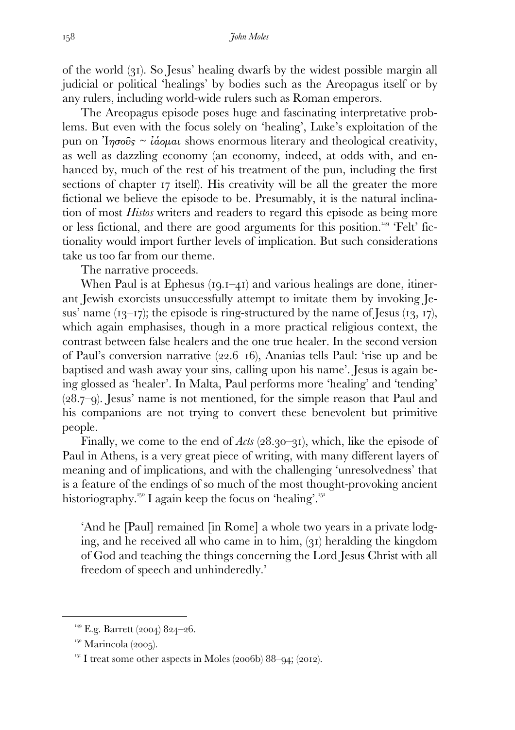of the world (31). So Jesus' healing dwarfs by the widest possible margin all judicial or political 'healings' by bodies such as the Areopagus itself or by any rulers, including world-wide rulers such as Roman emperors.

The Areopagus episode poses huge and fascinating interpretative problems. But even with the focus solely on 'healing', Luke's exploitation of the pun on Ἰησοῦς ~ ἰάομαι shows enormous literary and theological creativity, as well as dazzling economy (an economy, indeed, at odds with, and enhanced by, much of the rest of his treatment of the pun, including the first sections of chapter 17 itself). His creativity will be all the greater the more fictional we believe the episode to be. Presumably, it is the natural inclination of most *Histos* writers and readers to regard this episode as being more or less fictional, and there are good arguments for this position.[149] 'Felt' fictionality would import further levels of implication. But such considerations take us too far from our theme.

The narrative proceeds.

When Paul is at Ephesus (19.1–41) and various healings are done, itinerant Jewish exorcists unsuccessfully attempt to imitate them by invoking Jesus' name (13–17); the episode is ring-structured by the name of Jesus (13, 17), which again emphasises, though in a more practical religious context, the contrast between false healers and the one true healer. In the second version of Paul's conversion narrative (22.6–16), Ananias tells Paul: 'rise up and be baptised and wash away your sins, calling upon his name'. Jesus is again being glossed as 'healer'. In Malta, Paul performs more 'healing' and 'tending' (28.7–9). Jesus' name is not mentioned, for the simple reason that Paul and his companions are not trying to convert these benevolent but primitive people.

Finally, we come to the end of *Acts* (28.30–31), which, like the episode of Paul in Athens, is a very great piece of writing, with many different layers of meaning and of implications, and with the challenging 'unresolvedness' that is a feature of the endings of so much of the most thought-provoking ancient historiography.[150] I again keep the focus on 'healing'.[151]

> 'And he [Paul] remained [in Rome] a whole two years in a private lodging, and he received all who came in to him, (31) heralding the kingdom of God and teaching the things concerning the Lord Jesus Christ with all freedom of speech and unhinderedly.'

---

[149] E.g. Barrett (2004) 824–26.

[150] Marincola (2005).

[151] I treat some other aspects in Moles (2006b) 88–94; (2012).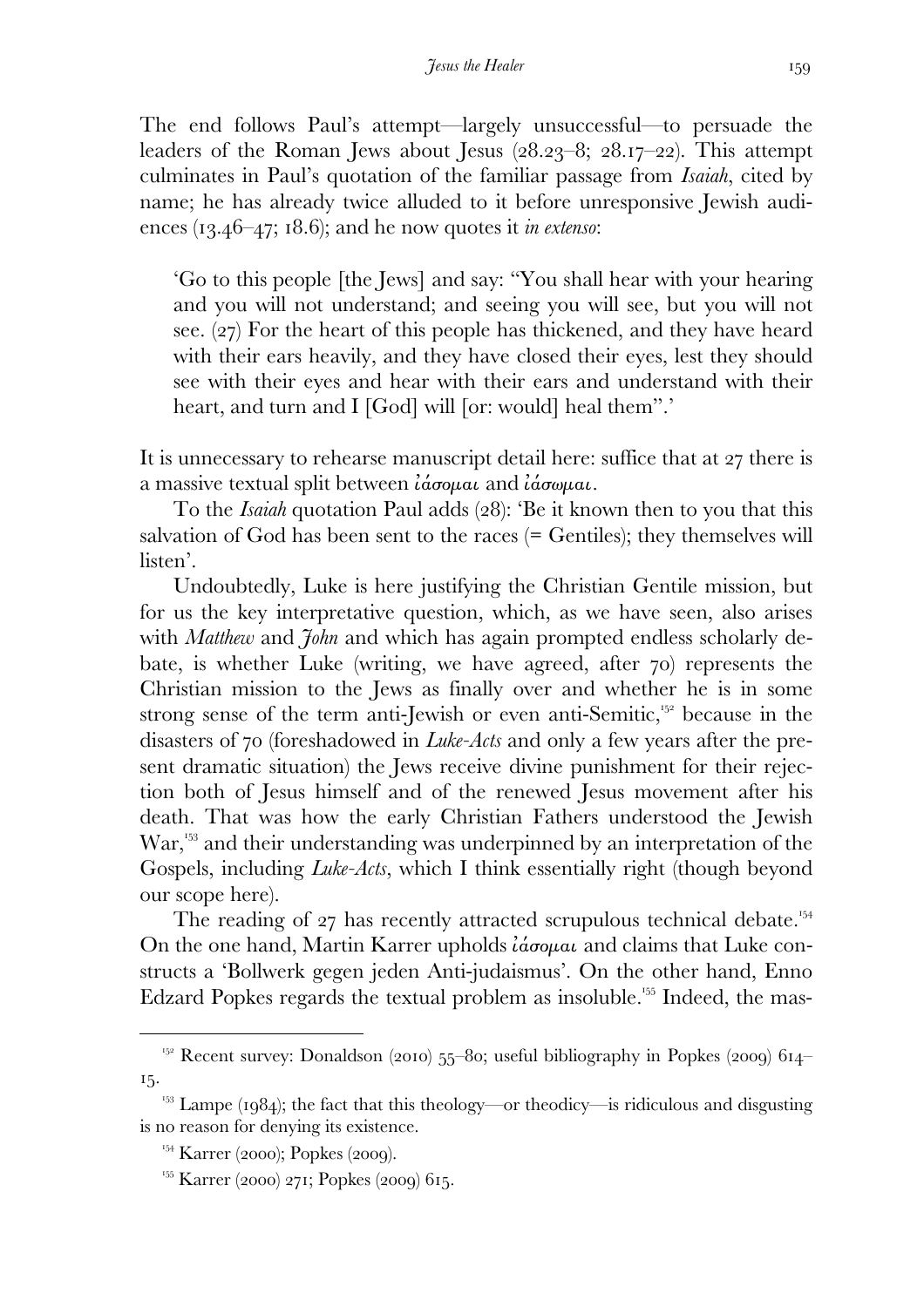The end follows Paul's attempt—largely unsuccessful—to persuade the leaders of the Roman Jews about Jesus (28.23–8; 28.17–22). This attempt culminates in Paul's quotation of the familiar passage from *Isaiah*, cited by name; he has already twice alluded to it before unresponsive Jewish audiences (13.46–47; 18.6); and he now quotes it *in extenso*:

> 'Go to this people [the Jews] and say: "You shall hear with your hearing and you will not understand; and seeing you will see, but you will not see. (27) For the heart of this people has thickened, and they have heard with their ears heavily, and they have closed their eyes, lest they should see with their eyes and hear with their ears and understand with their heart, and turn and I [God] will [or: would] heal them".'

It is unnecessary to rehearse manuscript detail here: suffice that at 27 there is a massive textual split between ἰάσομαι and ἰάσωμαι.

To the *Isaiah* quotation Paul adds (28): 'Be it known then to you that this salvation of God has been sent to the races (= Gentiles); they themselves will listen'.

Undoubtedly, Luke is here justifying the Christian Gentile mission, but for us the key interpretative question, which, as we have seen, also arises with *Matthew* and *John* and which has again prompted endless scholarly debate, is whether Luke (writing, we have agreed, after 70) represents the Christian mission to the Jews as finally over and whether he is in some strong sense of the term anti-Jewish or even anti-Semitic,[152] because in the disasters of 70 (foreshadowed in *Luke-Acts* and only a few years after the present dramatic situation) the Jews receive divine punishment for their rejection both of Jesus himself and of the renewed Jesus movement after his death. That was how the early Christian Fathers understood the Jewish War,[153] and their understanding was underpinned by an interpretation of the Gospels, including *Luke-Acts*, which I think essentially right (though beyond our scope here).

The reading of 27 has recently attracted scrupulous technical debate.[154] On the one hand, Martin Karrer upholds ἰάσομαι and claims that Luke constructs a 'Bollwerk gegen jeden Anti-judaismus'. On the other hand, Enno Edzard Popkes regards the textual problem as insoluble.[155] Indeed, the mas-

---

[152] Recent survey: Donaldson (2010) 55–80; useful bibliography in Popkes (2009) 614–15.

[153] Lampe (1984); the fact that this theology—or theodicy—is ridiculous and disgusting is no reason for denying its existence.

[154] Karrer (2000); Popkes (2009).

[155] Karrer (2000) 271; Popkes (2009) 615.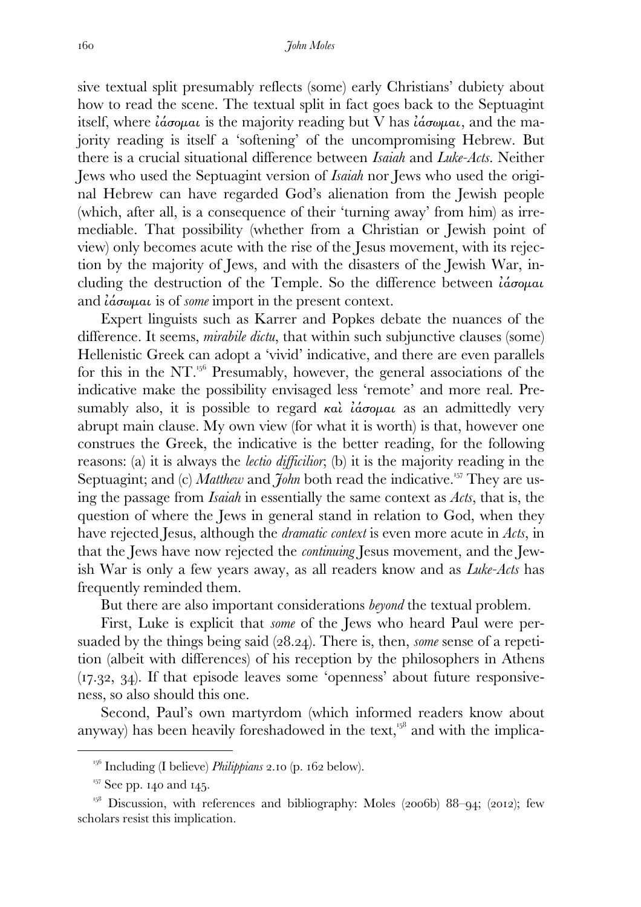sive textual split presumably reflects (some) early Christians' dubiety about how to read the scene. The textual split in fact goes back to the Septuagint itself, where ἰάσομαι is the majority reading but V has ἰάσωμαι, and the majority reading is itself a 'softening' of the uncompromising Hebrew. But there is a crucial situational difference between *Isaiah* and *Luke-Acts*. Neither Jews who used the Septuagint version of *Isaiah* nor Jews who used the original Hebrew can have regarded God's alienation from the Jewish people (which, after all, is a consequence of their 'turning away' from him) as irremediable. That possibility (whether from a Christian or Jewish point of view) only becomes acute with the rise of the Jesus movement, with its rejection by the majority of Jews, and with the disasters of the Jewish War, including the destruction of the Temple. So the difference between ἰάσομαι and ἰάσωμαι is of *some* import in the present context.

Expert linguists such as Karrer and Popkes debate the nuances of the difference. It seems, *mirabile dictu*, that within such subjunctive clauses (some) Hellenistic Greek can adopt a 'vivid' indicative, and there are even parallels for this in the NT.[156] Presumably, however, the general associations of the indicative make the possibility envisaged less 'remote' and more real. Presumably also, it is possible to regard καὶ ἰάσομαι as an admittedly very abrupt main clause. My own view (for what it is worth) is that, however one construes the Greek, the indicative is the better reading, for the following reasons: (a) it is always the *lectio difficilior*; (b) it is the majority reading in the Septuagint; and (c) *Matthew* and *John* both read the indicative.[157] They are using the passage from *Isaiah* in essentially the same context as *Acts*, that is, the question of where the Jews in general stand in relation to God, when they have rejected Jesus, although the *dramatic context* is even more acute in *Acts*, in that the Jews have now rejected the *continuing* Jesus movement, and the Jewish War is only a few years away, as all readers know and as *Luke-Acts* has frequently reminded them.

But there are also important considerations *beyond* the textual problem.

First, Luke is explicit that *some* of the Jews who heard Paul were persuaded by the things being said (28.24). There is, then, *some* sense of a repetition (albeit with differences) of his reception by the philosophers in Athens (17.32, 34). If that episode leaves some 'openness' about future responsiveness, so also should this one.

Second, Paul's own martyrdom (which informed readers know about anyway) has been heavily foreshadowed in the text,[158] and with the implica-

---

[156] Including (I believe) *Philippians* 2.10 (p. 162 below).

[157] See pp. 140 and 145.

[158] Discussion, with references and bibliography: Moles (2006b) 88–94; (2012); few scholars resist this implication.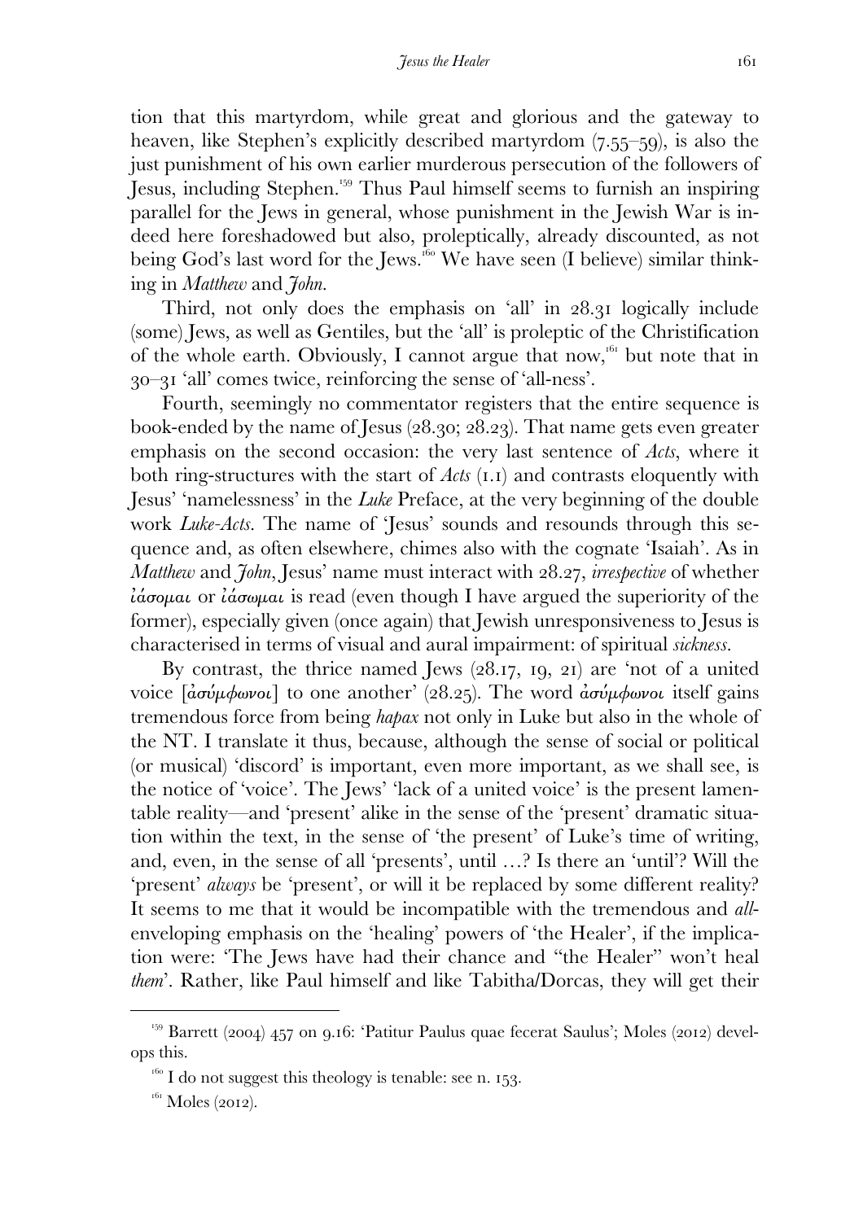tion that this martyrdom, while great and glorious and the gateway to heaven, like Stephen's explicitly described martyrdom (7.55–59), is also the just punishment of his own earlier murderous persecution of the followers of Jesus, including Stephen.[159] Thus Paul himself seems to furnish an inspiring parallel for the Jews in general, whose punishment in the Jewish War is indeed here foreshadowed but also, proleptically, already discounted, as not being God's last word for the Jews.[160] We have seen (I believe) similar thinking in *Matthew* and *John*.

Third, not only does the emphasis on 'all' in 28.31 logically include (some) Jews, as well as Gentiles, but the 'all' is proleptic of the Christification of the whole earth. Obviously, I cannot argue that now,[161] but note that in 30–31 'all' comes twice, reinforcing the sense of 'all-ness'.

Fourth, seemingly no commentator registers that the entire sequence is book-ended by the name of Jesus (28.30; 28.23). That name gets even greater emphasis on the second occasion: the very last sentence of *Acts*, where it both ring-structures with the start of *Acts* (1.1) and contrasts eloquently with Jesus' 'namelessness' in the *Luke* Preface, at the very beginning of the double work *Luke-Acts*. The name of 'Jesus' sounds and resounds through this sequence and, as often elsewhere, chimes also with the cognate 'Isaiah'. As in *Matthew* and *John*, Jesus' name must interact with 28.27, *irrespective* of whether ἰάσομαι or ἰάσωμαι is read (even though I have argued the superiority of the former), especially given (once again) that Jewish unresponsiveness to Jesus is characterised in terms of visual and aural impairment: of spiritual *sickness*.

By contrast, the thrice named Jews (28.17, 19, 21) are 'not of a united voice [ἀσύμφωνοι] to one another' (28.25). The word ἀσύμφωνοι itself gains tremendous force from being *hapax* not only in Luke but also in the whole of the NT. I translate it thus, because, although the sense of social or political (or musical) 'discord' is important, even more important, as we shall see, is the notice of 'voice'. The Jews' 'lack of a united voice' is the present lamentable reality—and 'present' alike in the sense of the 'present' dramatic situation within the text, in the sense of 'the present' of Luke's time of writing, and, even, in the sense of all 'presents', until …? Is there an 'until'? Will the 'present' *always* be 'present', or will it be replaced by some different reality? It seems to me that it would be incompatible with the tremendous and *all*-enveloping emphasis on the 'healing' powers of 'the Healer', if the implication were: 'The Jews have had their chance and "the Healer" won't heal *them*'. Rather, like Paul himself and like Tabitha/Dorcas, they will get their

---

[159] Barrett (2004) 457 on 9.16: 'Patitur Paulus quae fecerat Saulus'; Moles (2012) develops this.

[160] I do not suggest this theology is tenable: see n. 153.

[161] Moles (2012).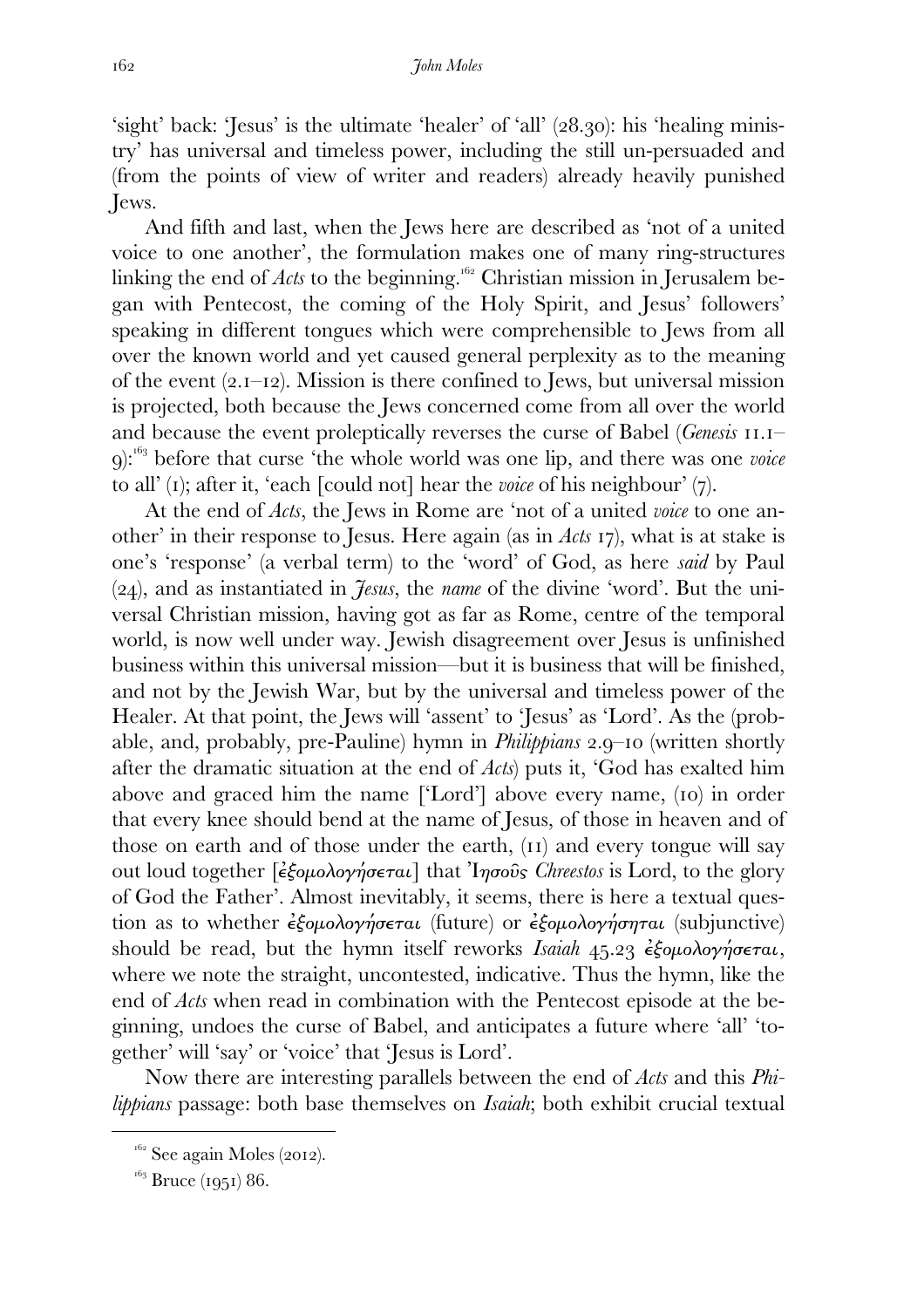'sight' back: 'Jesus' is the ultimate 'healer' of 'all' (28.30): his 'healing ministry' has universal and timeless power, including the still un-persuaded and (from the points of view of writer and readers) already heavily punished Jews.

And fifth and last, when the Jews here are described as 'not of a united voice to one another', the formulation makes one of many ring-structures linking the end of *Acts* to the beginning.[162] Christian mission in Jerusalem began with Pentecost, the coming of the Holy Spirit, and Jesus' followers' speaking in different tongues which were comprehensible to Jews from all over the known world and yet caused general perplexity as to the meaning of the event (2.1–12). Mission is there confined to Jews, but universal mission is projected, both because the Jews concerned come from all over the world and because the event proleptically reverses the curse of Babel (*Genesis* 11.1–9):[163] before that curse 'the whole world was one lip, and there was one *voice* to all' (1); after it, 'each [could not] hear the *voice* of his neighbour' (7).

At the end of *Acts*, the Jews in Rome are 'not of a united *voice* to one another' in their response to Jesus. Here again (as in *Acts* 17), what is at stake is one's 'response' (a verbal term) to the 'word' of God, as here *said* by Paul (24), and as instantiated in *Jesus*, the *name* of the divine 'word'. But the universal Christian mission, having got as far as Rome, centre of the temporal world, is now well under way. Jewish disagreement over Jesus is unfinished business within this universal mission—but it is business that will be finished, and not by the Jewish War, but by the universal and timeless power of the Healer. At that point, the Jews will 'assent' to 'Jesus' as 'Lord'. As the (probable, and, probably, pre-Pauline) hymn in *Philippians* 2.9–10 (written shortly after the dramatic situation at the end of *Acts*) puts it, 'God has exalted him above and graced him the name ['Lord'] above every name, (10) in order that every knee should bend at the name of Jesus, of those in heaven and of those on earth and of those under the earth, (11) and every tongue will say out loud together [ἐξομολογήσεται] that Ἰησοῦς *Chreestos* is Lord, to the glory of God the Father'. Almost inevitably, it seems, there is here a textual question as to whether ἐξομολογήσεται (future) or ἐξομολογήσηται (subjunctive) should be read, but the hymn itself reworks *Isaiah* 45.23 ἐξομολογήσεται, where we note the straight, uncontested, indicative. Thus the hymn, like the end of *Acts* when read in combination with the Pentecost episode at the beginning, undoes the curse of Babel, and anticipates a future where 'all' 'together' will 'say' or 'voice' that 'Jesus is Lord'.

Now there are interesting parallels between the end of *Acts* and this *Philippians* passage: both base themselves on *Isaiah*; both exhibit crucial textual

[162] See again Moles (2012).

[163] Bruce (1951) 86.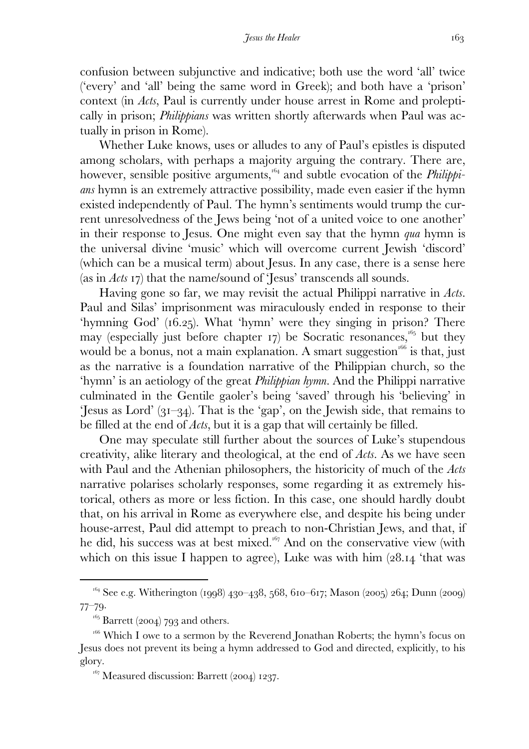confusion between subjunctive and indicative; both use the word 'all' twice ('every' and 'all' being the same word in Greek); and both have a 'prison' context (in *Acts*, Paul is currently under house arrest in Rome and proleptically in prison; *Philippians* was written shortly afterwards when Paul was actually in prison in Rome).

Whether Luke knows, uses or alludes to any of Paul's epistles is disputed among scholars, with perhaps a majority arguing the contrary. There are, however, sensible positive arguments,[164] and subtle evocation of the *Philippians* hymn is an extremely attractive possibility, made even easier if the hymn existed independently of Paul. The hymn's sentiments would trump the current unresolvedness of the Jews being 'not of a united voice to one another' in their response to Jesus. One might even say that the hymn *qua* hymn is the universal divine 'music' which will overcome current Jewish 'discord' (which can be a musical term) about Jesus. In any case, there is a sense here (as in *Acts* 17) that the name/sound of 'Jesus' transcends all sounds.

Having gone so far, we may revisit the actual Philippi narrative in *Acts*. Paul and Silas' imprisonment was miraculously ended in response to their 'hymning God' (16.25). What 'hymn' were they singing in prison? There may (especially just before chapter 17) be Socratic resonances,[165] but they would be a bonus, not a main explanation. A smart suggestion[166] is that, just as the narrative is a foundation narrative of the Philippian church, so the 'hymn' is an aetiology of the great *Philippian hymn*. And the Philippi narrative culminated in the Gentile gaoler's being 'saved' through his 'believing' in 'Jesus as Lord' (31–34). That is the 'gap', on the Jewish side, that remains to be filled at the end of *Acts*, but it is a gap that will certainly be filled.

One may speculate still further about the sources of Luke's stupendous creativity, alike literary and theological, at the end of *Acts*. As we have seen with Paul and the Athenian philosophers, the historicity of much of the *Acts* narrative polarises scholarly responses, some regarding it as extremely historical, others as more or less fiction. In this case, one should hardly doubt that, on his arrival in Rome as everywhere else, and despite his being under house-arrest, Paul did attempt to preach to non-Christian Jews, and that, if he did, his success was at best mixed.[167] And on the conservative view (with which on this issue I happen to agree), Luke was with him (28.14 'that was

---

[164] See e.g. Witherington (1998) 430–438, 568, 610–617; Mason (2005) 264; Dunn (2009) 77–79.

[165] Barrett (2004) 793 and others.

[166] Which I owe to a sermon by the Reverend Jonathan Roberts; the hymn's focus on Jesus does not prevent its being a hymn addressed to God and directed, explicitly, to his glory.

[167] Measured discussion: Barrett (2004) 1237.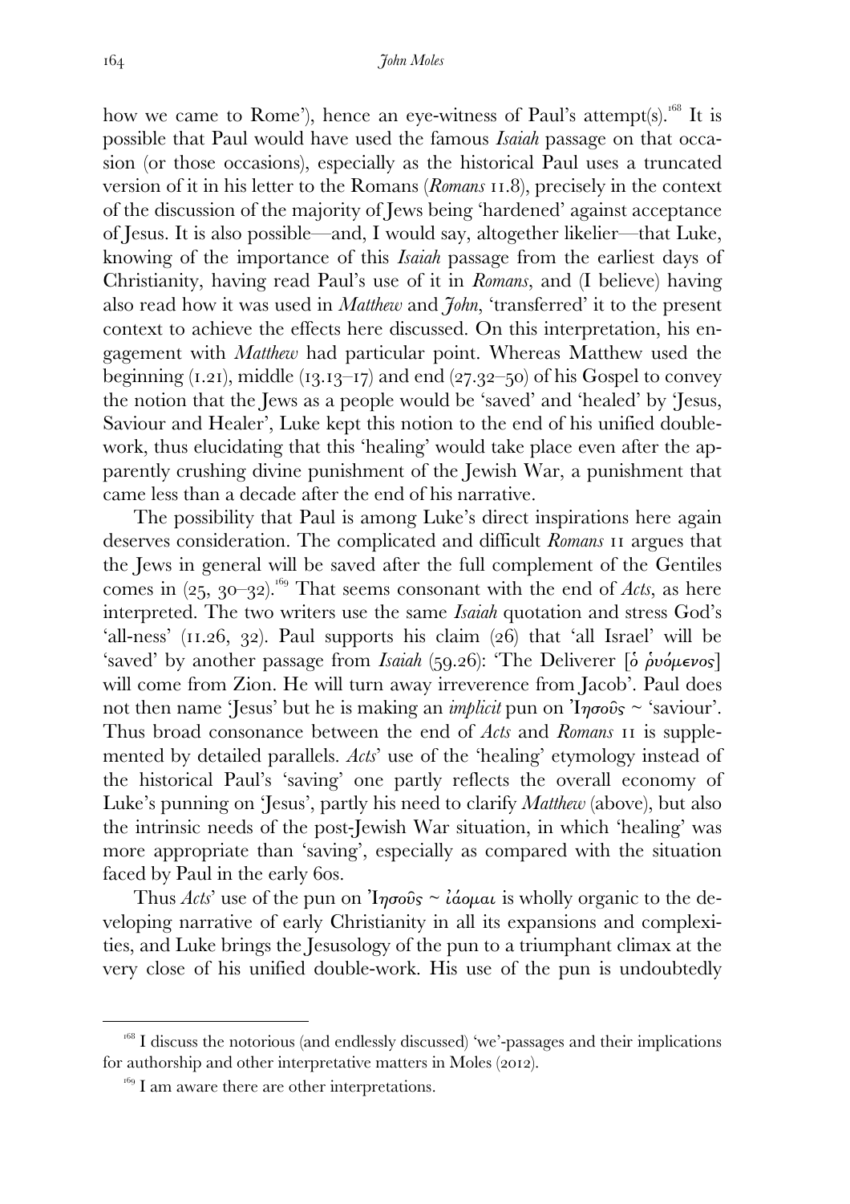how we came to Rome'), hence an eye-witness of Paul's attempt(s).[168] It is possible that Paul would have used the famous *Isaiah* passage on that occasion (or those occasions), especially as the historical Paul uses a truncated version of it in his letter to the Romans (*Romans* 11.8), precisely in the context of the discussion of the majority of Jews being 'hardened' against acceptance of Jesus. It is also possible—and, I would say, altogether likelier—that Luke, knowing of the importance of this *Isaiah* passage from the earliest days of Christianity, having read Paul's use of it in *Romans*, and (I believe) having also read how it was used in *Matthew* and *John*, 'transferred' it to the present context to achieve the effects here discussed. On this interpretation, his engagement with *Matthew* had particular point. Whereas Matthew used the beginning (1.21), middle (13.13–17) and end (27.32–50) of his Gospel to convey the notion that the Jews as a people would be 'saved' and 'healed' by 'Jesus, Saviour and Healer', Luke kept this notion to the end of his unified double-work, thus elucidating that this 'healing' would take place even after the apparently crushing divine punishment of the Jewish War, a punishment that came less than a decade after the end of his narrative.

The possibility that Paul is among Luke's direct inspirations here again deserves consideration. The complicated and difficult *Romans* 11 argues that the Jews in general will be saved after the full complement of the Gentiles comes in (25, 30–32).[169] That seems consonant with the end of *Acts*, as here interpreted. The two writers use the same *Isaiah* quotation and stress God's 'all-ness' (11.26, 32). Paul supports his claim (26) that 'all Israel' will be 'saved' by another passage from *Isaiah* (59.26): 'The Deliverer [ὁ ῥυόμενος] will come from Zion. He will turn away irreverence from Jacob'. Paul does not then name 'Jesus' but he is making an *implicit* pun on Ἰησοῦς ~ 'saviour'. Thus broad consonance between the end of *Acts* and *Romans* 11 is supplemented by detailed parallels. *Acts*' use of the 'healing' etymology instead of the historical Paul's 'saving' one partly reflects the overall economy of Luke's punning on 'Jesus', partly his need to clarify *Matthew* (above), but also the intrinsic needs of the post-Jewish War situation, in which 'healing' was more appropriate than 'saving', especially as compared with the situation faced by Paul in the early 60s.

Thus *Acts*' use of the pun on Ἰησοῦς ~ ἰάομαι is wholly organic to the developing narrative of early Christianity in all its expansions and complexities, and Luke brings the Jesusology of the pun to a triumphant climax at the very close of his unified double-work. His use of the pun is undoubtedly

---

[168] I discuss the notorious (and endlessly discussed) 'we'-passages and their implications for authorship and other interpretative matters in Moles (2012).

[169] I am aware there are other interpretations.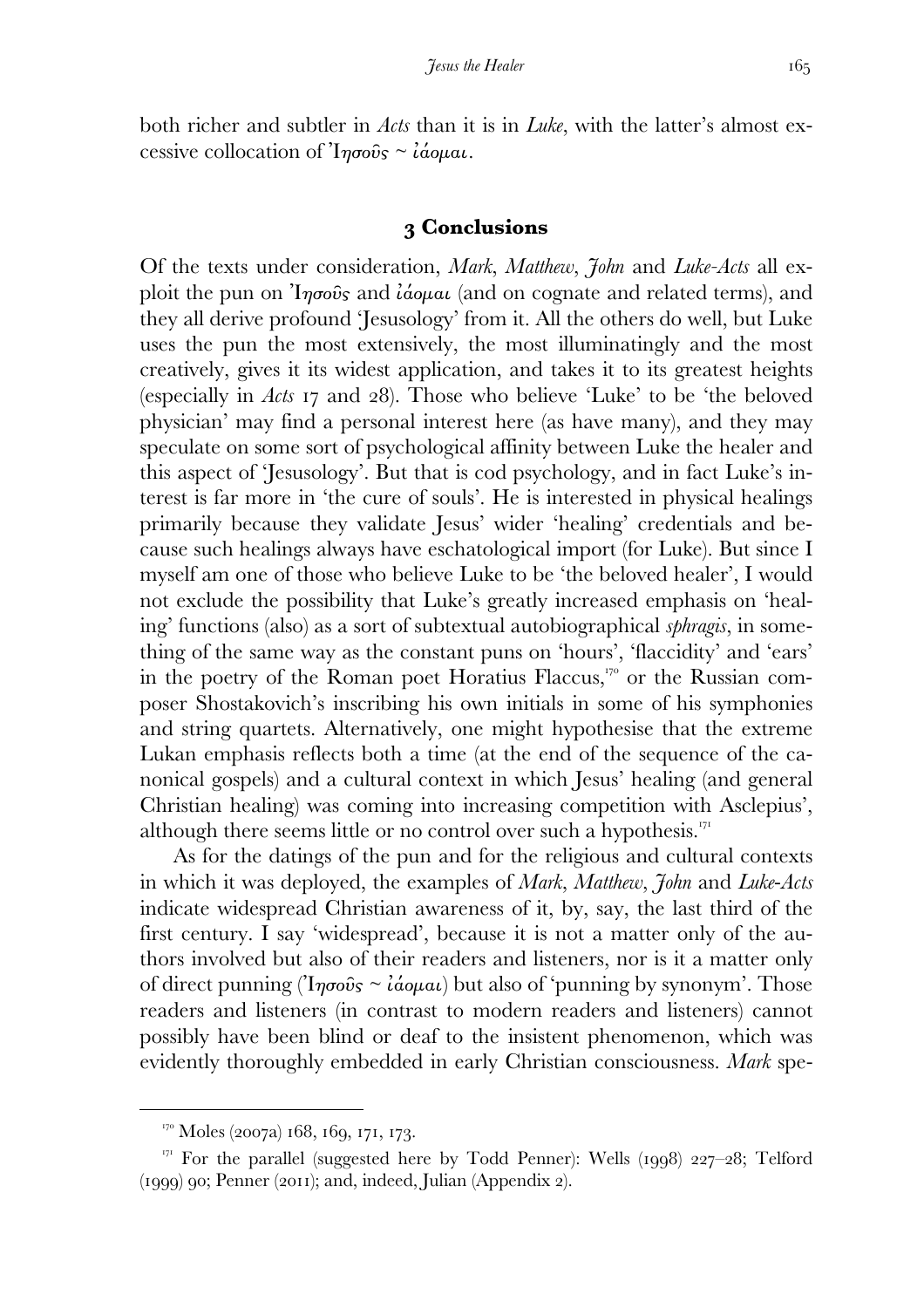both richer and subtler in *Acts* than it is in *Luke*, with the latter's almost excessive collocation of Ἰησοῦς ~ ἰάομαι.

## 3 Conclusions

Of the texts under consideration, *Mark*, *Matthew*, *John* and *Luke-Acts* all exploit the pun on Ἰησοῦς and ἰάομαι (and on cognate and related terms), and they all derive profound 'Jesusology' from it. All the others do well, but Luke uses the pun the most extensively, the most illuminatingly and the most creatively, gives it its widest application, and takes it to its greatest heights (especially in *Acts* 17 and 28). Those who believe 'Luke' to be 'the beloved physician' may find a personal interest here (as have many), and they may speculate on some sort of psychological affinity between Luke the healer and this aspect of 'Jesusology'. But that is cod psychology, and in fact Luke's interest is far more in 'the cure of souls'. He is interested in physical healings primarily because they validate Jesus' wider 'healing' credentials and because such healings always have eschatological import (for Luke). But since I myself am one of those who believe Luke to be 'the beloved healer', I would not exclude the possibility that Luke's greatly increased emphasis on 'healing' functions (also) as a sort of subtextual autobiographical *sphragis*, in something of the same way as the constant puns on 'hours', 'flaccidity' and 'ears' in the poetry of the Roman poet Horatius Flaccus,[170] or the Russian composer Shostakovich's inscribing his own initials in some of his symphonies and string quartets. Alternatively, one might hypothesise that the extreme Lukan emphasis reflects both a time (at the end of the sequence of the canonical gospels) and a cultural context in which Jesus' healing (and general Christian healing) was coming into increasing competition with Asclepius', although there seems little or no control over such a hypothesis.[171]

As for the datings of the pun and for the religious and cultural contexts in which it was deployed, the examples of *Mark*, *Matthew*, *John* and *Luke-Acts* indicate widespread Christian awareness of it, by, say, the last third of the first century. I say 'widespread', because it is not a matter only of the authors involved but also of their readers and listeners, nor is it a matter only of direct punning (Ἰησοῦς ~ ἰάομαι) but also of 'punning by synonym'. Those readers and listeners (in contrast to modern readers and listeners) cannot possibly have been blind or deaf to the insistent phenomenon, which was evidently thoroughly embedded in early Christian consciousness. *Mark* spe-

---

[170] Moles (2007a) 168, 169, 171, 173.

[171] For the parallel (suggested here by Todd Penner): Wells (1998) 227–28; Telford (1999) 90; Penner (2011); and, indeed, Julian (Appendix 2).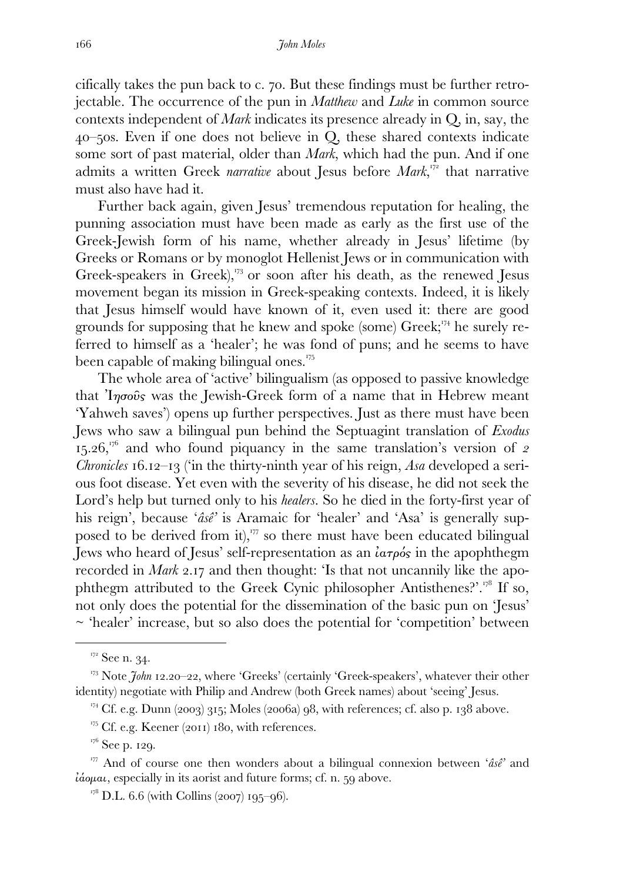cifically takes the pun back to c. 70. But these findings must be further retrojectable. The occurrence of the pun in *Matthew* and *Luke* in common source contexts independent of *Mark* indicates its presence already in Q, in, say, the 40–50s. Even if one does not believe in Q, these shared contexts indicate some sort of past material, older than *Mark*, which had the pun. And if one admits a written Greek *narrative* about Jesus before *Mark*,[172] that narrative must also have had it.

Further back again, given Jesus' tremendous reputation for healing, the punning association must have been made as early as the first use of the Greek-Jewish form of his name, whether already in Jesus' lifetime (by Greeks or Romans or by monoglot Hellenist Jews or in communication with Greek-speakers in Greek),[173] or soon after his death, as the renewed Jesus movement began its mission in Greek-speaking contexts. Indeed, it is likely that Jesus himself would have known of it, even used it: there are good grounds for supposing that he knew and spoke (some) Greek;[174] he surely referred to himself as a 'healer'; he was fond of puns; and he seems to have been capable of making bilingual ones.[175]

The whole area of 'active' bilingualism (as opposed to passive knowledge that Ἰησοῦς was the Jewish-Greek form of a name that in Hebrew meant 'Yahweh saves') opens up further perspectives. Just as there must have been Jews who saw a bilingual pun behind the Septuagint translation of *Exodus* 15.26,[176] and who found piquancy in the same translation's version of *2 Chronicles* 16.12–13 ('in the thirty-ninth year of his reign, *Asa* developed a serious foot disease. Yet even with the severity of his disease, he did not seek the Lord's help but turned only to his *healers*. So he died in the forty-first year of his reign', because '*âsê*' is Aramaic for 'healer' and 'Asa' is generally supposed to be derived from it),[177] so there must have been educated bilingual Jews who heard of Jesus' self-representation as an ἰατρός in the apophthegm recorded in *Mark* 2.17 and then thought: 'Is that not uncannily like the apophthegm attributed to the Greek Cynic philosopher Antisthenes?'.[178] If so, not only does the potential for the dissemination of the basic pun on 'Jesus' ~ 'healer' increase, but so also does the potential for 'competition' between

---

[172] See n. 34.

[173] Note *John* 12.20–22, where 'Greeks' (certainly 'Greek-speakers', whatever their other identity) negotiate with Philip and Andrew (both Greek names) about 'seeing' Jesus.

[174] Cf. e.g. Dunn (2003) 315; Moles (2006a) 98, with references; cf. also p. 138 above.

[175] Cf. e.g. Keener (2011) 180, with references.

[176] See p. 129.

[177] And of course one then wonders about a bilingual connexion between '*âsê*' and ἰάομαι, especially in its aorist and future forms; cf. n. 59 above.

[178] D.L. 6.6 (with Collins (2007) 195–96).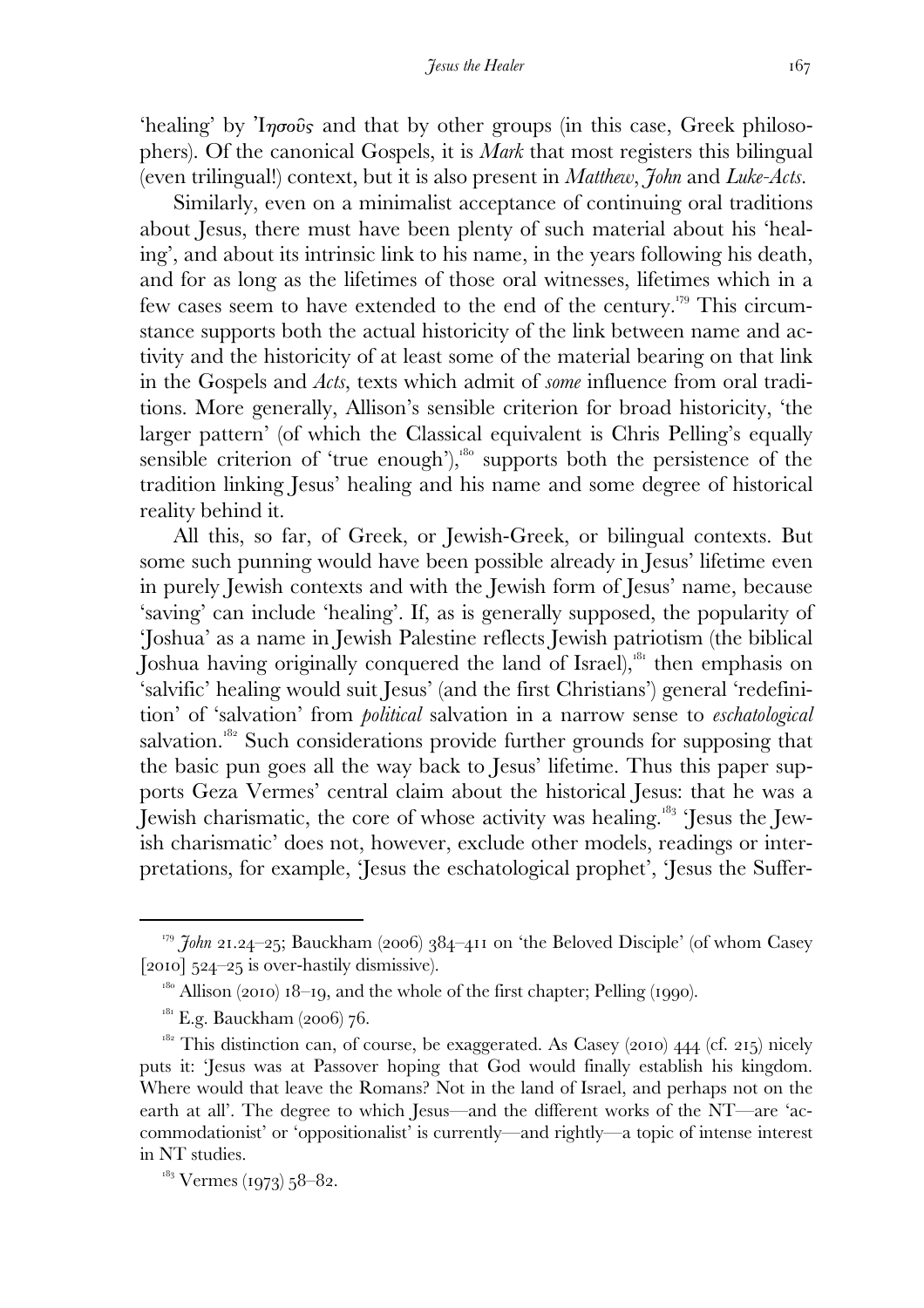'healing' by Ἰησοῦς and that by other groups (in this case, Greek philosophers). Of the canonical Gospels, it is *Mark* that most registers this bilingual (even trilingual!) context, but it is also present in *Matthew*, *John* and *Luke-Acts*.

Similarly, even on a minimalist acceptance of continuing oral traditions about Jesus, there must have been plenty of such material about his 'healing', and about its intrinsic link to his name, in the years following his death, and for as long as the lifetimes of those oral witnesses, lifetimes which in a few cases seem to have extended to the end of the century.[179] This circumstance supports both the actual historicity of the link between name and activity and the historicity of at least some of the material bearing on that link in the Gospels and *Acts*, texts which admit of *some* influence from oral traditions. More generally, Allison's sensible criterion for broad historicity, 'the larger pattern' (of which the Classical equivalent is Chris Pelling's equally sensible criterion of 'true enough'),[180] supports both the persistence of the tradition linking Jesus' healing and his name and some degree of historical reality behind it.

All this, so far, of Greek, or Jewish-Greek, or bilingual contexts. But some such punning would have been possible already in Jesus' lifetime even in purely Jewish contexts and with the Jewish form of Jesus' name, because 'saving' can include 'healing'. If, as is generally supposed, the popularity of 'Joshua' as a name in Jewish Palestine reflects Jewish patriotism (the biblical Joshua having originally conquered the land of Israel),[181] then emphasis on 'salvific' healing would suit Jesus' (and the first Christians') general 'redefinition' of 'salvation' from *political* salvation in a narrow sense to *eschatological* salvation.[182] Such considerations provide further grounds for supposing that the basic pun goes all the way back to Jesus' lifetime. Thus this paper supports Geza Vermes' central claim about the historical Jesus: that he was a Jewish charismatic, the core of whose activity was healing.[183] 'Jesus the Jewish charismatic' does not, however, exclude other models, readings or interpretations, for example, 'Jesus the eschatological prophet', 'Jesus the Suffer-

---

[179] *John* 21.24–25; Bauckham (2006) 384–411 on 'the Beloved Disciple' (of whom Casey [2010] 524–25 is over-hastily dismissive).

[180] Allison (2010) 18–19, and the whole of the first chapter; Pelling (1990).

[181] E.g. Bauckham (2006) 76.

[182] This distinction can, of course, be exaggerated. As Casey (2010) 444 (cf. 215) nicely puts it: 'Jesus was at Passover hoping that God would finally establish his kingdom. Where would that leave the Romans? Not in the land of Israel, and perhaps not on the earth at all'. The degree to which Jesus—and the different works of the NT—are 'accommodationist' or 'oppositionalist' is currently—and rightly—a topic of intense interest in NT studies.

[183] Vermes (1973) 58–82.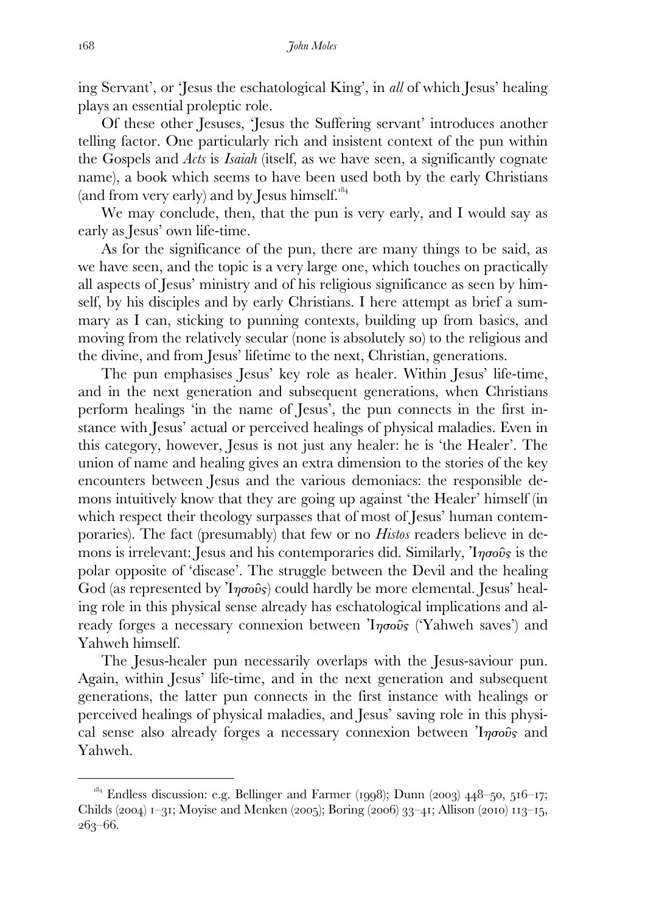ing Servant', or 'Jesus the eschatological King', in *all* of which Jesus' healing plays an essential proleptic role.

Of these other Jesuses, 'Jesus the Suffering servant' introduces another telling factor. One particularly rich and insistent context of the pun within the Gospels and *Acts* is *Isaiah* (itself, as we have seen, a significantly cognate name), a book which seems to have been used both by the early Christians (and from very early) and by Jesus himself.[184]

We may conclude, then, that the pun is very early, and I would say as early as Jesus' own life-time.

As for the significance of the pun, there are many things to be said, as we have seen, and the topic is a very large one, which touches on practically all aspects of Jesus' ministry and of his religious significance as seen by himself, by his disciples and by early Christians. I here attempt as brief a summary as I can, sticking to punning contexts, building up from basics, and moving from the relatively secular (none is absolutely so) to the religious and the divine, and from Jesus' lifetime to the next, Christian, generations.

The pun emphasises Jesus' key role as healer. Within Jesus' life-time, and in the next generation and subsequent generations, when Christians perform healings 'in the name of Jesus', the pun connects in the first instance with Jesus' actual or perceived healings of physical maladies. Even in this category, however, Jesus is not just any healer: he is 'the Healer'. The union of name and healing gives an extra dimension to the stories of the key encounters between Jesus and the various demoniacs: the responsible demons intuitively know that they are going up against 'the Healer' himself (in which respect their theology surpasses that of most of Jesus' human contemporaries). The fact (presumably) that few or no *Histos* readers believe in demons is irrelevant: Jesus and his contemporaries did. Similarly, Ἰησοῦς is the polar opposite of 'disease'. The struggle between the Devil and the healing God (as represented by Ἰησοῦς) could hardly be more elemental. Jesus' healing role in this physical sense already has eschatological implications and already forges a necessary connexion between Ἰησοῦς ('Yahweh saves') and Yahweh himself.

The Jesus-healer pun necessarily overlaps with the Jesus-saviour pun. Again, within Jesus' life-time, and in the next generation and subsequent generations, the latter pun connects in the first instance with healings or perceived healings of physical maladies, and Jesus' saving role in this physical sense also already forges a necessary connexion between Ἰησοῦς and Yahweh.

---

[184] Endless discussion: e.g. Bellinger and Farmer (1998); Dunn (2003) 448–50, 516–17; Childs (2004) 1–31; Moyise and Menken (2005); Boring (2006) 33–41; Allison (2010) 113–15, 263–66.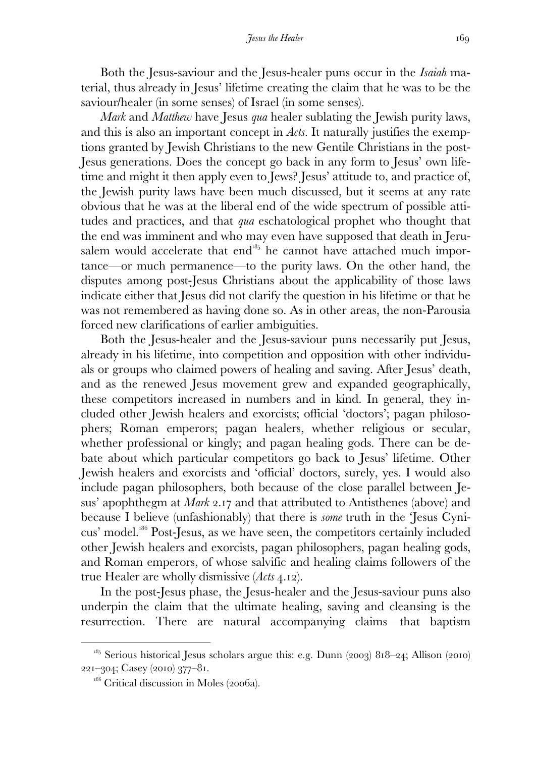Both the Jesus-saviour and the Jesus-healer puns occur in the *Isaiah* material, thus already in Jesus' lifetime creating the claim that he was to be the saviour/healer (in some senses) of Israel (in some senses).

*Mark* and *Matthew* have Jesus *qua* healer sublating the Jewish purity laws, and this is also an important concept in *Acts*. It naturally justifies the exemptions granted by Jewish Christians to the new Gentile Christians in the post-Jesus generations. Does the concept go back in any form to Jesus' own lifetime and might it then apply even to Jews? Jesus' attitude to, and practice of, the Jewish purity laws have been much discussed, but it seems at any rate obvious that he was at the liberal end of the wide spectrum of possible attitudes and practices, and that *qua* eschatological prophet who thought that the end was imminent and who may even have supposed that death in Jerusalem would accelerate that end[185] he cannot have attached much importance—or much permanence—to the purity laws. On the other hand, the disputes among post-Jesus Christians about the applicability of those laws indicate either that Jesus did not clarify the question in his lifetime or that he was not remembered as having done so. As in other areas, the non-Parousia forced new clarifications of earlier ambiguities.

Both the Jesus-healer and the Jesus-saviour puns necessarily put Jesus, already in his lifetime, into competition and opposition with other individuals or groups who claimed powers of healing and saving. After Jesus' death, and as the renewed Jesus movement grew and expanded geographically, these competitors increased in numbers and in kind. In general, they included other Jewish healers and exorcists; official 'doctors'; pagan philosophers; Roman emperors; pagan healers, whether religious or secular, whether professional or kingly; and pagan healing gods. There can be debate about which particular competitors go back to Jesus' lifetime. Other Jewish healers and exorcists and 'official' doctors, surely, yes. I would also include pagan philosophers, both because of the close parallel between Jesus' apophthegm at *Mark* 2.17 and that attributed to Antisthenes (above) and because I believe (unfashionably) that there is *some* truth in the 'Jesus Cynicus' model.[186] Post-Jesus, as we have seen, the competitors certainly included other Jewish healers and exorcists, pagan philosophers, pagan healing gods, and Roman emperors, of whose salvific and healing claims followers of the true Healer are wholly dismissive (*Acts* 4.12).

In the post-Jesus phase, the Jesus-healer and the Jesus-saviour puns also underpin the claim that the ultimate healing, saving and cleansing is the resurrection. There are natural accompanying claims—that baptism

---

[185] Serious historical Jesus scholars argue this: e.g. Dunn (2003) 818–24; Allison (2010) 221–304; Casey (2010) 377–81.

[186] Critical discussion in Moles (2006a).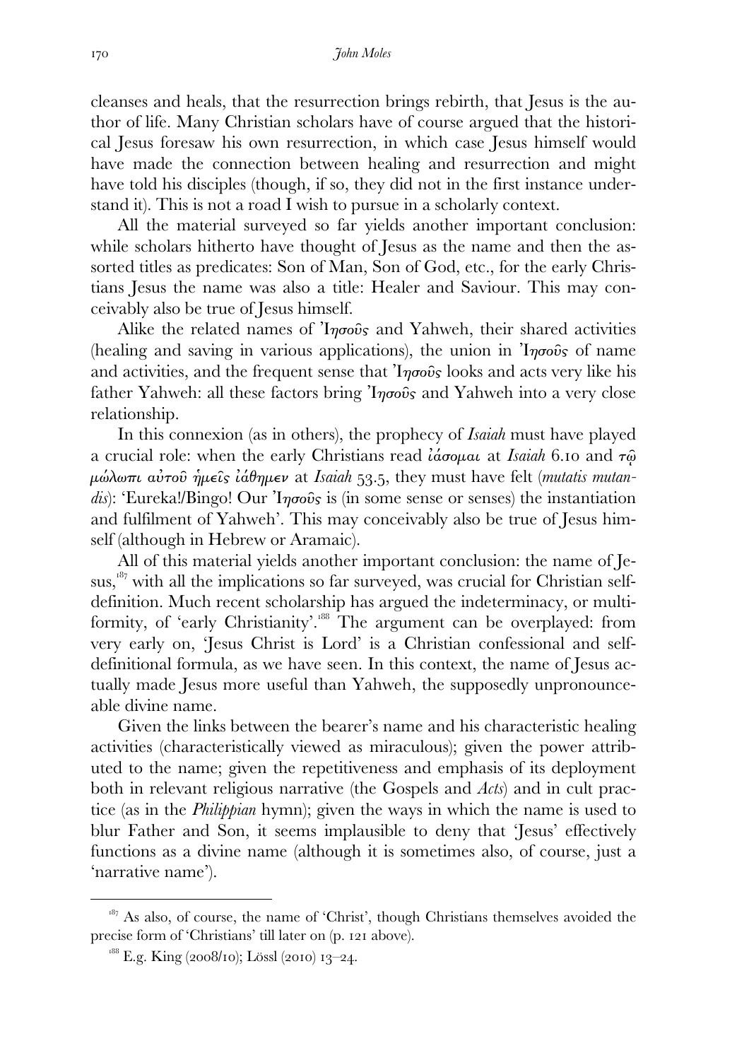cleanses and heals, that the resurrection brings rebirth, that Jesus is the author of life. Many Christian scholars have of course argued that the historical Jesus foresaw his own resurrection, in which case Jesus himself would have made the connection between healing and resurrection and might have told his disciples (though, if so, they did not in the first instance understand it). This is not a road I wish to pursue in a scholarly context.

All the material surveyed so far yields another important conclusion: while scholars hitherto have thought of Jesus as the name and then the assorted titles as predicates: Son of Man, Son of God, etc., for the early Christians Jesus the name was also a title: Healer and Saviour. This may conceivably also be true of Jesus himself.

Alike the related names of Ἰησοῦς and Yahweh, their shared activities (healing and saving in various applications), the union in Ἰησοῦς of name and activities, and the frequent sense that Ἰησοῦς looks and acts very like his father Yahweh: all these factors bring Ἰησοῦς and Yahweh into a very close relationship.

In this connexion (as in others), the prophecy of *Isaiah* must have played a crucial role: when the early Christians read ἰάσομαι at *Isaiah* 6.10 and τῷ μώλωπι αὐτοῦ ἡμεῖς ἰάθημεν at *Isaiah* 53.5, they must have felt (*mutatis mutandis*): 'Eureka!/Bingo! Our Ἰησοῦς is (in some sense or senses) the instantiation and fulfilment of Yahweh'. This may conceivably also be true of Jesus himself (although in Hebrew or Aramaic).

All of this material yields another important conclusion: the name of Jesus,[187] with all the implications so far surveyed, was crucial for Christian self-definition. Much recent scholarship has argued the indeterminacy, or multiformity, of 'early Christianity'.[188] The argument can be overplayed: from very early on, 'Jesus Christ is Lord' is a Christian confessional and self-definitional formula, as we have seen. In this context, the name of Jesus actually made Jesus more useful than Yahweh, the supposedly unpronounceable divine name.

Given the links between the bearer's name and his characteristic healing activities (characteristically viewed as miraculous); given the power attributed to the name; given the repetitiveness and emphasis of its deployment both in relevant religious narrative (the Gospels and *Acts*) and in cult practice (as in the *Philippian* hymn); given the ways in which the name is used to blur Father and Son, it seems implausible to deny that 'Jesus' effectively functions as a divine name (although it is sometimes also, of course, just a 'narrative name').

---

[187] As also, of course, the name of 'Christ', though Christians themselves avoided the precise form of 'Christians' till later on (p. 121 above).

[188] E.g. King (2008/10); Lössl (2010) 13–24.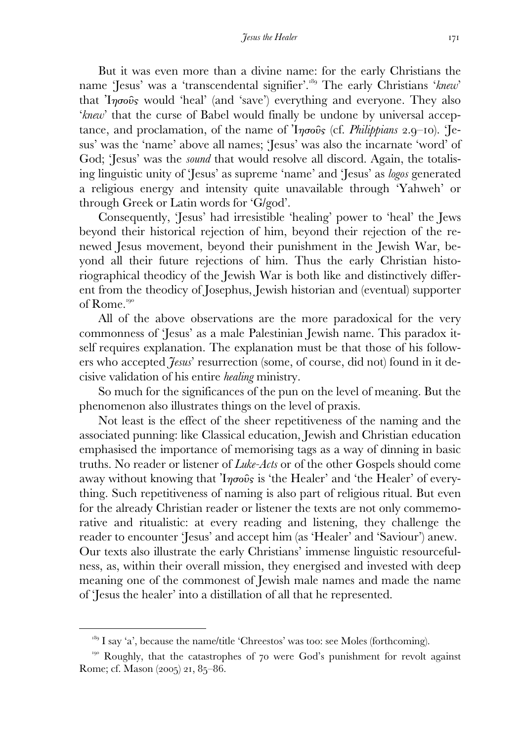But it was even more than a divine name: for the early Christians the name 'Jesus' was a 'transcendental signifier'.[189] The early Christians '*knew*' that Ἰησοῦς would 'heal' (and 'save') everything and everyone. They also '*knew*' that the curse of Babel would finally be undone by universal acceptance, and proclamation, of the name of Ἰησοῦς (cf. *Philippians* 2.9–10). 'Jesus' was the 'name' above all names; 'Jesus' was also the incarnate 'word' of God; 'Jesus' was the *sound* that would resolve all discord. Again, the totalising linguistic unity of 'Jesus' as supreme 'name' and 'Jesus' as *logos* generated a religious energy and intensity quite unavailable through 'Yahweh' or through Greek or Latin words for 'G/god'.

Consequently, 'Jesus' had irresistible 'healing' power to 'heal' the Jews beyond their historical rejection of him, beyond their rejection of the renewed Jesus movement, beyond their punishment in the Jewish War, beyond all their future rejections of him. Thus the early Christian historiographical theodicy of the Jewish War is both like and distinctively different from the theodicy of Josephus, Jewish historian and (eventual) supporter of Rome.[190]

All of the above observations are the more paradoxical for the very commonness of 'Jesus' as a male Palestinian Jewish name. This paradox itself requires explanation. The explanation must be that those of his followers who accepted *Jesus*' resurrection (some, of course, did not) found in it decisive validation of his entire *healing* ministry.

So much for the significances of the pun on the level of meaning. But the phenomenon also illustrates things on the level of praxis.

Not least is the effect of the sheer repetitiveness of the naming and the associated punning: like Classical education, Jewish and Christian education emphasised the importance of memorising tags as a way of dinning in basic truths. No reader or listener of *Luke-Acts* or of the other Gospels should come away without knowing that Ἰησοῦς is 'the Healer' and 'the Healer' of everything. Such repetitiveness of naming is also part of religious ritual. But even for the already Christian reader or listener the texts are not only commemorative and ritualistic: at every reading and listening, they challenge the reader to encounter 'Jesus' and accept him (as 'Healer' and 'Saviour') anew. Our texts also illustrate the early Christians' immense linguistic resourcefulness, as, within their overall mission, they energised and invested with deep meaning one of the commonest of Jewish male names and made the name of 'Jesus the healer' into a distillation of all that he represented.

---

[189] I say 'a', because the name/title 'Chreestos' was too: see Moles (forthcoming).

[190] Roughly, that the catastrophes of 70 were God's punishment for revolt against Rome; cf. Mason (2005) 21, 85–86.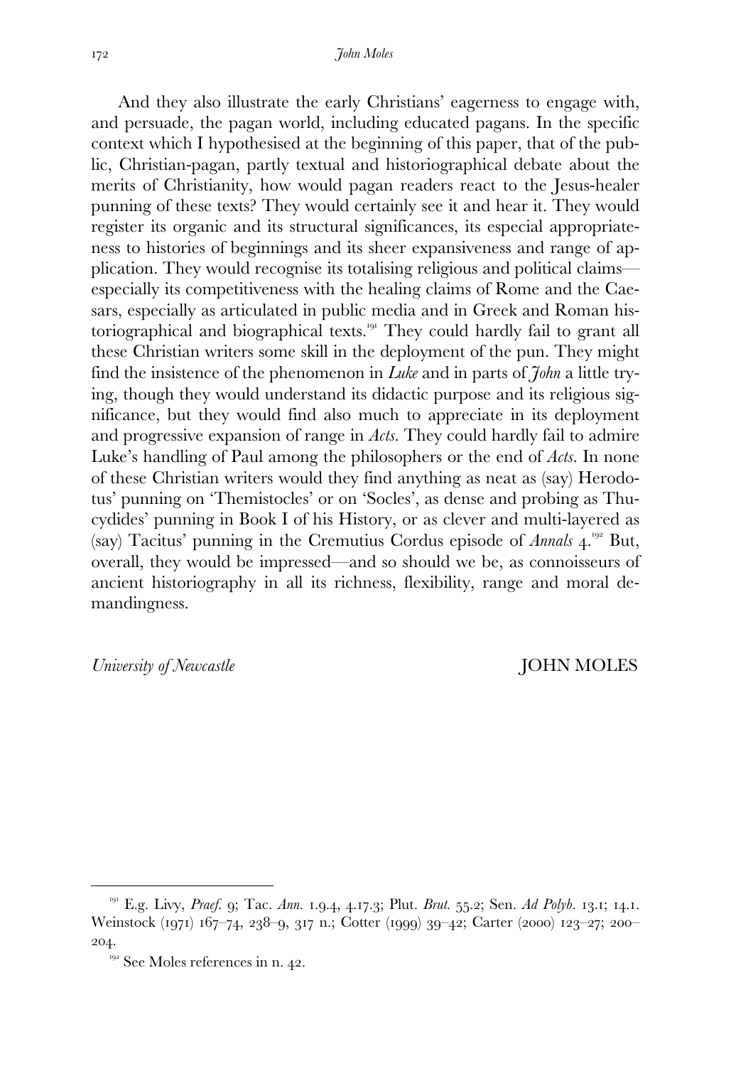And they also illustrate the early Christians' eagerness to engage with, and persuade, the pagan world, including educated pagans. In the specific context which I hypothesised at the beginning of this paper, that of the public, Christian-pagan, partly textual and historiographical debate about the merits of Christianity, how would pagan readers react to the Jesus-healer punning of these texts? They would certainly see it and hear it. They would register its organic and its structural significances, its especial appropriateness to histories of beginnings and its sheer expansiveness and range of application. They would recognise its totalising religious and political claims—especially its competitiveness with the healing claims of Rome and the Caesars, especially as articulated in public media and in Greek and Roman historiographical and biographical texts.[191] They could hardly fail to grant all these Christian writers some skill in the deployment of the pun. They might find the insistence of the phenomenon in *Luke* and in parts of *John* a little trying, though they would understand its didactic purpose and its religious significance, but they would find also much to appreciate in its deployment and progressive expansion of range in *Acts*. They could hardly fail to admire Luke's handling of Paul among the philosophers or the end of *Acts*. In none of these Christian writers would they find anything as neat as (say) Herodotus' punning on 'Themistocles' or on 'Socles', as dense and probing as Thucydides' punning in Book I of his History, or as clever and multi-layered as (say) Tacitus' punning in the Cremutius Cordus episode of *Annals* 4.[192] But, overall, they would be impressed—and so should we be, as connoisseurs of ancient historiography in all its richness, flexibility, range and moral demandingness.

*University of Newcastle* JOHN MOLES

---

[191] E.g. Livy, *Praef.* 9; Tac. *Ann.* 1.9.4, 4.17.3; Plut. *Brut.* 55.2; Sen. *Ad Polyb.* 13.1; 14.1. Weinstock (1971) 167–74, 238–9, 317 n.; Cotter (1999) 39–42; Carter (2000) 123–27; 200–204.

[192] See Moles references in n. 42.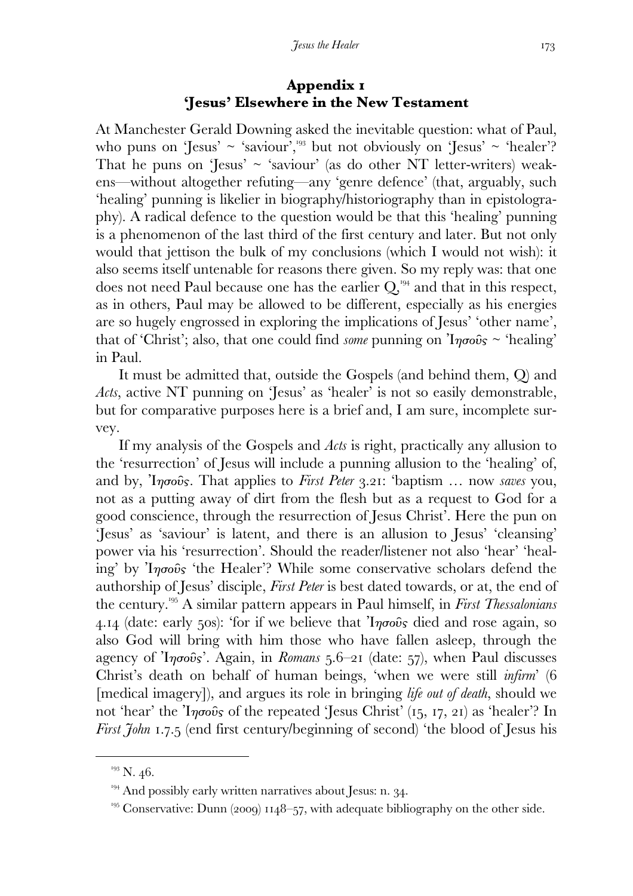## Appendix 1
## 'Jesus' Elsewhere in the New Testament

At Manchester Gerald Downing asked the inevitable question: what of Paul, who puns on 'Jesus' ~ 'saviour',[193] but not obviously on 'Jesus' ~ 'healer'? That he puns on 'Jesus' ~ 'saviour' (as do other NT letter-writers) weakens—without altogether refuting—any 'genre defence' (that, arguably, such 'healing' punning is likelier in biography/historiography than in epistolography). A radical defence to the question would be that this 'healing' punning is a phenomenon of the last third of the first century and later. But not only would that jettison the bulk of my conclusions (which I would not wish): it also seems itself untenable for reasons there given. So my reply was: that one does not need Paul because one has the earlier Q,[194] and that in this respect, as in others, Paul may be allowed to be different, especially as his energies are so hugely engrossed in exploring the implications of Jesus' 'other name', that of 'Christ'; also, that one could find *some* punning on Ἰησοῦς ~ 'healing' in Paul.

It must be admitted that, outside the Gospels (and behind them, Q) and *Acts*, active NT punning on 'Jesus' as 'healer' is not so easily demonstrable, but for comparative purposes here is a brief and, I am sure, incomplete survey.

If my analysis of the Gospels and *Acts* is right, practically any allusion to the 'resurrection' of Jesus will include a punning allusion to the 'healing' of, and by, Ἰησοῦς. That applies to *First Peter* 3.21: 'baptism … now *saves* you, not as a putting away of dirt from the flesh but as a request to God for a good conscience, through the resurrection of Jesus Christ'. Here the pun on 'Jesus' as 'saviour' is latent, and there is an allusion to Jesus' 'cleansing' power via his 'resurrection'. Should the reader/listener not also 'hear' 'healing' by Ἰησοῦς 'the Healer'? While some conservative scholars defend the authorship of Jesus' disciple, *First Peter* is best dated towards, or at, the end of the century.[195] A similar pattern appears in Paul himself, in *First Thessalonians* 4.14 (date: early 50s): 'for if we believe that Ἰησοῦς died and rose again, so also God will bring with him those who have fallen asleep, through the agency of Ἰησοῦς'. Again, in *Romans* 5.6–21 (date: 57), when Paul discusses Christ's death on behalf of human beings, 'when we were still *infirm*' (6 [medical imagery]), and argues its role in bringing *life out of death*, should we not 'hear' the Ἰησοῦς of the repeated 'Jesus Christ' (15, 17, 21) as 'healer'? In *First John* 1.7.5 (end first century/beginning of second) 'the blood of Jesus his

---

[193] N. 46.

[194] And possibly early written narratives about Jesus: n. 34.

[195] Conservative: Dunn (2009) 1148–57, with adequate bibliography on the other side.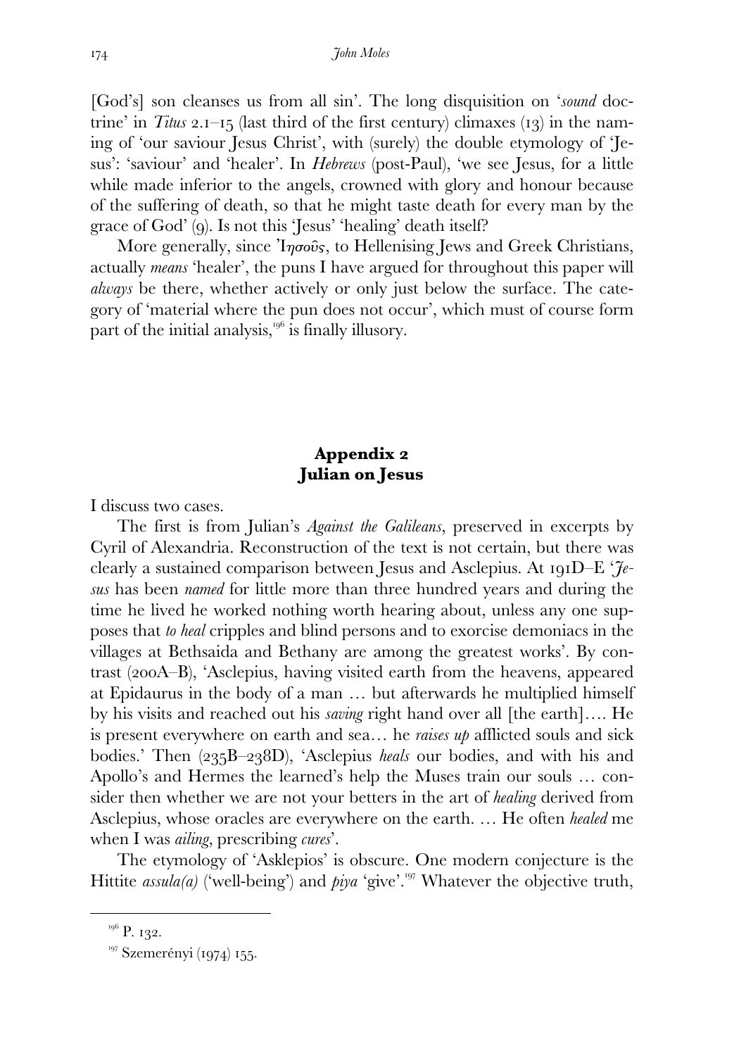[God's] son cleanses us from all sin'. The long disquisition on '*sound* doctrine' in *Titus* 2.1–15 (last third of the first century) climaxes (13) in the naming of 'our saviour Jesus Christ', with (surely) the double etymology of 'Jesus': 'saviour' and 'healer'. In *Hebrews* (post-Paul), 'we see Jesus, for a little while made inferior to the angels, crowned with glory and honour because of the suffering of death, so that he might taste death for every man by the grace of God' (9). Is not this 'Jesus' 'healing' death itself?

More generally, since Ἰησοῦς, to Hellenising Jews and Greek Christians, actually *means* 'healer', the puns I have argued for throughout this paper will *always* be there, whether actively or only just below the surface. The category of 'material where the pun does not occur', which must of course form part of the initial analysis,[196] is finally illusory.

## Appendix 2
## Julian on Jesus

I discuss two cases.

The first is from Julian's *Against the Galileans*, preserved in excerpts by Cyril of Alexandria. Reconstruction of the text is not certain, but there was clearly a sustained comparison between Jesus and Asclepius. At 191D–E '*Jesus* has been *named* for little more than three hundred years and during the time he lived he worked nothing worth hearing about, unless any one supposes that *to heal* cripples and blind persons and to exorcise demoniacs in the villages at Bethsaida and Bethany are among the greatest works'. By contrast (200A–B), 'Asclepius, having visited earth from the heavens, appeared at Epidaurus in the body of a man … but afterwards he multiplied himself by his visits and reached out his *saving* right hand over all [the earth]…. He is present everywhere on earth and sea… he *raises up* afflicted souls and sick bodies.' Then (235B–238D), 'Asclepius *heals* our bodies, and with his and Apollo's and Hermes the learned's help the Muses train our souls … consider then whether we are not your betters in the art of *healing* derived from Asclepius, whose oracles are everywhere on the earth. … He often *healed* me when I was *ailing*, prescribing *cures*'.

The etymology of 'Asklepios' is obscure. One modern conjecture is the Hittite *assula(a)* ('well-being') and *piya* 'give'.[197] Whatever the objective truth,

---

[196] P. 132.

[197] Szemerényi (1974) 155.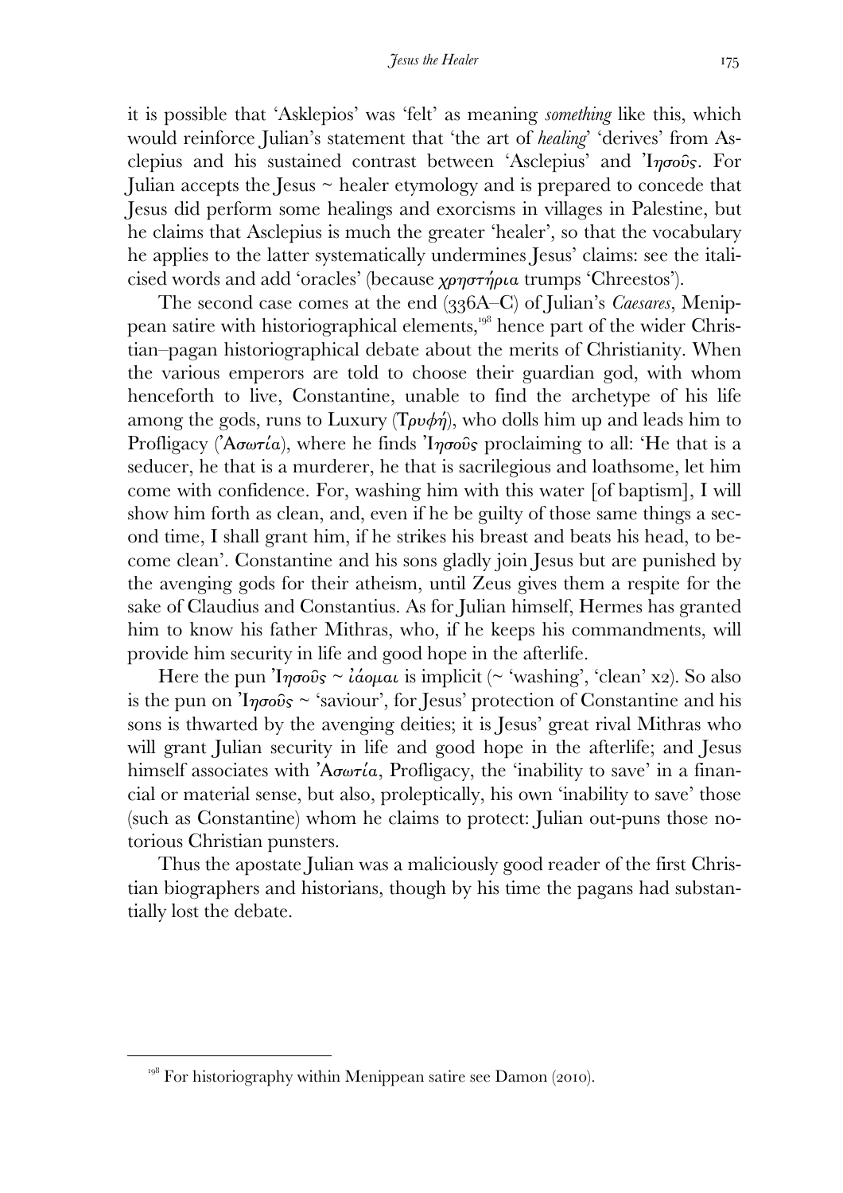it is possible that 'Asklepios' was 'felt' as meaning *something* like this, which would reinforce Julian's statement that 'the art of *healing*' 'derives' from Asclepius and his sustained contrast between 'Asclepius' and Ἰησοῦς. For Julian accepts the Jesus ~ healer etymology and is prepared to concede that Jesus did perform some healings and exorcisms in villages in Palestine, but he claims that Asclepius is much the greater 'healer', so that the vocabulary he applies to the latter systematically undermines Jesus' claims: see the italicised words and add 'oracles' (because *χρηστήρια* trumps 'Chreestos').

The second case comes at the end (336A–C) of Julian's *Caesares*, Menippean satire with historiographical elements,[198] hence part of the wider Christian–pagan historiographical debate about the merits of Christianity. When the various emperors are told to choose their guardian god, with whom henceforth to live, Constantine, unable to find the archetype of his life among the gods, runs to Luxury (Τρυφή), who dolls him up and leads him to Profligacy (Ἀσωτία), where he finds Ἰησοῦς proclaiming to all: 'He that is a seducer, he that is a murderer, he that is sacrilegious and loathsome, let him come with confidence. For, washing him with this water [of baptism], I will show him forth as clean, and, even if he be guilty of those same things a second time, I shall grant him, if he strikes his breast and beats his head, to become clean'. Constantine and his sons gladly join Jesus but are punished by the avenging gods for their atheism, until Zeus gives them a respite for the sake of Claudius and Constantius. As for Julian himself, Hermes has granted him to know his father Mithras, who, if he keeps his commandments, will provide him security in life and good hope in the afterlife.

Here the pun Ἰησοῦς ~ ἰάομαι is implicit (~ 'washing', 'clean' x2). So also is the pun on Ἰησοῦς ~ 'saviour', for Jesus' protection of Constantine and his sons is thwarted by the avenging deities; it is Jesus' great rival Mithras who will grant Julian security in life and good hope in the afterlife; and Jesus himself associates with Ἀσωτία, Profligacy, the 'inability to save' in a financial or material sense, but also, proleptically, his own 'inability to save' those (such as Constantine) whom he claims to protect: Julian out-puns those notorious Christian punsters.

Thus the apostate Julian was a maliciously good reader of the first Christian biographers and historians, though by his time the pagans had substantially lost the debate.

---

[198] For historiography within Menippean satire see Damon (2010).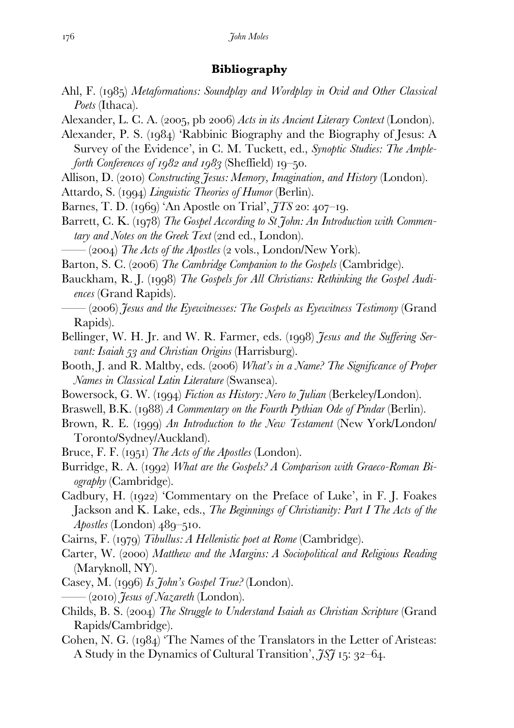## Bibliography

Ahl, F. (1985) *Metaformations: Soundplay and Wordplay in Ovid and Other Classical Poets* (Ithaca).

Alexander, L. C. A. (2005, pb 2006) *Acts in its Ancient Literary Context* (London).

Alexander, P. S. (1984) 'Rabbinic Biography and the Biography of Jesus: A Survey of the Evidence', in C. M. Tuckett, ed., *Synoptic Studies: The Ampleforth Conferences of 1982 and 1983* (Sheffield) 19–50.

Allison, D. (2010) *Constructing Jesus: Memory, Imagination, and History* (London).

Attardo, S. (1994) *Linguistic Theories of Humor* (Berlin).

Barnes, T. D. (1969) 'An Apostle on Trial', *JTS* 20: 407–19.

Barrett, C. K. (1978) *The Gospel According to St John: An Introduction with Commentary and Notes on the Greek Text* (2nd ed., London).

—— (2004) *The Acts of the Apostles* (2 vols., London/New York).

Barton, S. C. (2006) *The Cambridge Companion to the Gospels* (Cambridge).

Bauckham, R. J. (1998) *The Gospels for All Christians: Rethinking the Gospel Audiences* (Grand Rapids).

—— (2006) *Jesus and the Eyewitnesses: The Gospels as Eyewitness Testimony* (Grand Rapids).

Bellinger, W. H. Jr. and W. R. Farmer, eds. (1998) *Jesus and the Suffering Servant: Isaiah 53 and Christian Origins* (Harrisburg).

Booth, J. and R. Maltby, eds. (2006) *What's in a Name? The Significance of Proper Names in Classical Latin Literature* (Swansea).

Bowersock, G. W. (1994) *Fiction as History: Nero to Julian* (Berkeley/London).

Braswell, B.K. (1988) *A Commentary on the Fourth Pythian Ode of Pindar* (Berlin).

Brown, R. E. (1999) *An Introduction to the New Testament* (New York/London/Toronto/Sydney/Auckland).

Bruce, F. F. (1951) *The Acts of the Apostles* (London).

Burridge, R. A. (1992) *What are the Gospels? A Comparison with Graeco-Roman Biography* (Cambridge).

Cadbury, H. (1922) 'Commentary on the Preface of Luke', in F. J. Foakes Jackson and K. Lake, eds., *The Beginnings of Christianity: Part I The Acts of the Apostles* (London) 489–510.

Cairns, F. (1979) *Tibullus: A Hellenistic poet at Rome* (Cambridge).

Carter, W. (2000) *Matthew and the Margins: A Sociopolitical and Religious Reading* (Maryknoll, NY).

Casey, M. (1996) *Is John's Gospel True?* (London).

—— (2010) *Jesus of Nazareth* (London).

Childs, B. S. (2004) *The Struggle to Understand Isaiah as Christian Scripture* (Grand Rapids/Cambridge).

Cohen, N. G. (1984) 'The Names of the Translators in the Letter of Aristeas: A Study in the Dynamics of Cultural Transition', *JSJ* 15: 32–64.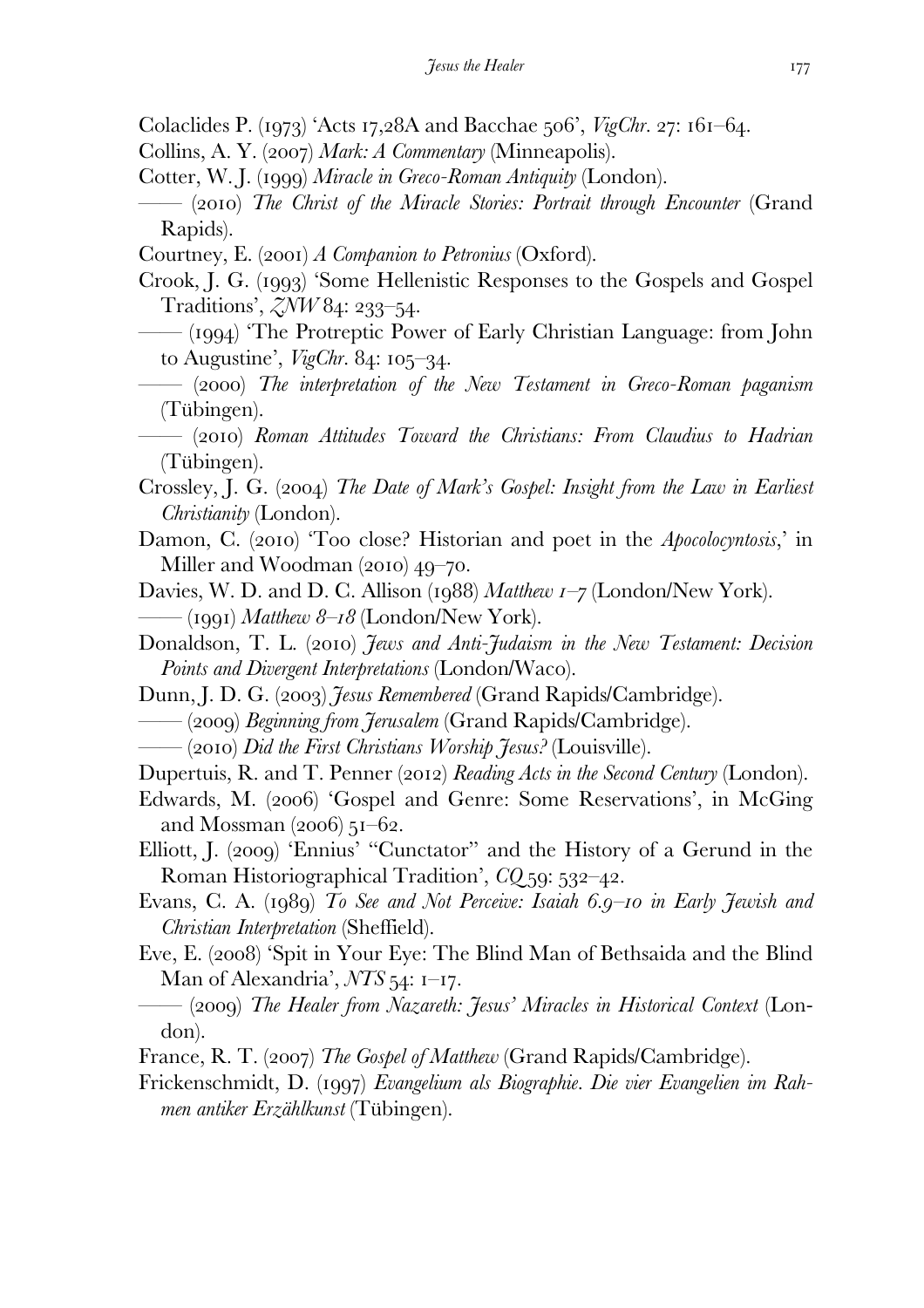Colaclides P. (1973) 'Acts 17,28A and Bacchae 506', *VigChr.* 27: 161–64.

Collins, A. Y. (2007) *Mark: A Commentary* (Minneapolis).

Cotter, W. J. (1999) *Miracle in Greco-Roman Antiquity* (London).

—— (2010) *The Christ of the Miracle Stories: Portrait through Encounter* (Grand Rapids).

Courtney, E. (2001) *A Companion to Petronius* (Oxford).

Crook, J. G. (1993) 'Some Hellenistic Responses to the Gospels and Gospel Traditions', *ZNW* 84: 233–54.

—— (1994) 'The Protreptic Power of Early Christian Language: from John to Augustine', *VigChr.* 84: 105–34.

—— (2000) *The interpretation of the New Testament in Greco-Roman paganism* (Tübingen).

—— (2010) *Roman Attitudes Toward the Christians: From Claudius to Hadrian* (Tübingen).

Crossley, J. G. (2004) *The Date of Mark's Gospel: Insight from the Law in Earliest Christianity* (London).

Damon, C. (2010) 'Too close? Historian and poet in the *Apocolocyntosis*,' in Miller and Woodman (2010) 49–70.

Davies, W. D. and D. C. Allison (1988) *Matthew 1–7* (London/New York).

—— (1991) *Matthew 8–18* (London/New York).

Donaldson, T. L. (2010) *Jews and Anti-Judaism in the New Testament: Decision Points and Divergent Interpretations* (London/Waco).

Dunn, J. D. G. (2003) *Jesus Remembered* (Grand Rapids/Cambridge).

—— (2009) *Beginning from Jerusalem* (Grand Rapids/Cambridge).

—— (2010) *Did the First Christians Worship Jesus?* (Louisville).

Dupertuis, R. and T. Penner (2012) *Reading Acts in the Second Century* (London).

Edwards, M. (2006) 'Gospel and Genre: Some Reservations', in McGing and Mossman (2006) 51–62.

Elliott, J. (2009) 'Ennius' "Cunctator" and the History of a Gerund in the Roman Historiographical Tradition', *CQ* 59: 532–42.

Evans, C. A. (1989) *To See and Not Perceive: Isaiah 6.9–10 in Early Jewish and Christian Interpretation* (Sheffield).

Eve, E. (2008) 'Spit in Your Eye: The Blind Man of Bethsaida and the Blind Man of Alexandria', *NTS* 54: 1–17.

—— (2009) *The Healer from Nazareth: Jesus' Miracles in Historical Context* (London).

France, R. T. (2007) *The Gospel of Matthew* (Grand Rapids/Cambridge).

Frickenschmidt, D. (1997) *Evangelium als Biographie. Die vier Evangelien im Rahmen antiker Erzählkunst* (Tübingen).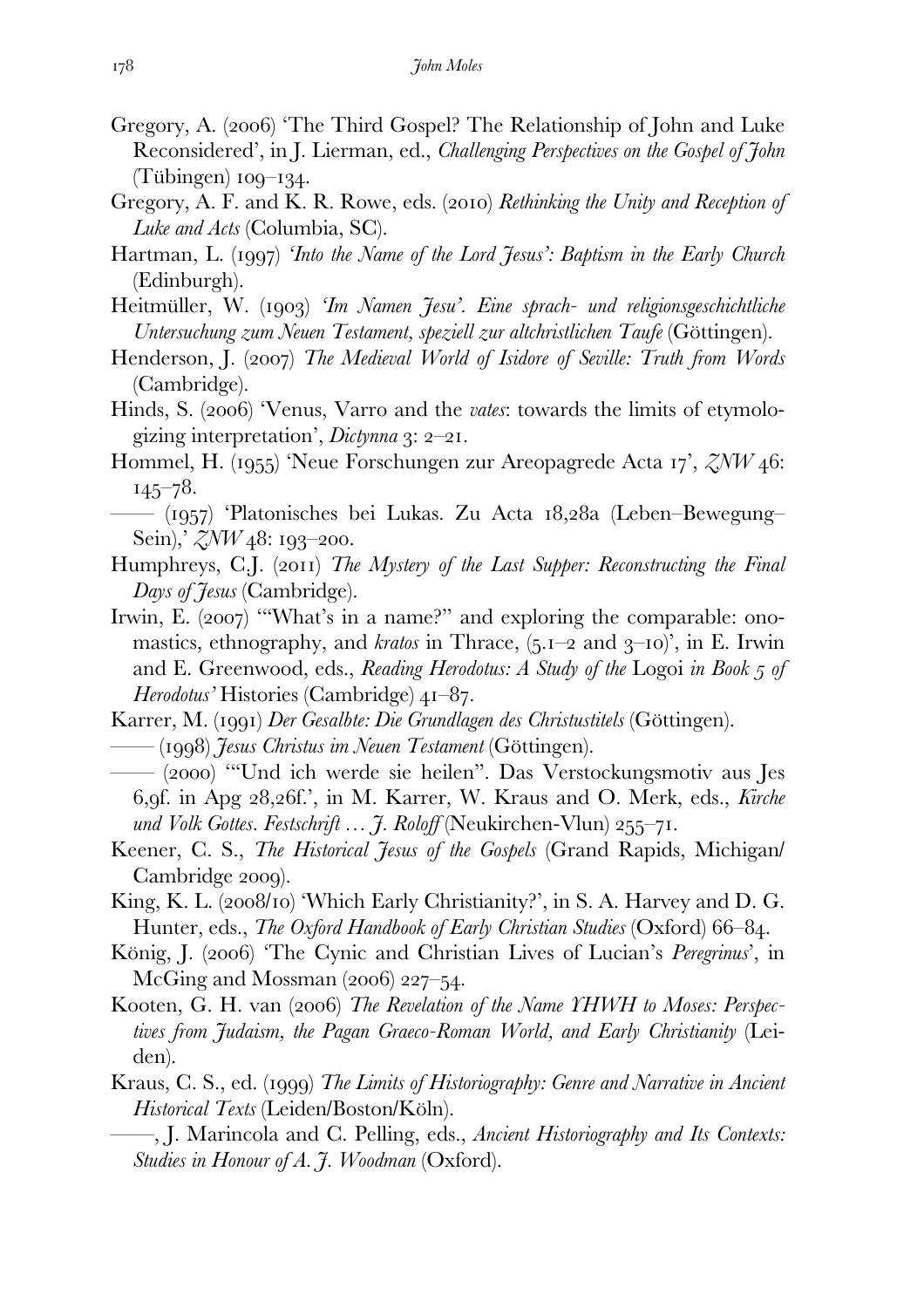Gregory, A. (2006) 'The Third Gospel? The Relationship of John and Luke Reconsidered', in J. Lierman, ed., *Challenging Perspectives on the Gospel of John* (Tübingen) 109–134.

Gregory, A. F. and K. R. Rowe, eds. (2010) *Rethinking the Unity and Reception of Luke and Acts* (Columbia, SC).

Hartman, L. (1997) *'Into the Name of the Lord Jesus': Baptism in the Early Church* (Edinburgh).

Heitmüller, W. (1903) *'Im Namen Jesu'. Eine sprach- und religionsgeschichtliche Untersuchung zum Neuen Testament, speziell zur altchristlichen Taufe* (Göttingen).

Henderson, J. (2007) *The Medieval World of Isidore of Seville: Truth from Words* (Cambridge).

Hinds, S. (2006) 'Venus, Varro and the *vates*: towards the limits of etymologizing interpretation', *Dictynna* 3: 2–21.

Hommel, H. (1955) 'Neue Forschungen zur Areopagrede Acta 17', *ZNW* 46: 145–78.

—— (1957) 'Platonisches bei Lukas. Zu Acta 18,28a (Leben–Bewegung–Sein),' *ZNW* 48: 193–200.

Humphreys, C.J. (2011) *The Mystery of the Last Supper: Reconstructing the Final Days of Jesus* (Cambridge).

Irwin, E. (2007) '"What's in a name?" and exploring the comparable: onomastics, ethnography, and *kratos* in Thrace, (5.1–2 and 3–10)', in E. Irwin and E. Greenwood, eds., *Reading Herodotus: A Study of the* Logoi *in Book 5 of Herodotus'* Histories (Cambridge) 41–87.

Karrer, M. (1991) *Der Gesalbte: Die Grundlagen des Christustitels* (Göttingen).

—— (1998) *Jesus Christus im Neuen Testament* (Göttingen).

—— (2000) '"Und ich werde sie heilen". Das Verstockungsmotiv aus Jes 6,9f. in Apg 28,26f.', in M. Karrer, W. Kraus and O. Merk, eds., *Kirche und Volk Gottes. Festschrift … J. Roloff* (Neukirchen-Vlun) 255–71.

Keener, C. S., *The Historical Jesus of the Gospels* (Grand Rapids, Michigan/ Cambridge 2009).

King, K. L. (2008/10) 'Which Early Christianity?', in S. A. Harvey and D. G. Hunter, eds., *The Oxford Handbook of Early Christian Studies* (Oxford) 66–84.

König, J. (2006) 'The Cynic and Christian Lives of Lucian's *Peregrinus*', in McGing and Mossman (2006) 227–54.

Kooten, G. H. van (2006) *The Revelation of the Name YHWH to Moses: Perspectives from Judaism, the Pagan Graeco-Roman World, and Early Christianity* (Leiden).

Kraus, C. S., ed. (1999) *The Limits of Historiography: Genre and Narrative in Ancient Historical Texts* (Leiden/Boston/Köln).

——, J. Marincola and C. Pelling, eds., *Ancient Historiography and Its Contexts: Studies in Honour of A. J. Woodman* (Oxford).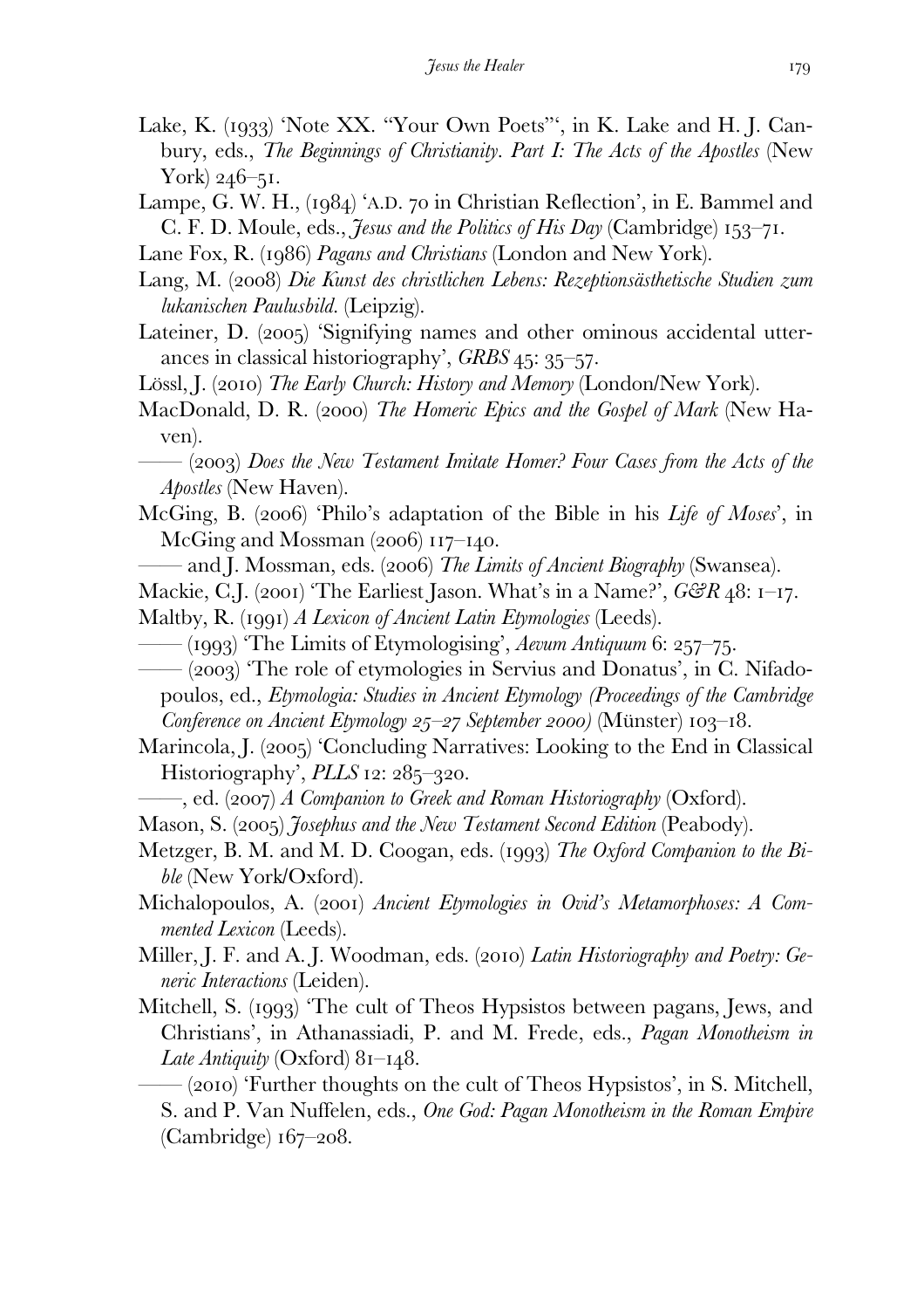Lake, K. (1933) 'Note XX. "Your Own Poets"', in K. Lake and H. J. Canbury, eds., *The Beginnings of Christianity. Part I: The Acts of the Apostles* (New York) 246–51.

Lampe, G. W. H., (1984) 'A.D. 70 in Christian Reflection', in E. Bammel and C. F. D. Moule, eds., *Jesus and the Politics of His Day* (Cambridge) 153–71.

Lane Fox, R. (1986) *Pagans and Christians* (London and New York).

Lang, M. (2008) *Die Kunst des christlichen Lebens: Rezeptionsästhetische Studien zum lukanischen Paulusbild.* (Leipzig).

Lateiner, D. (2005) 'Signifying names and other ominous accidental utterances in classical historiography', *GRBS* 45: 35–57.

Lössl, J. (2010) *The Early Church: History and Memory* (London/New York).

MacDonald, D. R. (2000) *The Homeric Epics and the Gospel of Mark* (New Haven).

—— (2003) *Does the New Testament Imitate Homer? Four Cases from the Acts of the Apostles* (New Haven).

McGing, B. (2006) 'Philo's adaptation of the Bible in his *Life of Moses*', in McGing and Mossman (2006) 117–140.

—— and J. Mossman, eds. (2006) *The Limits of Ancient Biography* (Swansea).

Mackie, C.J. (2001) 'The Earliest Jason. What's in a Name?', *G&R* 48: 1–17.

Maltby, R. (1991) *A Lexicon of Ancient Latin Etymologies* (Leeds).

—— (1993) 'The Limits of Etymologising', *Aevum Antiquum* 6: 257–75.

—— (2003) 'The role of etymologies in Servius and Donatus', in C. Nifadopoulos, ed., *Etymologia: Studies in Ancient Etymology (Proceedings of the Cambridge Conference on Ancient Etymology 25–27 September 2000)* (Münster) 103–18.

Marincola, J. (2005) 'Concluding Narratives: Looking to the End in Classical Historiography', *PLLS* 12: 285–320.

——, ed. (2007) *A Companion to Greek and Roman Historiography* (Oxford).

Mason, S. (2005) *Josephus and the New Testament Second Edition* (Peabody).

Metzger, B. M. and M. D. Coogan, eds. (1993) *The Oxford Companion to the Bible* (New York/Oxford).

Michalopoulos, A. (2001) *Ancient Etymologies in Ovid's Metamorphoses: A Commented Lexicon* (Leeds).

Miller, J. F. and A. J. Woodman, eds. (2010) *Latin Historiography and Poetry: Generic Interactions* (Leiden).

Mitchell, S. (1993) 'The cult of Theos Hypsistos between pagans, Jews, and Christians', in Athanassiadi, P. and M. Frede, eds., *Pagan Monotheism in Late Antiquity* (Oxford) 81–148.

—— (2010) 'Further thoughts on the cult of Theos Hypsistos', in S. Mitchell, S. and P. Van Nuffelen, eds., *One God: Pagan Monotheism in the Roman Empire* (Cambridge) 167–208.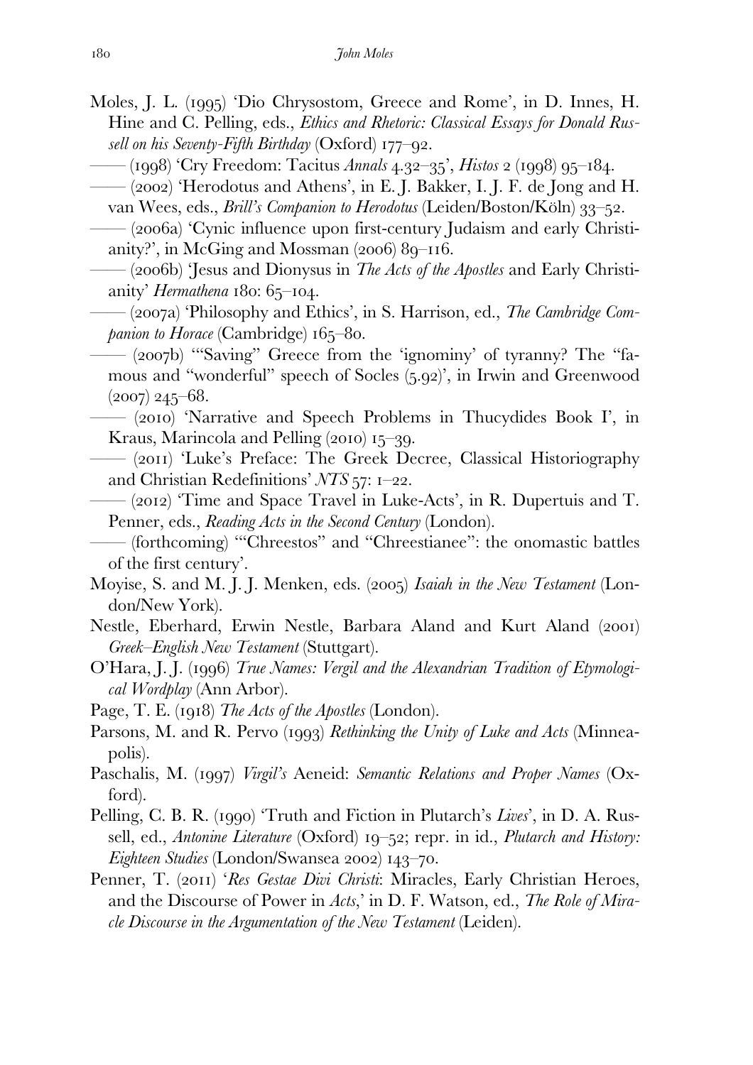Moles, J. L. (1995) 'Dio Chrysostom, Greece and Rome', in D. Innes, H. Hine and C. Pelling, eds., *Ethics and Rhetoric: Classical Essays for Donald Russell on his Seventy-Fifth Birthday* (Oxford) 177–92.

—— (1998) 'Cry Freedom: Tacitus *Annals* 4.32–35', *Histos* 2 (1998) 95–184.

—— (2002) 'Herodotus and Athens', in E. J. Bakker, I. J. F. de Jong and H. van Wees, eds., *Brill's Companion to Herodotus* (Leiden/Boston/Köln) 33–52.

—— (2006a) 'Cynic influence upon first-century Judaism and early Christianity?', in McGing and Mossman (2006) 89–116.

—— (2006b) 'Jesus and Dionysus in *The Acts of the Apostles* and Early Christianity' *Hermathena* 180: 65–104.

—— (2007a) 'Philosophy and Ethics', in S. Harrison, ed., *The Cambridge Companion to Horace* (Cambridge) 165–80.

—— (2007b) '"Saving" Greece from the 'ignominy' of tyranny? The "famous and "wonderful" speech of Socles (5.92)', in Irwin and Greenwood (2007) 245–68.

—— (2010) 'Narrative and Speech Problems in Thucydides Book I', in Kraus, Marincola and Pelling (2010) 15–39.

—— (2011) 'Luke's Preface: The Greek Decree, Classical Historiography and Christian Redefinitions' *NTS* 57: 1–22.

—— (2012) 'Time and Space Travel in Luke-Acts', in R. Dupertuis and T. Penner, eds., *Reading Acts in the Second Century* (London).

—— (forthcoming) '"Chreestos" and "Chreestianee": the onomastic battles of the first century'.

Moyise, S. and M. J. J. Menken, eds. (2005) *Isaiah in the New Testament* (London/New York).

Nestle, Eberhard, Erwin Nestle, Barbara Aland and Kurt Aland (2001) *Greek–English New Testament* (Stuttgart).

O'Hara, J. J. (1996) *True Names: Vergil and the Alexandrian Tradition of Etymological Wordplay* (Ann Arbor).

Page, T. E. (1918) *The Acts of the Apostles* (London).

Parsons, M. and R. Pervo (1993) *Rethinking the Unity of Luke and Acts* (Minneapolis).

Paschalis, M. (1997) *Virgil's* Aeneid: *Semantic Relations and Proper Names* (Oxford).

Pelling, C. B. R. (1990) 'Truth and Fiction in Plutarch's *Lives*', in D. A. Russell, ed., *Antonine Literature* (Oxford) 19–52; repr. in id., *Plutarch and History: Eighteen Studies* (London/Swansea 2002) 143–70.

Penner, T. (2011) '*Res Gestae Divi Christi*: Miracles, Early Christian Heroes, and the Discourse of Power in *Acts*,' in D. F. Watson, ed., *The Role of Miracle Discourse in the Argumentation of the New Testament* (Leiden).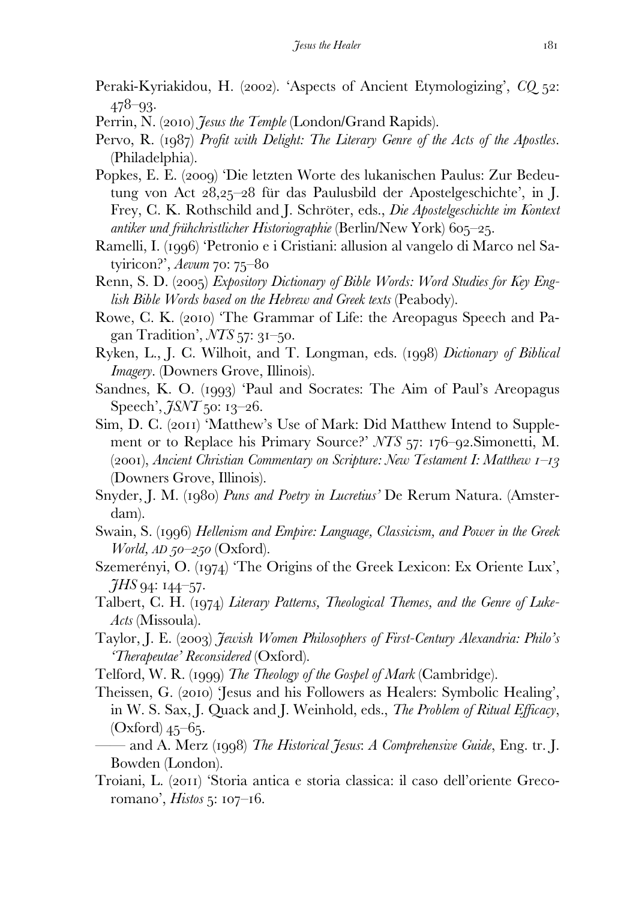Peraki-Kyriakidou, H. (2002). 'Aspects of Ancient Etymologizing', *CQ* 52: 478–93.

Perrin, N. (2010) *Jesus the Temple* (London/Grand Rapids).

Pervo, R. (1987) *Profit with Delight: The Literary Genre of the Acts of the Apostles*. (Philadelphia).

Popkes, E. E. (2009) 'Die letzten Worte des lukanischen Paulus: Zur Bedeutung von Act 28,25–28 für das Paulusbild der Apostelgeschichte', in J. Frey, C. K. Rothschild and J. Schröter, eds., *Die Apostelgeschichte im Kontext antiker und frühchristlicher Historiographie* (Berlin/New York) 605–25.

Ramelli, I. (1996) 'Petronio e i Cristiani: allusion al vangelo di Marco nel Satyiricon?', *Aevum* 70: 75–80

Renn, S. D. (2005) *Expository Dictionary of Bible Words: Word Studies for Key English Bible Words based on the Hebrew and Greek texts* (Peabody).

Rowe, C. K. (2010) 'The Grammar of Life: the Areopagus Speech and Pagan Tradition', *NTS* 57: 31–50.

Ryken, L., J. C. Wilhoit, and T. Longman, eds. (1998) *Dictionary of Biblical Imagery*. (Downers Grove, Illinois).

Sandnes, K. O. (1993) 'Paul and Socrates: The Aim of Paul's Areopagus Speech', *JSNT* 50: 13–26.

Sim, D. C. (2011) 'Matthew's Use of Mark: Did Matthew Intend to Supplement or to Replace his Primary Source?' *NTS* 57: 176–92.Simonetti, M. (2001), *Ancient Christian Commentary on Scripture: New Testament I: Matthew 1–13* (Downers Grove, Illinois).

Snyder, J. M. (1980) *Puns and Poetry in Lucretius'* De Rerum Natura. (Amsterdam).

Swain, S. (1996) *Hellenism and Empire: Language, Classicism, and Power in the Greek World, AD 50–250* (Oxford).

Szemerényi, O. (1974) 'The Origins of the Greek Lexicon: Ex Oriente Lux', *JHS* 94: 144–57.

Talbert, C. H. (1974) *Literary Patterns, Theological Themes, and the Genre of Luke-Acts* (Missoula).

Taylor, J. E. (2003) *Jewish Women Philosophers of First-Century Alexandria: Philo's 'Therapeutae' Reconsidered* (Oxford).

Telford, W. R. (1999) *The Theology of the Gospel of Mark* (Cambridge).

Theissen, G. (2010) 'Jesus and his Followers as Healers: Symbolic Healing', in W. S. Sax, J. Quack and J. Weinhold, eds., *The Problem of Ritual Efficacy*, (Oxford) 45–65.

—— and A. Merz (1998) *The Historical Jesus*: *A Comprehensive Guide*, Eng. tr. J. Bowden (London).

Troiani, L. (2011) 'Storia antica e storia classica: il caso dell'oriente Grecoromano', *Histos* 5: 107–16.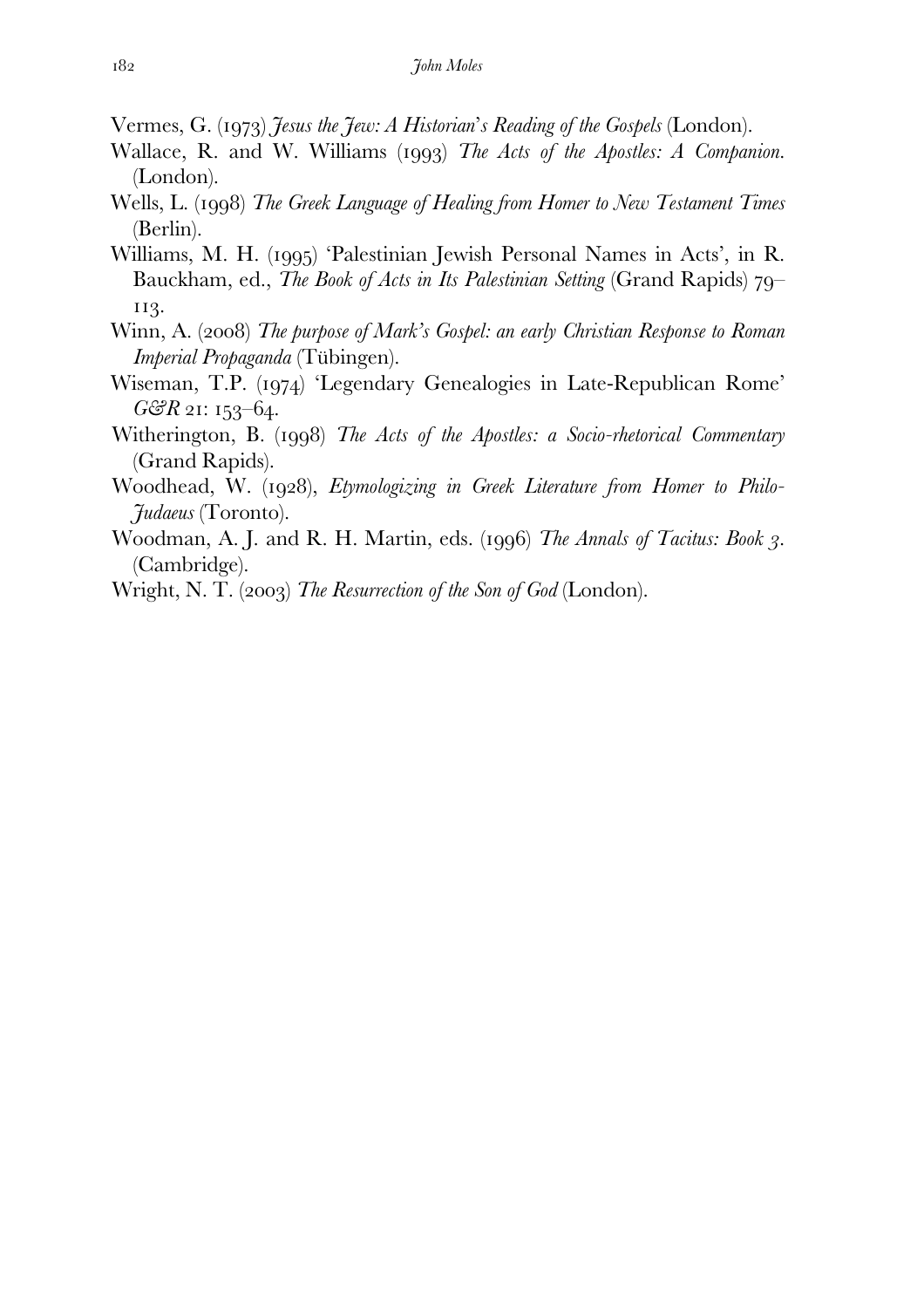Vermes, G. (1973) *Jesus the Jew: A Historian's Reading of the Gospels* (London).

Wallace, R. and W. Williams (1993) *The Acts of the Apostles: A Companion.* (London).

Wells, L. (1998) *The Greek Language of Healing from Homer to New Testament Times* (Berlin).

Williams, M. H. (1995) 'Palestinian Jewish Personal Names in Acts', in R. Bauckham, ed., *The Book of Acts in Its Palestinian Setting* (Grand Rapids) 79–113.

Winn, A. (2008) *The purpose of Mark's Gospel: an early Christian Response to Roman Imperial Propaganda* (Tübingen).

Wiseman, T.P. (1974) 'Legendary Genealogies in Late-Republican Rome' *G&R* 21: 153–64.

Witherington, B. (1998) *The Acts of the Apostles: a Socio-rhetorical Commentary* (Grand Rapids).

Woodhead, W. (1928), *Etymologizing in Greek Literature from Homer to Philo-Judaeus* (Toronto).

Woodman, A. J. and R. H. Martin, eds. (1996) *The Annals of Tacitus: Book 3*. (Cambridge).

Wright, N. T. (2003) *The Resurrection of the Son of God* (London).